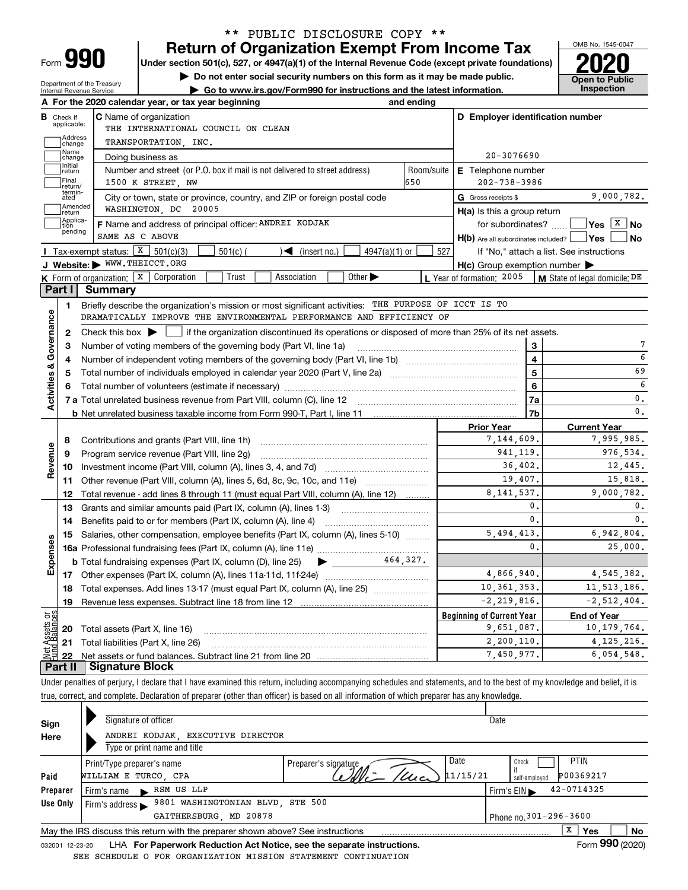** PUBLIC DISCLOSURE COPY **

# Form 990 — Return of Organization Exempt From Income Tax (2020)

Under section 501(c), 527, or 4947(a)(1) of the Internal Revenue Code (except private foundations)

▶ Do not enter social security numbers on this form as it may be made public.

▶ Go to www.irs.gov/Form990 for instructions and the latest information.

Department of the Treasury, Internal Revenue Service

OMB No. 1545-0047 — Open to Public Inspection

**A** For the 2020 calendar year, or tax year beginning and ending

**B** Check if applicable: Address change, Name change, Initial return, Final return/terminated, Amended return, Application pending

**C** Name of organization: THE INTERNATIONAL COUNCIL ON CLEAN TRANSPORTATION, INC.

Doing business as

Number and street (or P.O. box if mail is not delivered to street address): 1500 K STREET, NW — Room/suite: 650

City or town, state or province, country, and ZIP or foreign postal code: WASHINGTON, DC 20005

**D** Employer identification number: 20-3076690

**E** Telephone number: 202-738-3986

**G** Gross receipts $ 9,000,782.

**F** Name and address of principal officer: ANDREI KODJAK, SAME AS C ABOVE

**H(a)** Is this a group return for subordinates? Yes [ ] No [X]

**H(b)** Are all subordinates included? Yes [ ] No [ ] — If "No," attach a list. See instructions

**H(c)** Group exemption number ▶

**I** Tax-exempt status: [X] 501(c)(3) [ ] 501(c) ( ) ◀ (insert no.) [ ] 4947(a)(1) or [ ] 527

**J** Website: ▶ WWW.THEICCT.ORG

**K** Form of organization: [X] Corporation [ ] Trust [ ] Association [ ] Other ▶

**L** Year of formation: 2005 **M** State of legal domicile: DE

## Part I Summary

### Activities & Governance

1. Briefly describe the organization's mission or most significant activities: THE PURPOSE OF ICCT IS TO DRAMATICALLY IMPROVE THE ENVIRONMENTAL PERFORMANCE AND EFFICIENCY OF
2. Check this box ▶ [ ] if the organization discontinued its operations or disposed of more than 25% of its net assets.

| Line | Description | | Value |
|---|---|---|---|
| 3 | Number of voting members of the governing body (Part VI, line 1a) | 3 | 7 |
| 4 | Number of independent voting members of the governing body (Part VI, line 1b) | 4 | 6 |
| 5 | Total number of individuals employed in calendar year 2020 (Part V, line 2a) | 5 | 69 |
| 6 | Total number of volunteers (estimate if necessary) | 6 | 6 |
| 7a | Total unrelated business revenue from Part VIII, column (C), line 12 | 7a | 0. |
| 7b | Net unrelated business taxable income from Form 990-T, Part I, line 11 | 7b | 0. |

### Revenue, Expenses, Net Assets

| Line | Description | Prior Year | Current Year |
|---|---|---|---|
| 8 | Contributions and grants (Part VIII, line 1h) | 7,144,609. | 7,995,985. |
| 9 | Program service revenue (Part VIII, line 2g) | 941,119. | 976,534. |
| 10 | Investment income (Part VIII, column (A), lines 3, 4, and 7d) | 36,402. | 12,445. |
| 11 | Other revenue (Part VIII, column (A), lines 5, 6d, 8c, 9c, 10c, and 11e) | 19,407. | 15,818. |
| 12 | Total revenue - add lines 8 through 11 (must equal Part VIII, column (A), line 12) | 8,141,537. | 9,000,782. |
| 13 | Grants and similar amounts paid (Part IX, column (A), lines 1-3) | 0. | 0. |
| 14 | Benefits paid to or for members (Part IX, column (A), line 4) | 0. | 0. |
| 15 | Salaries, other compensation, employee benefits (Part IX, column (A), lines 5-10) | 5,494,413. | 6,942,804. |
| 16a | Professional fundraising fees (Part IX, column (A), line 11e) | 0. | 25,000. |
| b | Total fundraising expenses (Part IX, column (D), line 25) ▶ 464,327. | | |
| 17 | Other expenses (Part IX, column (A), lines 11a-11d, 11f-24e) | 4,866,940. | 4,545,382. |
| 18 | Total expenses. Add lines 13-17 (must equal Part IX, column (A), line 25) | 10,361,353. | 11,513,186. |
| 19 | Revenue less expenses. Subtract line 18 from line 12 | -2,219,816. | -2,512,404. |

| Line | Description | Beginning of Current Year | End of Year |
|---|---|---|---|
| 20 | Total assets (Part X, line 16) | 9,651,087. | 10,179,764. |
| 21 | Total liabilities (Part X, line 26) | 2,200,110. | 4,125,216. |
| 22 | Net assets or fund balances. Subtract line 21 from line 20 | 7,450,977. | 6,054,548. |

## Part II Signature Block

Under penalties of perjury, I declare that I have examined this return, including accompanying schedules and statements, and to the best of my knowledge and belief, it is true, correct, and complete. Declaration of preparer (other than officer) is based on all information of which preparer has any knowledge.

**Sign Here**

Signature of officer — Date

ANDREI KODJAK, EXECUTIVE DIRECTOR

Type or print name and title

**Paid Preparer Use Only**

| Print/Type preparer's name | Preparer's signature | Date | Check if self-employed | PTIN |
|---|---|---|---|---|
| WILLIAM E TURCO, CPA | | 11/15/21 | [ ] | P00369217 |

Firm's name ▶ RSM US LLP — Firm's EIN ▶ 42-0714325

Firm's address ▶ 9801 WASHINGTONIAN BLVD, STE 500, GAITHERSBURG, MD 20878 — Phone no. 301-296-3600

May the IRS discuss this return with the preparer shown above? See instructions [X] Yes [ ] No

032001 12-23-20 LHA For Paperwork Reduction Act Notice, see the separate instructions. Form **990** (2020)

SEE SCHEDULE O FOR ORGANIZATION MISSION STATEMENT CONTINUATION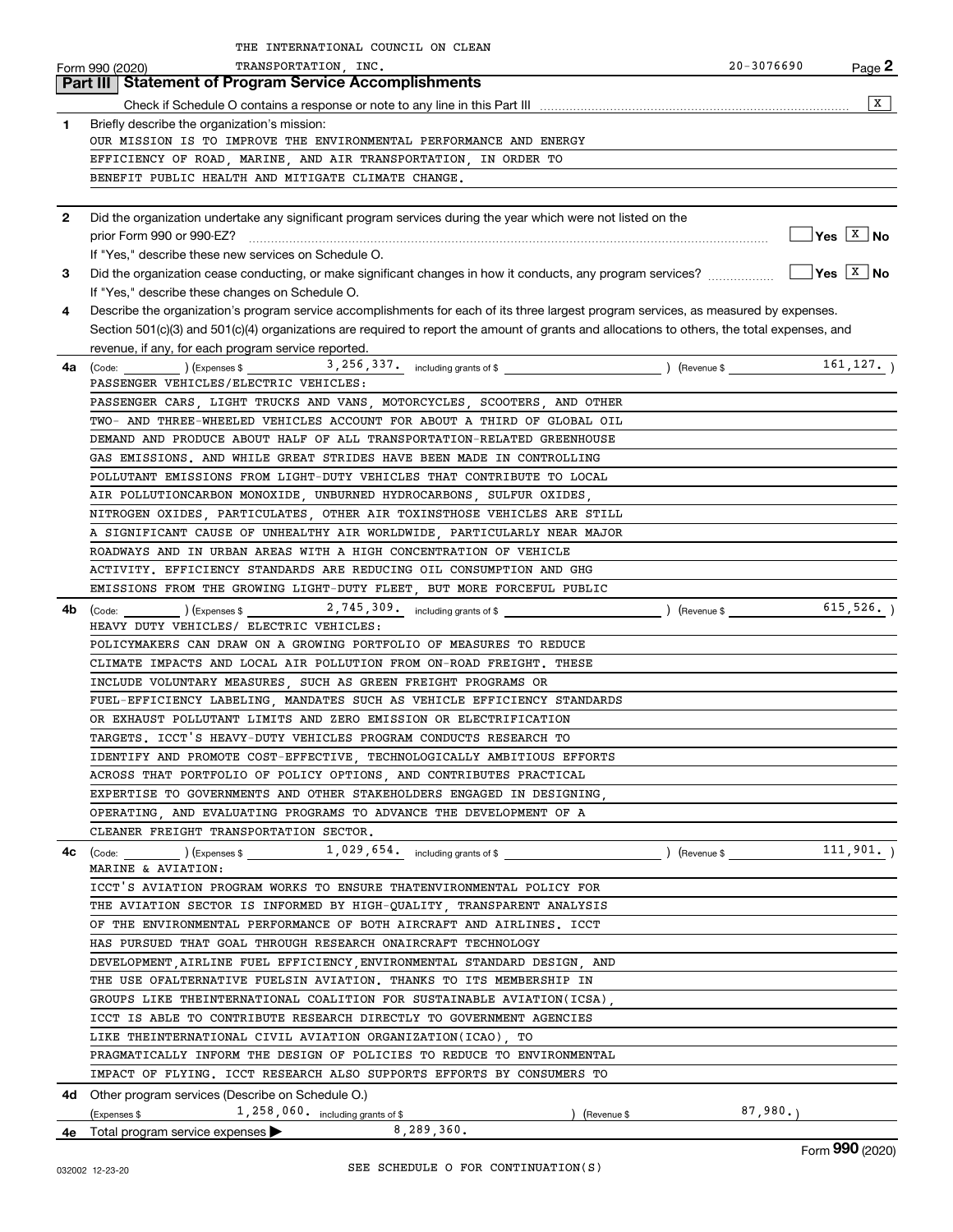THE INTERNATIONAL COUNCIL ON CLEAN TRANSPORTATION, INC. 20-3076690

Form 990 (2020) Page **2**

## Part III Statement of Program Service Accomplishments

Check if Schedule O contains a response or note to any line in this Part III .......... [X]

**1** Briefly describe the organization's mission:

OUR MISSION IS TO IMPROVE THE ENVIRONMENTAL PERFORMANCE AND ENERGY EFFICIENCY OF ROAD, MARINE, AND AIR TRANSPORTATION, IN ORDER TO BENEFIT PUBLIC HEALTH AND MITIGATE CLIMATE CHANGE.

**2** Did the organization undertake any significant program services during the year which were not listed on the prior Form 990 or 990-EZ? .......... [ ] Yes [X] No

If "Yes," describe these new services on Schedule O.

**3** Did the organization cease conducting, or make significant changes in how it conducts, any program services? .......... [ ] Yes [X] No

If "Yes," describe these changes on Schedule O.

**4** Describe the organization's program service accomplishments for each of its three largest program services, as measured by expenses. Section 501(c)(3) and 501(c)(4) organizations are required to report the amount of grants and allocations to others, the total expenses, and revenue, if any, for each program service reported.

**4a** (Code: ) (Expenses $ 3,256,337. including grants of $ ) (Revenue $ 161,127. )

PASSENGER VEHICLES/ELECTRIC VEHICLES:
PASSENGER CARS, LIGHT TRUCKS AND VANS, MOTORCYCLES, SCOOTERS, AND OTHER TWO- AND THREE-WHEELED VEHICLES ACCOUNT FOR ABOUT A THIRD OF GLOBAL OIL DEMAND AND PRODUCE ABOUT HALF OF ALL TRANSPORTATION-RELATED GREENHOUSE GAS EMISSIONS. AND WHILE GREAT STRIDES HAVE BEEN MADE IN CONTROLLING POLLUTANT EMISSIONS FROM LIGHT-DUTY VEHICLES THAT CONTRIBUTE TO LOCAL AIR POLLUTIONCARBON MONOXIDE, UNBURNED HYDROCARBONS, SULFUR OXIDES, NITROGEN OXIDES, PARTICULATES, OTHER AIR TOXINSTHOSE VEHICLES ARE STILL A SIGNIFICANT CAUSE OF UNHEALTHY AIR WORLDWIDE, PARTICULARLY NEAR MAJOR ROADWAYS AND IN URBAN AREAS WITH A HIGH CONCENTRATION OF VEHICLE ACTIVITY. EFFICIENCY STANDARDS ARE REDUCING OIL CONSUMPTION AND GHG EMISSIONS FROM THE GROWING LIGHT-DUTY FLEET, BUT MORE FORCEFUL PUBLIC

**4b** (Code: ) (Expenses $ 2,745,309. including grants of $ ) (Revenue $ 615,526. )

HEAVY DUTY VEHICLES/ ELECTRIC VEHICLES:
POLICYMAKERS CAN DRAW ON A GROWING PORTFOLIO OF MEASURES TO REDUCE CLIMATE IMPACTS AND LOCAL AIR POLLUTION FROM ON-ROAD FREIGHT. THESE INCLUDE VOLUNTARY MEASURES, SUCH AS GREEN FREIGHT PROGRAMS OR FUEL-EFFICIENCY LABELING, MANDATES SUCH AS VEHICLE EFFICIENCY STANDARDS OR EXHAUST POLLUTANT LIMITS AND ZERO EMISSION OR ELECTRIFICATION TARGETS. ICCT'S HEAVY-DUTY VEHICLES PROGRAM CONDUCTS RESEARCH TO IDENTIFY AND PROMOTE COST-EFFECTIVE, TECHNOLOGICALLY AMBITIOUS EFFORTS ACROSS THAT PORTFOLIO OF POLICY OPTIONS, AND CONTRIBUTES PRACTICAL EXPERTISE TO GOVERNMENTS AND OTHER STAKEHOLDERS ENGAGED IN DESIGNING, OPERATING, AND EVALUATING PROGRAMS TO ADVANCE THE DEVELOPMENT OF A CLEANER FREIGHT TRANSPORTATION SECTOR.

**4c** (Code: ) (Expenses $ 1,029,654. including grants of $ ) (Revenue $ 111,901. )

MARINE & AVIATION:
ICCT'S AVIATION PROGRAM WORKS TO ENSURE THATENVIRONMENTAL POLICY FOR THE AVIATION SECTOR IS INFORMED BY HIGH-QUALITY, TRANSPARENT ANALYSIS OF THE ENVIRONMENTAL PERFORMANCE OF BOTH AIRCRAFT AND AIRLINES. ICCT HAS PURSUED THAT GOAL THROUGH RESEARCH ONAIRCRAFT TECHNOLOGY DEVELOPMENT,AIRLINE FUEL EFFICIENCY,ENVIRONMENTAL STANDARD DESIGN, AND THE USE OFALTERNATIVE FUELSIN AVIATION. THANKS TO ITS MEMBERSHIP IN GROUPS LIKE THEINTERNATIONAL COALITION FOR SUSTAINABLE AVIATION(ICSA), ICCT IS ABLE TO CONTRIBUTE RESEARCH DIRECTLY TO GOVERNMENT AGENCIES LIKE THEINTERNATIONAL CIVIL AVIATION ORGANIZATION(ICAO), TO PRAGMATICALLY INFORM THE DESIGN OF POLICIES TO REDUCE TO ENVIRONMENTAL IMPACT OF FLYING. ICCT RESEARCH ALSO SUPPORTS EFFORTS BY CONSUMERS TO

**4d** Other program services (Describe on Schedule O.)

(Expenses $ 1,258,060. including grants of $ ) (Revenue $ 87,980.)

**4e** Total program service expenses ▶ 8,289,360.

SEE SCHEDULE O FOR CONTINUATION(S)

Form **990** (2020)

032002 12-23-20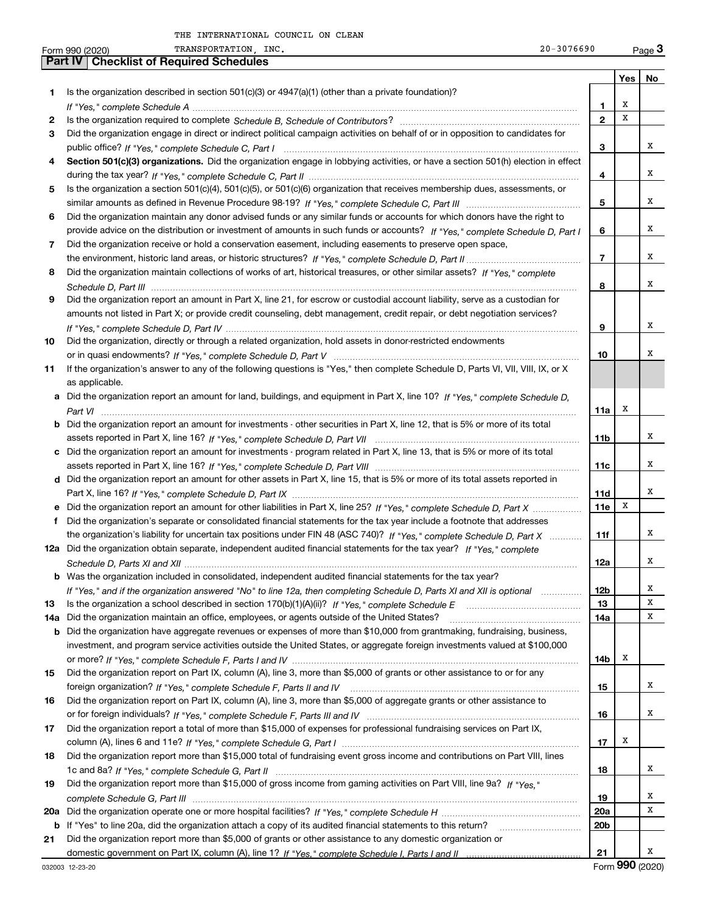THE INTERNATIONAL COUNCIL ON CLEAN TRANSPORTATION, INC. 20-3076690

Form 990 (2020) Page **3**

## Part IV | Checklist of Required Schedules

| | | | Yes | No |
|---|---|---|---|---|
| 1 | Is the organization described in section 501(c)(3) or 4947(a)(1) (other than a private foundation)? *If "Yes," complete Schedule A* | 1 | X | |
| 2 | Is the organization required to complete *Schedule B, Schedule of Contributors*? | 2 | X | |
| 3 | Did the organization engage in direct or indirect political campaign activities on behalf of or in opposition to candidates for public office? *If "Yes," complete Schedule C, Part I* | 3 | | X |
| 4 | **Section 501(c)(3) organizations.** Did the organization engage in lobbying activities, or have a section 501(h) election in effect during the tax year? *If "Yes," complete Schedule C, Part II* | 4 | | X |
| 5 | Is the organization a section 501(c)(4), 501(c)(5), or 501(c)(6) organization that receives membership dues, assessments, or similar amounts as defined in Revenue Procedure 98-19? *If "Yes," complete Schedule C, Part III* | 5 | | X |
| 6 | Did the organization maintain any donor advised funds or any similar funds or accounts for which donors have the right to provide advice on the distribution or investment of amounts in such funds or accounts? *If "Yes," complete Schedule D, Part I* | 6 | | X |
| 7 | Did the organization receive or hold a conservation easement, including easements to preserve open space, the environment, historic land areas, or historic structures? *If "Yes," complete Schedule D, Part II* | 7 | | X |
| 8 | Did the organization maintain collections of works of art, historical treasures, or other similar assets? *If "Yes," complete Schedule D, Part III* | 8 | | X |
| 9 | Did the organization report an amount in Part X, line 21, for escrow or custodial account liability, serve as a custodian for amounts not listed in Part X; or provide credit counseling, debt management, credit repair, or debt negotiation services? *If "Yes," complete Schedule D, Part IV* | 9 | | X |
| 10 | Did the organization, directly or through a related organization, hold assets in donor-restricted endowments or in quasi endowments? *If "Yes," complete Schedule D, Part V* | 10 | | X |
| 11 | If the organization's answer to any of the following questions is "Yes," then complete Schedule D, Parts VI, VII, VIII, IX, or X as applicable. | | | |
| a | Did the organization report an amount for land, buildings, and equipment in Part X, line 10? *If "Yes," complete Schedule D, Part VI* | 11a | X | |
| b | Did the organization report an amount for investments - other securities in Part X, line 12, that is 5% or more of its total assets reported in Part X, line 16? *If "Yes," complete Schedule D, Part VII* | 11b | | X |
| c | Did the organization report an amount for investments - program related in Part X, line 13, that is 5% or more of its total assets reported in Part X, line 16? *If "Yes," complete Schedule D, Part VIII* | 11c | | X |
| d | Did the organization report an amount for other assets in Part X, line 15, that is 5% or more of its total assets reported in Part X, line 16? *If "Yes," complete Schedule D, Part IX* | 11d | | X |
| e | Did the organization report an amount for other liabilities in Part X, line 25? *If "Yes," complete Schedule D, Part X* | 11e | X | |
| f | Did the organization's separate or consolidated financial statements for the tax year include a footnote that addresses the organization's liability for uncertain tax positions under FIN 48 (ASC 740)? *If "Yes," complete Schedule D, Part X* | 11f | | X |
| 12a | Did the organization obtain separate, independent audited financial statements for the tax year? *If "Yes," complete Schedule D, Parts XI and XII* | 12a | | X |
| b | Was the organization included in consolidated, independent audited financial statements for the tax year? *If "Yes," and if the organization answered "No" to line 12a, then completing Schedule D, Parts XI and XII is optional* | 12b | | X |
| 13 | Is the organization a school described in section 170(b)(1)(A)(ii)? *If "Yes," complete Schedule E* | 13 | | X |
| 14a | Did the organization maintain an office, employees, or agents outside of the United States? | 14a | | X |
| b | Did the organization have aggregate revenues or expenses of more than $10,000 from grantmaking, fundraising, business, investment, and program service activities outside the United States, or aggregate foreign investments valued at $100,000 or more? *If "Yes," complete Schedule F, Parts I and IV* | 14b | X | |
| 15 | Did the organization report on Part IX, column (A), line 3, more than $5,000 of grants or other assistance to or for any foreign organization? *If "Yes," complete Schedule F, Parts II and IV* | 15 | | X |
| 16 | Did the organization report on Part IX, column (A), line 3, more than $5,000 of aggregate grants or other assistance to or for foreign individuals? *If "Yes," complete Schedule F, Parts III and IV* | 16 | | X |
| 17 | Did the organization report a total of more than $15,000 of expenses for professional fundraising services on Part IX, column (A), lines 6 and 11e? *If "Yes," complete Schedule G, Part I* | 17 | X | |
| 18 | Did the organization report more than $15,000 total of fundraising event gross income and contributions on Part VIII, lines 1c and 8a? *If "Yes," complete Schedule G, Part II* | 18 | | X |
| 19 | Did the organization report more than $15,000 of gross income from gaming activities on Part VIII, line 9a? *If "Yes," complete Schedule G, Part III* | 19 | | X |
| 20a | Did the organization operate one or more hospital facilities? *If "Yes," complete Schedule H* | 20a | | X |
| b | If "Yes" to line 20a, did the organization attach a copy of its audited financial statements to this return? | 20b | | |
| 21 | Did the organization report more than $5,000 of grants or other assistance to any domestic organization or domestic government on Part IX, column (A), line 1? *If "Yes," complete Schedule I, Parts I and II* | 21 | | X |

032003 12-23-20 Form **990** (2020)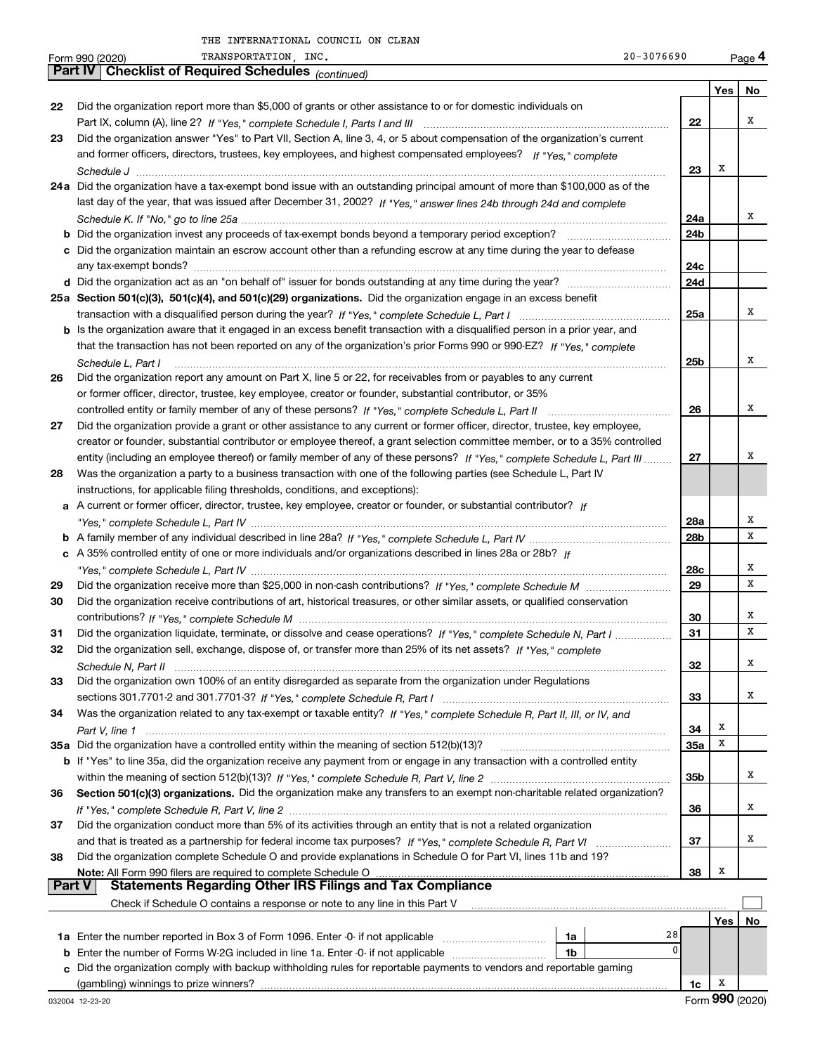THE INTERNATIONAL COUNCIL ON CLEAN TRANSPORTATION, INC. 20-3076690

Form 990 (2020) Page **4**

## Part IV Checklist of Required Schedules *(continued)*

| | | | Yes | No |
|---|---|---|---|---|
| 22 | Did the organization report more than $5,000 of grants or other assistance to or for domestic individuals on Part IX, column (A), line 2? *If "Yes," complete Schedule I, Parts I and III* | 22 | | X |
| 23 | Did the organization answer "Yes" to Part VII, Section A, line 3, 4, or 5 about compensation of the organization's current and former officers, directors, trustees, key employees, and highest compensated employees? *If "Yes," complete Schedule J* | 23 | X | |
| 24a | Did the organization have a tax-exempt bond issue with an outstanding principal amount of more than $100,000 as of the last day of the year, that was issued after December 31, 2002? *If "Yes," answer lines 24b through 24d and complete Schedule K. If "No," go to line 25a* | 24a | | X |
| b | Did the organization invest any proceeds of tax-exempt bonds beyond a temporary period exception? | 24b | | |
| c | Did the organization maintain an escrow account other than a refunding escrow at any time during the year to defease any tax-exempt bonds? | 24c | | |
| d | Did the organization act as an "on behalf of" issuer for bonds outstanding at any time during the year? | 24d | | |
| 25a | **Section 501(c)(3), 501(c)(4), and 501(c)(29) organizations.** Did the organization engage in an excess benefit transaction with a disqualified person during the year? *If "Yes," complete Schedule L, Part I* | 25a | | X |
| b | Is the organization aware that it engaged in an excess benefit transaction with a disqualified person in a prior year, and that the transaction has not been reported on any of the organization's prior Forms 990 or 990-EZ? *If "Yes," complete Schedule L, Part I* | 25b | | X |
| 26 | Did the organization report any amount on Part X, line 5 or 22, for receivables from or payables to any current or former officer, director, trustee, key employee, creator or founder, substantial contributor, or 35% controlled entity or family member of any of these persons? *If "Yes," complete Schedule L, Part II* | 26 | | X |
| 27 | Did the organization provide a grant or other assistance to any current or former officer, director, trustee, key employee, creator or founder, substantial contributor or employee thereof, a grant selection committee member, or to a 35% controlled entity (including an employee thereof) or family member of any of these persons? *If "Yes," complete Schedule L, Part III* | 27 | | X |
| 28 | Was the organization a party to a business transaction with one of the following parties (see Schedule L, Part IV instructions, for applicable filing thresholds, conditions, and exceptions): | | | |
| a | A current or former officer, director, trustee, key employee, creator or founder, or substantial contributor? *If "Yes," complete Schedule L, Part IV* | 28a | | X |
| b | A family member of any individual described in line 28a? *If "Yes," complete Schedule L, Part IV* | 28b | | X |
| c | A 35% controlled entity of one or more individuals and/or organizations described in lines 28a or 28b? *If "Yes," complete Schedule L, Part IV* | 28c | | X |
| 29 | Did the organization receive more than $25,000 in non-cash contributions? *If "Yes," complete Schedule M* | 29 | | X |
| 30 | Did the organization receive contributions of art, historical treasures, or other similar assets, or qualified conservation contributions? *If "Yes," complete Schedule M* | 30 | | X |
| 31 | Did the organization liquidate, terminate, or dissolve and cease operations? *If "Yes," complete Schedule N, Part I* | 31 | | X |
| 32 | Did the organization sell, exchange, dispose of, or transfer more than 25% of its net assets? *If "Yes," complete Schedule N, Part II* | 32 | | X |
| 33 | Did the organization own 100% of an entity disregarded as separate from the organization under Regulations sections 301.7701-2 and 301.7701-3? *If "Yes," complete Schedule R, Part I* | 33 | | X |
| 34 | Was the organization related to any tax-exempt or taxable entity? *If "Yes," complete Schedule R, Part II, III, or IV, and Part V, line 1* | 34 | X | |
| 35a | Did the organization have a controlled entity within the meaning of section 512(b)(13)? | 35a | X | |
| b | If "Yes" to line 35a, did the organization receive any payment from or engage in any transaction with a controlled entity within the meaning of section 512(b)(13)? *If "Yes," complete Schedule R, Part V, line 2* | 35b | | X |
| 36 | **Section 501(c)(3) organizations.** Did the organization make any transfers to an exempt non-charitable related organization? *If "Yes," complete Schedule R, Part V, line 2* | 36 | | X |
| 37 | Did the organization conduct more than 5% of its activities through an entity that is not a related organization and that is treated as a partnership for federal income tax purposes? *If "Yes," complete Schedule R, Part VI* | 37 | | X |
| 38 | Did the organization complete Schedule O and provide explanations in Schedule O for Part VI, lines 11b and 19? **Note:** All Form 990 filers are required to complete Schedule O | 38 | X | |

## Part V Statements Regarding Other IRS Filings and Tax Compliance

Check if Schedule O contains a response or note to any line in this Part V ☐

| | | | | | Yes | No |
|---|---|---|---|---|---|---|
| 1a | Enter the number reported in Box 3 of Form 1096. Enter -0- if not applicable | 1a | 28 | | | |
| b | Enter the number of Forms W-2G included in line 1a. Enter -0- if not applicable | 1b | 0 | | | |
| c | Did the organization comply with backup withholding rules for reportable payments to vendors and reportable gaming (gambling) winnings to prize winners? | | | 1c | X | |

032004 12-23-20 Form **990** (2020)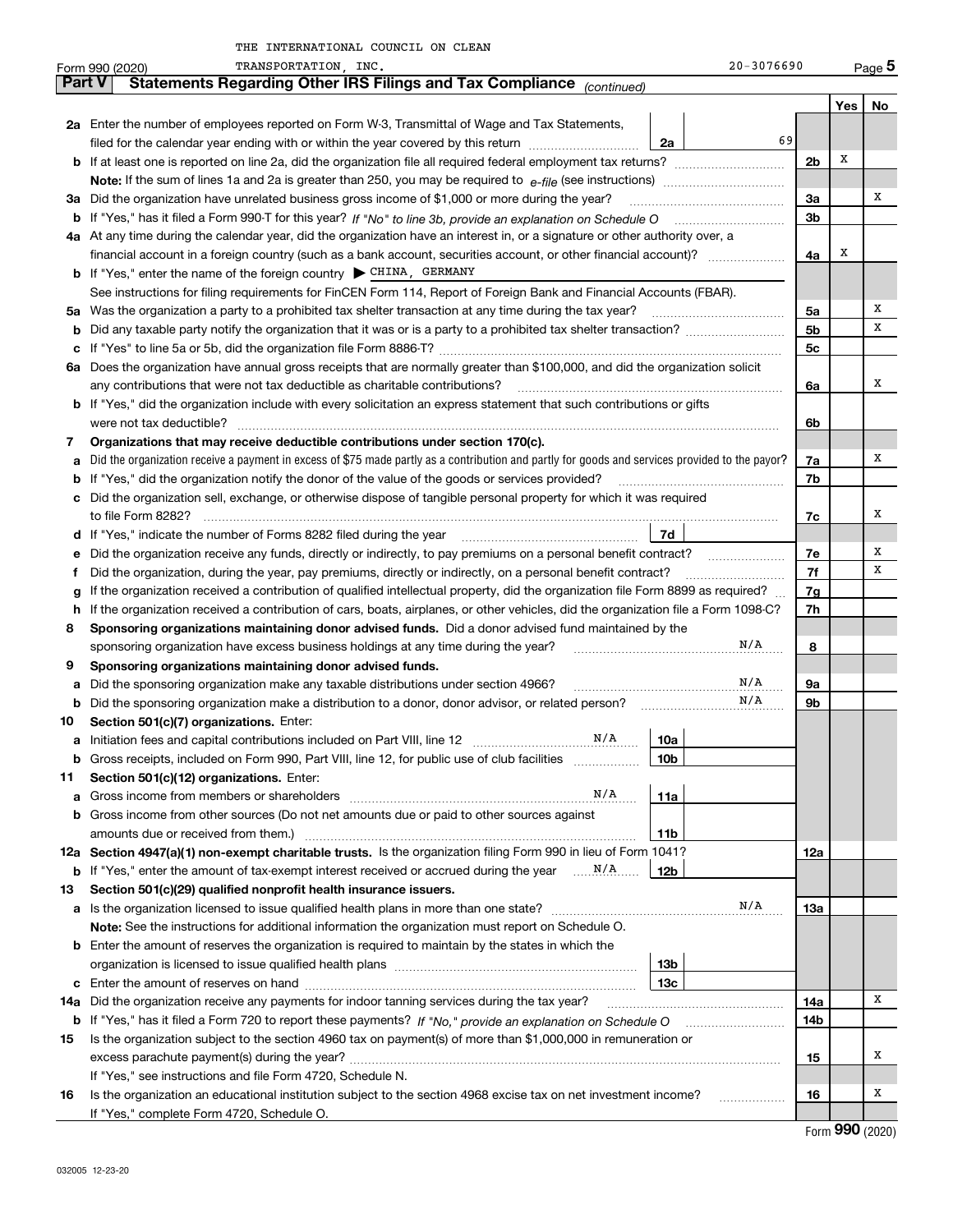THE INTERNATIONAL COUNCIL ON CLEAN TRANSPORTATION, INC.

Form 990 (2020) 20-3076690 Page **5**

## Part V Statements Regarding Other IRS Filings and Tax Compliance *(continued)*

| | | | | | Yes | No |
|---|---|---|---|---|---|---|
| **2a** | Enter the number of employees reported on Form W-3, Transmittal of Wage and Tax Statements, filed for the calendar year ending with or within the year covered by this return | 2a | 69 | | | |
| **b** | If at least one is reported on line 2a, did the organization file all required federal employment tax returns? | | | 2b | X | |
| | **Note:** If the sum of lines 1a and 2a is greater than 250, you may be required to *e-file* (see instructions) | | | | | |
| **3a** | Did the organization have unrelated business gross income of $1,000 or more during the year? | | | 3a | | X |
| **b** | If "Yes," has it filed a Form 990-T for this year? *If "No" to line 3b, provide an explanation on Schedule O* | | | 3b | | |
| **4a** | At any time during the calendar year, did the organization have an interest in, or a signature or other authority over, a financial account in a foreign country (such as a bank account, securities account, or other financial account)? | | | 4a | X | |
| **b** | If "Yes," enter the name of the foreign country ▶ CHINA, GERMANY | | | | | |
| | See instructions for filing requirements for FinCEN Form 114, Report of Foreign Bank and Financial Accounts (FBAR). | | | | | |
| **5a** | Was the organization a party to a prohibited tax shelter transaction at any time during the tax year? | | | 5a | | X |
| **b** | Did any taxable party notify the organization that it was or is a party to a prohibited tax shelter transaction? | | | 5b | | X |
| **c** | If "Yes" to line 5a or 5b, did the organization file Form 8886-T? | | | 5c | | |
| **6a** | Does the organization have annual gross receipts that are normally greater than $100,000, and did the organization solicit any contributions that were not tax deductible as charitable contributions? | | | 6a | | X |
| **b** | If "Yes," did the organization include with every solicitation an express statement that such contributions or gifts were not tax deductible? | | | 6b | | |
| **7** | **Organizations that may receive deductible contributions under section 170(c).** | | | | | |
| **a** | Did the organization receive a payment in excess of $75 made partly as a contribution and partly for goods and services provided to the payor? | | | 7a | | X |
| **b** | If "Yes," did the organization notify the donor of the value of the goods or services provided? | | | 7b | | |
| **c** | Did the organization sell, exchange, or otherwise dispose of tangible personal property for which it was required to file Form 8282? | | | 7c | | X |
| **d** | If "Yes," indicate the number of Forms 8282 filed during the year | 7d | | | | |
| **e** | Did the organization receive any funds, directly or indirectly, to pay premiums on a personal benefit contract? | | | 7e | | X |
| **f** | Did the organization, during the year, pay premiums, directly or indirectly, on a personal benefit contract? | | | 7f | | X |
| **g** | If the organization received a contribution of qualified intellectual property, did the organization file Form 8899 as required? | | | 7g | | |
| **h** | If the organization received a contribution of cars, boats, airplanes, or other vehicles, did the organization file a Form 1098-C? | | | 7h | | |
| **8** | **Sponsoring organizations maintaining donor advised funds.** Did a donor advised fund maintained by the sponsoring organization have excess business holdings at any time during the year? N/A | | | 8 | | |
| **9** | **Sponsoring organizations maintaining donor advised funds.** | | | | | |
| **a** | Did the sponsoring organization make any taxable distributions under section 4966? N/A | | | 9a | | |
| **b** | Did the sponsoring organization make a distribution to a donor, donor advisor, or related person? N/A | | | 9b | | |
| **10** | **Section 501(c)(7) organizations.** Enter: | | | | | |
| **a** | Initiation fees and capital contributions included on Part VIII, line 12 N/A | 10a | | | | |
| **b** | Gross receipts, included on Form 990, Part VIII, line 12, for public use of club facilities | 10b | | | | |
| **11** | **Section 501(c)(12) organizations.** Enter: | | | | | |
| **a** | Gross income from members or shareholders N/A | 11a | | | | |
| **b** | Gross income from other sources (Do not net amounts due or paid to other sources against amounts due or received from them.) | 11b | | | | |
| **12a** | **Section 4947(a)(1) non-exempt charitable trusts.** Is the organization filing Form 990 in lieu of Form 1041? | | | 12a | | |
| **b** | If "Yes," enter the amount of tax-exempt interest received or accrued during the year N/A | 12b | | | | |
| **13** | **Section 501(c)(29) qualified nonprofit health insurance issuers.** | | | | | |
| **a** | Is the organization licensed to issue qualified health plans in more than one state? N/A | | | 13a | | |
| | **Note:** See the instructions for additional information the organization must report on Schedule O. | | | | | |
| **b** | Enter the amount of reserves the organization is required to maintain by the states in which the organization is licensed to issue qualified health plans | 13b | | | | |
| **c** | Enter the amount of reserves on hand | 13c | | | | |
| **14a** | Did the organization receive any payments for indoor tanning services during the tax year? | | | 14a | | X |
| **b** | If "Yes," has it filed a Form 720 to report these payments? *If "No," provide an explanation on Schedule O* | | | 14b | | |
| **15** | Is the organization subject to the section 4960 tax on payment(s) of more than $1,000,000 in remuneration or excess parachute payment(s) during the year? | | | 15 | | X |
| | If "Yes," see instructions and file Form 4720, Schedule N. | | | | | |
| **16** | Is the organization an educational institution subject to the section 4968 excise tax on net investment income? | | | 16 | | X |
| | If "Yes," complete Form 4720, Schedule O. | | | | | |

032005 12-23-20

Form **990** (2020)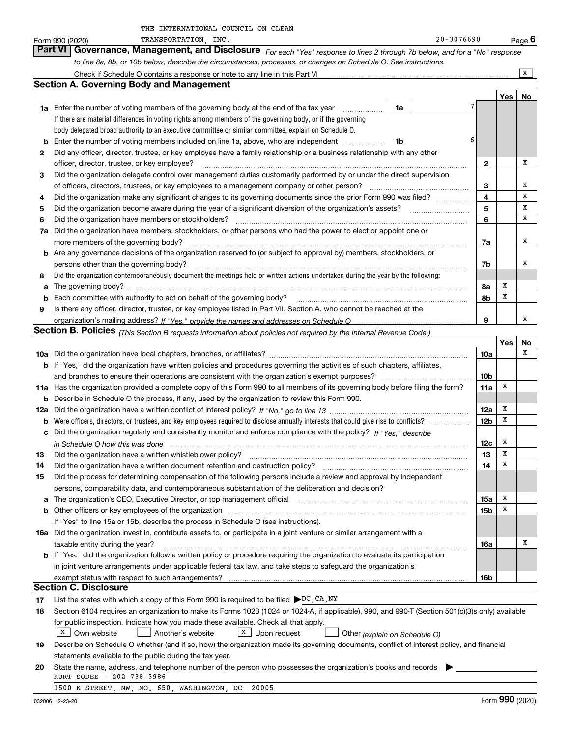THE INTERNATIONAL COUNCIL ON CLEAN TRANSPORTATION, INC. 20-3076690

Form 990 (2020) Page 6

## Part VI Governance, Management, and Disclosure

*For each "Yes" response to lines 2 through 7b below, and for a "No" response to line 8a, 8b, or 10b below, describe the circumstances, processes, or changes on Schedule O. See instructions.*

Check if Schedule O contains a response or note to any line in this Part VI ... [X]

### Section A. Governing Body and Management

| | | | Yes | No |
|---|---|---|---|---|
| **1a** | Enter the number of voting members of the governing body at the end of the tax year ... **1a** 7<br>If there are material differences in voting rights among members of the governing body, or if the governing body delegated broad authority to an executive committee or similar committee, explain on Schedule O. | | | |
| **b** | Enter the number of voting members included on line 1a, above, who are independent ... **1b** 6 | | | |
| **2** | Did any officer, director, trustee, or key employee have a family relationship or a business relationship with any other officer, director, trustee, or key employee? | 2 | | X |
| **3** | Did the organization delegate control over management duties customarily performed by or under the direct supervision of officers, directors, trustees, or key employees to a management company or other person? | 3 | | X |
| **4** | Did the organization make any significant changes to its governing documents since the prior Form 990 was filed? | 4 | | X |
| **5** | Did the organization become aware during the year of a significant diversion of the organization's assets? | 5 | | X |
| **6** | Did the organization have members or stockholders? | 6 | | X |
| **7a** | Did the organization have members, stockholders, or other persons who had the power to elect or appoint one or more members of the governing body? | 7a | | X |
| **b** | Are any governance decisions of the organization reserved to (or subject to approval by) members, stockholders, or persons other than the governing body? | 7b | | X |
| **8** | Did the organization contemporaneously document the meetings held or written actions undertaken during the year by the following: | | | |
| **a** | The governing body? | 8a | X | |
| **b** | Each committee with authority to act on behalf of the governing body? | 8b | X | |
| **9** | Is there any officer, director, trustee, or key employee listed in Part VII, Section A, who cannot be reached at the organization's mailing address? *If "Yes," provide the names and addresses on Schedule O* | 9 | | X |

### Section B. Policies *(This Section B requests information about policies not required by the Internal Revenue Code.)*

| | | | Yes | No |
|---|---|---|---|---|
| **10a** | Did the organization have local chapters, branches, or affiliates? | 10a | | X |
| **b** | If "Yes," did the organization have written policies and procedures governing the activities of such chapters, affiliates, and branches to ensure their operations are consistent with the organization's exempt purposes? | 10b | | |
| **11a** | Has the organization provided a complete copy of this Form 990 to all members of its governing body before filing the form? | 11a | X | |
| **b** | Describe in Schedule O the process, if any, used by the organization to review this Form 990. | | | |
| **12a** | Did the organization have a written conflict of interest policy? *If "No," go to line 13* | 12a | X | |
| **b** | Were officers, directors, or trustees, and key employees required to disclose annually interests that could give rise to conflicts? | 12b | X | |
| **c** | Did the organization regularly and consistently monitor and enforce compliance with the policy? *If "Yes," describe in Schedule O how this was done* | 12c | X | |
| **13** | Did the organization have a written whistleblower policy? | 13 | X | |
| **14** | Did the organization have a written document retention and destruction policy? | 14 | X | |
| **15** | Did the process for determining compensation of the following persons include a review and approval by independent persons, comparability data, and contemporaneous substantiation of the deliberation and decision? | | | |
| **a** | The organization's CEO, Executive Director, or top management official | 15a | X | |
| **b** | Other officers or key employees of the organization | 15b | X | |
| | If "Yes" to line 15a or 15b, describe the process in Schedule O (see instructions). | | | |
| **16a** | Did the organization invest in, contribute assets to, or participate in a joint venture or similar arrangement with a taxable entity during the year? | 16a | | X |
| **b** | If "Yes," did the organization follow a written policy or procedure requiring the organization to evaluate its participation in joint venture arrangements under applicable federal tax law, and take steps to safeguard the organization's exempt status with respect to such arrangements? | 16b | | |

### Section C. Disclosure

**17** List the states with which a copy of this Form 990 is required to be filed ▶ DC, CA, NY

**18** Section 6104 requires an organization to make its Forms 1023 (1024 or 1024-A, if applicable), 990, and 990-T (Section 501(c)(3)s only) available for public inspection. Indicate how you made these available. Check all that apply.

[X] Own website  [ ] Another's website  [X] Upon request  [ ] Other *(explain on Schedule O)*

**19** Describe on Schedule O whether (and if so, how) the organization made its governing documents, conflict of interest policy, and financial statements available to the public during the tax year.

**20** State the name, address, and telephone number of the person who possesses the organization's books and records ▶

KURT SODEE - 202-738-3986

1500 K STREET, NW, NO. 650, WASHINGTON, DC 20005

032006 12-23-20 Form **990** (2020)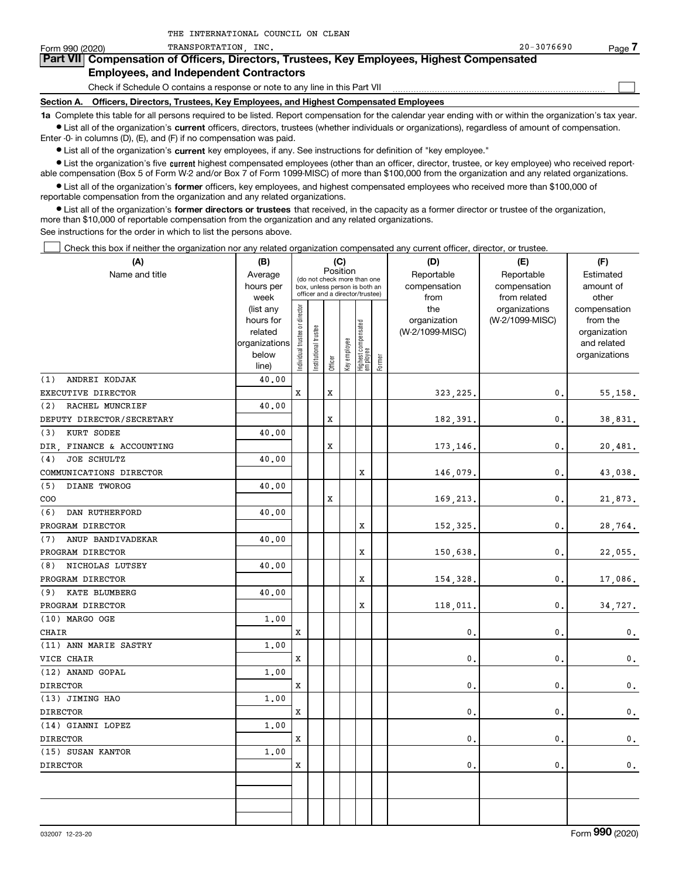THE INTERNATIONAL COUNCIL ON CLEAN TRANSPORTATION, INC. 20-3076690

Form 990 (2020) Page 7

## Part VII Compensation of Officers, Directors, Trustees, Key Employees, Highest Compensated Employees, and Independent Contractors

Check if Schedule O contains a response or note to any line in this Part VII ☐

### Section A. Officers, Directors, Trustees, Key Employees, and Highest Compensated Employees

**1a** Complete this table for all persons required to be listed. Report compensation for the calendar year ending with or within the organization's tax year.

- List all of the organization's **current** officers, directors, trustees (whether individuals or organizations), regardless of amount of compensation. Enter -0- in columns (D), (E), and (F) if no compensation was paid.
- List all of the organization's **current** key employees, if any. See instructions for definition of "key employee."
- List the organization's five **current** highest compensated employees (other than an officer, director, trustee, or key employee) who received reportable compensation (Box 5 of Form W-2 and/or Box 7 of Form 1099-MISC) of more than $100,000 from the organization and any related organizations.
- List all of the organization's **former** officers, key employees, and highest compensated employees who received more than $100,000 of reportable compensation from the organization and any related organizations.
- List all of the organization's **former directors or trustees** that received, in the capacity as a former director or trustee of the organization, more than $10,000 of reportable compensation from the organization and any related organizations.

See instructions for the order in which to list the persons above.

☐ Check this box if neither the organization nor any related organization compensated any current officer, director, or trustee.

| (A) Name and title | (B) Average hours per week (list any hours for related organizations below line) | (C) Position: Individual trustee or director | Institutional trustee | Officer | Key employee | Highest compensated employee | Former | (D) Reportable compensation from the organization (W-2/1099-MISC) | (E) Reportable compensation from related organizations (W-2/1099-MISC) | (F) Estimated amount of other compensation from the organization and related organizations |
|---|---|---|---|---|---|---|---|---|---|---|
| (1) ANDREI KODJAK<br>EXECUTIVE DIRECTOR | 40.00 | X | | X | | | | 323,225. | 0. | 55,158. |
| (2) RACHEL MUNCRIEF<br>DEPUTY DIRECTOR/SECRETARY | 40.00 | | | X | | | | 182,391. | 0. | 38,831. |
| (3) KURT SODEE<br>DIR, FINANCE & ACCOUNTING | 40.00 | | | X | | | | 173,146. | 0. | 20,481. |
| (4) JOE SCHULTZ<br>COMMUNICATIONS DIRECTOR | 40.00 | | | | | X | | 146,079. | 0. | 43,038. |
| (5) DIANE TWOROG<br>COO | 40.00 | | | X | | | | 169,213. | 0. | 21,873. |
| (6) DAN RUTHERFORD<br>PROGRAM DIRECTOR | 40.00 | | | | | X | | 152,325. | 0. | 28,764. |
| (7) ANUP BANDIVADEKAR<br>PROGRAM DIRECTOR | 40.00 | | | | | X | | 150,638. | 0. | 22,055. |
| (8) NICHOLAS LUTSEY<br>PROGRAM DIRECTOR | 40.00 | | | | | X | | 154,328. | 0. | 17,086. |
| (9) KATE BLUMBERG<br>PROGRAM DIRECTOR | 40.00 | | | | | X | | 118,011. | 0. | 34,727. |
| (10) MARGO OGE<br>CHAIR | 1.00 | X | | | | | | 0. | 0. | 0. |
| (11) ANN MARIE SASTRY<br>VICE CHAIR | 1.00 | X | | | | | | 0. | 0. | 0. |
| (12) ANAND GOPAL<br>DIRECTOR | 1.00 | X | | | | | | 0. | 0. | 0. |
| (13) JIMING HAO<br>DIRECTOR | 1.00 | X | | | | | | 0. | 0. | 0. |
| (14) GIANNI LOPEZ<br>DIRECTOR | 1.00 | X | | | | | | 0. | 0. | 0. |
| (15) SUSAN KANTOR<br>DIRECTOR | 1.00 | X | | | | | | 0. | 0. | 0. |

032007 12-23-20 Form **990** (2020)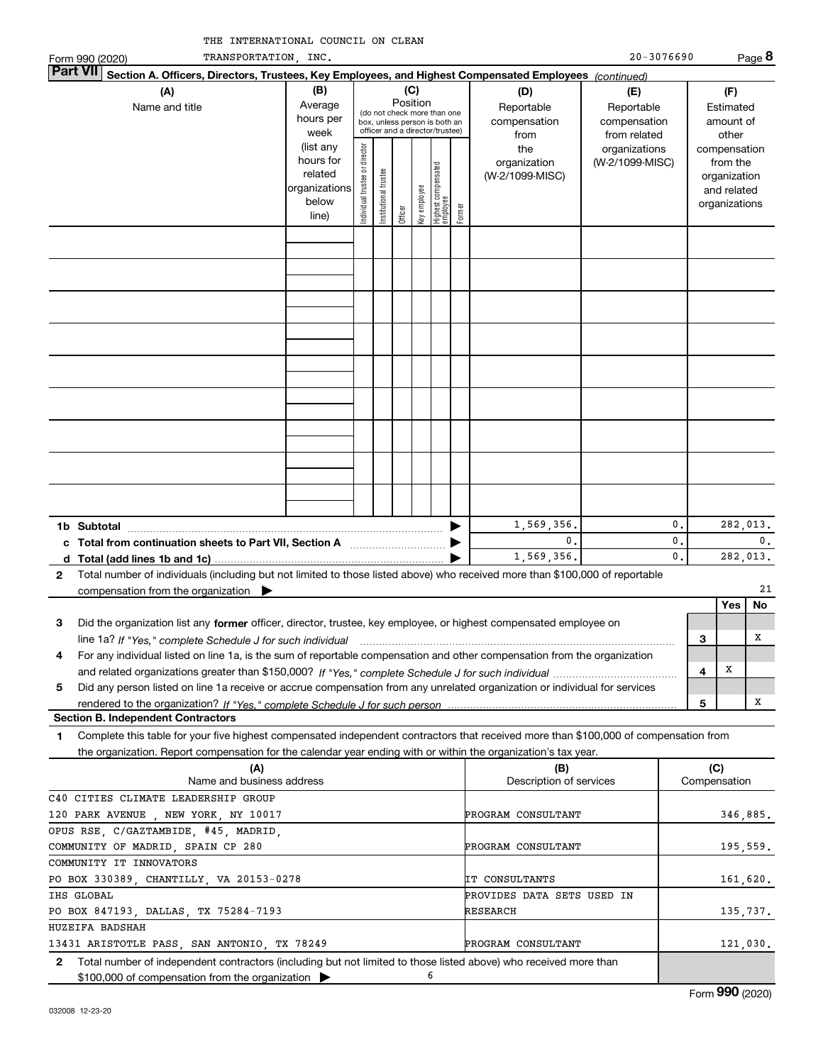THE INTERNATIONAL COUNCIL ON CLEAN TRANSPORTATION, INC. 20-3076690

Form 990 (2020) Page 8

**Part VII Section A. Officers, Directors, Trustees, Key Employees, and Highest Compensated Employees** *(continued)*

| (A) Name and title | (B) Average hours per week (list any hours for related organizations below line) | (C) Position: Individual trustee or director | Institutional trustee | Officer | Key employee | Highest compensated employee | Former | (D) Reportable compensation from the organization (W-2/1099-MISC) | (E) Reportable compensation from related organizations (W-2/1099-MISC) | (F) Estimated amount of other compensation from the organization and related organizations |
|---|---|---|---|---|---|---|---|---|---|---|
| | | | | | | | | | | |
| **1b Subtotal** | | | | | | | | 1,569,356. | 0. | 282,013. |
| **c Total from continuation sheets to Part VII, Section A** | | | | | | | | 0. | 0. | 0. |
| **d Total (add lines 1b and 1c)** | | | | | | | | 1,569,356. | 0. | 282,013. |

**2** Total number of individuals (including but not limited to those listed above) who received more than $100,000 of reportable compensation from the organization ▶ 21

| | | | Yes | No |
|---|---|---|---|---|
| **3** | Did the organization list any **former** officer, director, trustee, key employee, or highest compensated employee on line 1a? *If "Yes," complete Schedule J for such individual* | 3 | | X |
| **4** | For any individual listed on line 1a, is the sum of reportable compensation and other compensation from the organization and related organizations greater than $150,000? *If "Yes," complete Schedule J for such individual* | 4 | X | |
| **5** | Did any person listed on line 1a receive or accrue compensation from any unrelated organization or individual for services rendered to the organization? *If "Yes," complete Schedule J for such person* | 5 | | X |

**Section B. Independent Contractors**

**1** Complete this table for your five highest compensated independent contractors that received more than $100,000 of compensation from the organization. Report compensation for the calendar year ending with or within the organization's tax year.

| (A) Name and business address | (B) Description of services | (C) Compensation |
|---|---|---|
| C40 CITIES CLIMATE LEADERSHIP GROUP<br>120 PARK AVENUE , NEW YORK, NY 10017 | PROGRAM CONSULTANT | 346,885. |
| OPUS RSE, C/GAZTAMBIDE, #45, MADRID,<br>COMMUNITY OF MADRID, SPAIN CP 280 | PROGRAM CONSULTANT | 195,559. |
| COMMUNITY IT INNOVATORS<br>PO BOX 330389, CHANTILLY, VA 20153-0278 | IT CONSULTANTS | 161,620. |
| IHS GLOBAL<br>PO BOX 847193, DALLAS, TX 75284-7193 | PROVIDES DATA SETS USED IN RESEARCH | 135,737. |
| HUZEIFA BADSHAH<br>13431 ARISTOTLE PASS, SAN ANTONIO, TX 78249 | PROGRAM CONSULTANT | 121,030. |

**2** Total number of independent contractors (including but not limited to those listed above) who received more than $100,000 of compensation from the organization ▶ 6

Form **990** (2020)

032008 12-23-20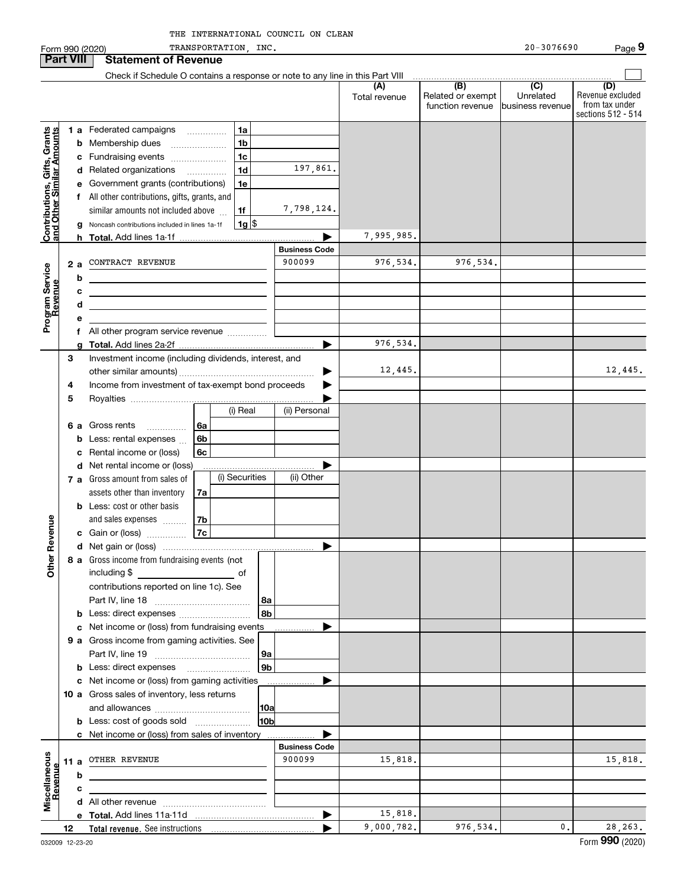THE INTERNATIONAL COUNCIL ON CLEAN TRANSPORTATION, INC.

Form 990 (2020) 20-3076690 Page 9

## Part VIII Statement of Revenue

Check if Schedule O contains a response or note to any line in this Part VIII ☐

| | | | (A) Total revenue | (B) Related or exempt function revenue | (C) Unrelated business revenue | (D) Revenue excluded from tax under sections 512 - 514 |
|---|---|---|---|---|---|---|
| **Contributions, Gifts, Grants and Other Similar Amounts** | 1a Federated campaigns | 1a | | | | |
| | b Membership dues | 1b | | | | |
| | c Fundraising events | 1c | | | | |
| | d Related organizations | 1d 197,861. | | | | |
| | e Government grants (contributions) | 1e | | | | |
| | f All other contributions, gifts, grants, and similar amounts not included above | 1f 7,798,124. | | | | |
| | g Noncash contributions included in lines 1a-1f | 1g $ | | | | |
| | h **Total.** Add lines 1a-1f | ▶ | 7,995,985. | | | |
| **Program Service Revenue** | | Business Code | | | | |
| | 2a CONTRACT REVENUE | 900099 | 976,534. | 976,534. | | |
| | b | | | | | |
| | c | | | | | |
| | d | | | | | |
| | e | | | | | |
| | f All other program service revenue | | | | | |
| | g **Total.** Add lines 2a-2f | ▶ | 976,534. | | | |
| **Other Revenue** | 3 Investment income (including dividends, interest, and other similar amounts) | ▶ | 12,445. | | | 12,445. |
| | 4 Income from investment of tax-exempt bond proceeds | ▶ | | | | |
| | 5 Royalties | ▶ | | | | |
| | | (i) Real / (ii) Personal | | | | |
| | 6a Gross rents | 6a | | | | |
| | b Less: rental expenses | 6b | | | | |
| | c Rental income or (loss) | 6c | | | | |
| | d Net rental income or (loss) | ▶ | | | | |
| | | (i) Securities / (ii) Other | | | | |
| | 7a Gross amount from sales of assets other than inventory | 7a | | | | |
| | b Less: cost or other basis and sales expenses | 7b | | | | |
| | c Gain or (loss) | 7c | | | | |
| | d Net gain or (loss) | ▶ | | | | |
| | 8a Gross income from fundraising events (not including $ ______ of contributions reported on line 1c). See Part IV, line 18 | 8a | | | | |
| | b Less: direct expenses | 8b | | | | |
| | c Net income or (loss) from fundraising events | ▶ | | | | |
| | 9a Gross income from gaming activities. See Part IV, line 19 | 9a | | | | |
| | b Less: direct expenses | 9b | | | | |
| | c Net income or (loss) from gaming activities | ▶ | | | | |
| | 10a Gross sales of inventory, less returns and allowances | 10a | | | | |
| | b Less: cost of goods sold | 10b | | | | |
| | c Net income or (loss) from sales of inventory | ▶ | | | | |
| **Miscellaneous Revenue** | | Business Code | | | | |
| | 11a OTHER REVENUE | 900099 | 15,818. | | | 15,818. |
| | b | | | | | |
| | c | | | | | |
| | d All other revenue | | | | | |
| | e **Total.** Add lines 11a-11d | ▶ | 15,818. | | | |
| | 12 **Total revenue.** See instructions | ▶ | 9,000,782. | 976,534. | 0. | 28,263. |

032009 12-23-20 Form **990** (2020)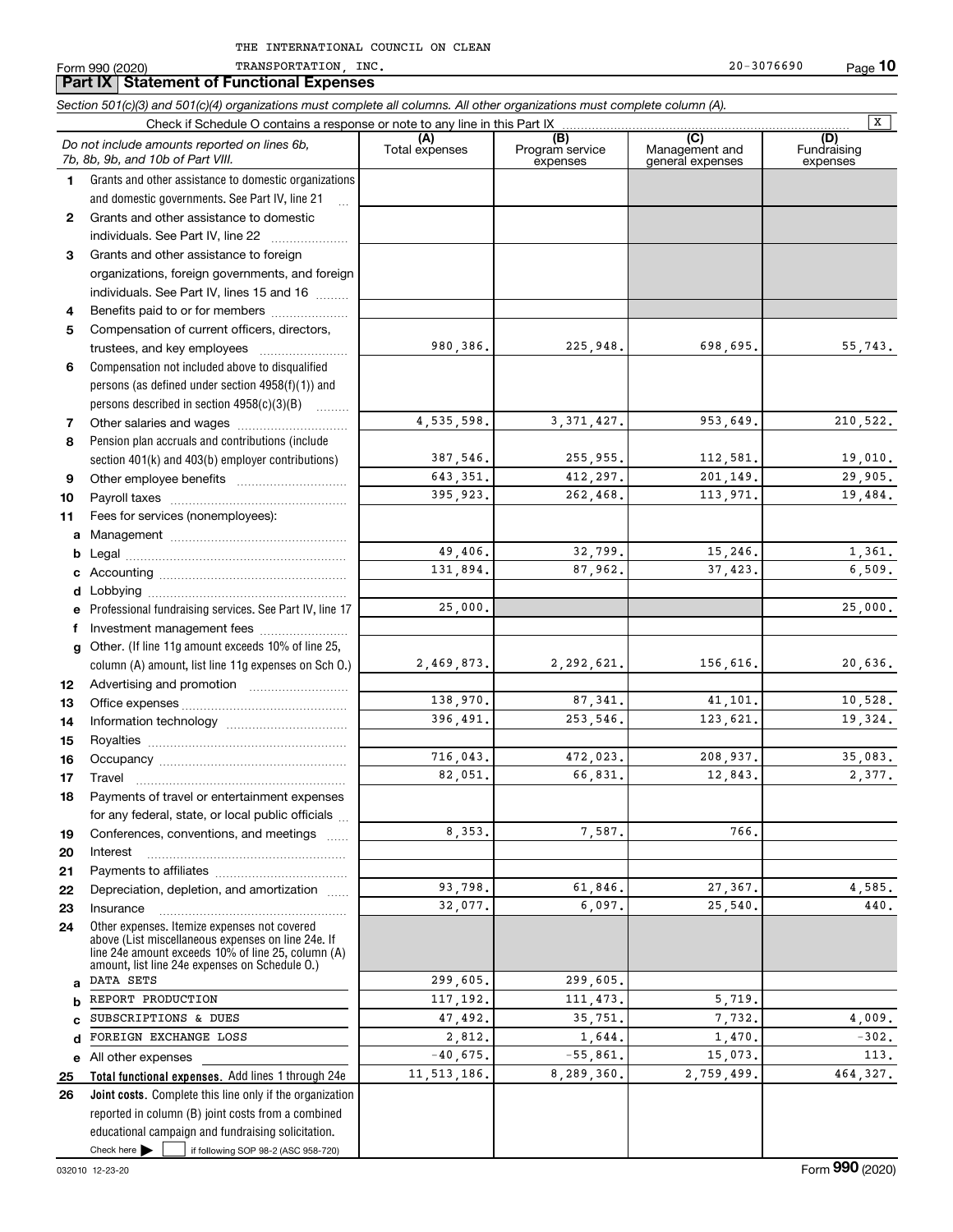THE INTERNATIONAL COUNCIL ON CLEAN TRANSPORTATION, INC. 20-3076690

Form 990 (2020)

## Part IX Statement of Functional Expenses

*Section 501(c)(3) and 501(c)(4) organizations must complete all columns. All other organizations must complete column (A).*

Check if Schedule O contains a response or note to any line in this Part IX [X]

| *Do not include amounts reported on lines 6b, 7b, 8b, 9b, and 10b of Part VIII.* | (A) Total expenses | (B) Program service expenses | (C) Management and general expenses | (D) Fundraising expenses |
|---|---|---|---|---|
| **1** Grants and other assistance to domestic organizations and domestic governments. See Part IV, line 21 | | | | |
| **2** Grants and other assistance to domestic individuals. See Part IV, line 22 | | | | |
| **3** Grants and other assistance to foreign organizations, foreign governments, and foreign individuals. See Part IV, lines 15 and 16 | | | | |
| **4** Benefits paid to or for members | | | | |
| **5** Compensation of current officers, directors, trustees, and key employees | 980,386. | 225,948. | 698,695. | 55,743. |
| **6** Compensation not included above to disqualified persons (as defined under section 4958(f)(1)) and persons described in section 4958(c)(3)(B) | | | | |
| **7** Other salaries and wages | 4,535,598. | 3,371,427. | 953,649. | 210,522. |
| **8** Pension plan accruals and contributions (include section 401(k) and 403(b) employer contributions) | 387,546. | 255,955. | 112,581. | 19,010. |
| **9** Other employee benefits | 643,351. | 412,297. | 201,149. | 29,905. |
| **10** Payroll taxes | 395,923. | 262,468. | 113,971. | 19,484. |
| **11** Fees for services (nonemployees): | | | | |
| **a** Management | | | | |
| **b** Legal | 49,406. | 32,799. | 15,246. | 1,361. |
| **c** Accounting | 131,894. | 87,962. | 37,423. | 6,509. |
| **d** Lobbying | | | | |
| **e** Professional fundraising services. See Part IV, line 17 | 25,000. | | | 25,000. |
| **f** Investment management fees | | | | |
| **g** Other. (If line 11g amount exceeds 10% of line 25, column (A) amount, list line 11g expenses on Sch O.) | 2,469,873. | 2,292,621. | 156,616. | 20,636. |
| **12** Advertising and promotion | | | | |
| **13** Office expenses | 138,970. | 87,341. | 41,101. | 10,528. |
| **14** Information technology | 396,491. | 253,546. | 123,621. | 19,324. |
| **15** Royalties | | | | |
| **16** Occupancy | 716,043. | 472,023. | 208,937. | 35,083. |
| **17** Travel | 82,051. | 66,831. | 12,843. | 2,377. |
| **18** Payments of travel or entertainment expenses for any federal, state, or local public officials | | | | |
| **19** Conferences, conventions, and meetings | 8,353. | 7,587. | 766. | |
| **20** Interest | | | | |
| **21** Payments to affiliates | | | | |
| **22** Depreciation, depletion, and amortization | 93,798. | 61,846. | 27,367. | 4,585. |
| **23** Insurance | 32,077. | 6,097. | 25,540. | 440. |
| **24** Other expenses. Itemize expenses not covered above (List miscellaneous expenses on line 24e. If line 24e amount exceeds 10% of line 25, column (A) amount, list line 24e expenses on Schedule O.) | | | | |
| **a** DATA SETS | 299,605. | 299,605. | | |
| **b** REPORT PRODUCTION | 117,192. | 111,473. | 5,719. | |
| **c** SUBSCRIPTIONS & DUES | 47,492. | 35,751. | 7,732. | 4,009. |
| **d** FOREIGN EXCHANGE LOSS | 2,812. | 1,644. | 1,470. | -302. |
| **e** All other expenses | -40,675. | -55,861. | 15,073. | 113. |
| **25 Total functional expenses.** Add lines 1 through 24e | 11,513,186. | 8,289,360. | 2,759,499. | 464,327. |
| **26 Joint costs.** Complete this line only if the organization reported in column (B) joint costs from a combined educational campaign and fundraising solicitation. Check here [ ] if following SOP 98-2 (ASC 958-720) | | | | |

032010 12-23-20

Form **990** (2020)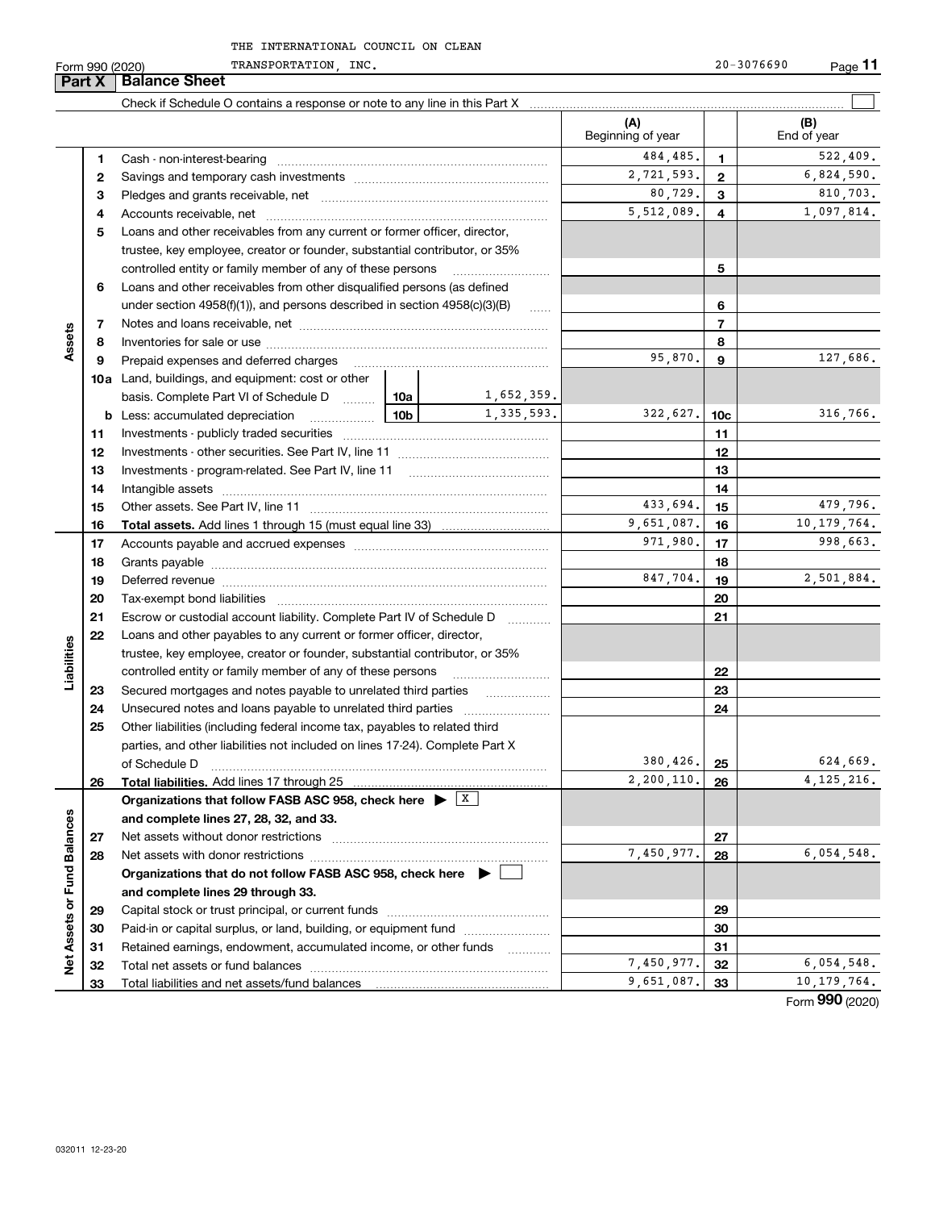THE INTERNATIONAL COUNCIL ON CLEAN TRANSPORTATION, INC. 20-3076690

Form 990 (2020)

## Part X Balance Sheet

Check if Schedule O contains a response or note to any line in this Part X ☐

| | | | | (A) Beginning of year | | (B) End of year |
|---|---|---|---|---|---|---|
| **Assets** | 1 | Cash - non-interest-bearing | | 484,485. | 1 | 522,409. |
| | 2 | Savings and temporary cash investments | | 2,721,593. | 2 | 6,824,590. |
| | 3 | Pledges and grants receivable, net | | 80,729. | 3 | 810,703. |
| | 4 | Accounts receivable, net | | 5,512,089. | 4 | 1,097,814. |
| | 5 | Loans and other receivables from any current or former officer, director, trustee, key employee, creator or founder, substantial contributor, or 35% controlled entity or family member of any of these persons | | | 5 | |
| | 6 | Loans and other receivables from other disqualified persons (as defined under section 4958(f)(1)), and persons described in section 4958(c)(3)(B) | | | 6 | |
| | 7 | Notes and loans receivable, net | | | 7 | |
| | 8 | Inventories for sale or use | | | 8 | |
| | 9 | Prepaid expenses and deferred charges | | 95,870. | 9 | 127,686. |
| | 10a | Land, buildings, and equipment: cost or other basis. Complete Part VI of Schedule D | 10a 1,652,359. | | | |
| | b | Less: accumulated depreciation | 10b 1,335,593. | 322,627. | 10c | 316,766. |
| | 11 | Investments - publicly traded securities | | | 11 | |
| | 12 | Investments - other securities. See Part IV, line 11 | | | 12 | |
| | 13 | Investments - program-related. See Part IV, line 11 | | | 13 | |
| | 14 | Intangible assets | | | 14 | |
| | 15 | Other assets. See Part IV, line 11 | | 433,694. | 15 | 479,796. |
| | 16 | **Total assets.** Add lines 1 through 15 (must equal line 33) | | 9,651,087. | 16 | 10,179,764. |
| **Liabilities** | 17 | Accounts payable and accrued expenses | | 971,980. | 17 | 998,663. |
| | 18 | Grants payable | | | 18 | |
| | 19 | Deferred revenue | | 847,704. | 19 | 2,501,884. |
| | 20 | Tax-exempt bond liabilities | | | 20 | |
| | 21 | Escrow or custodial account liability. Complete Part IV of Schedule D | | | 21 | |
| | 22 | Loans and other payables to any current or former officer, director, trustee, key employee, creator or founder, substantial contributor, or 35% controlled entity or family member of any of these persons | | | 22 | |
| | 23 | Secured mortgages and notes payable to unrelated third parties | | | 23 | |
| | 24 | Unsecured notes and loans payable to unrelated third parties | | | 24 | |
| | 25 | Other liabilities (including federal income tax, payables to related third parties, and other liabilities not included on lines 17-24). Complete Part X of Schedule D | | 380,426. | 25 | 624,669. |
| | 26 | **Total liabilities.** Add lines 17 through 25 | | 2,200,110. | 26 | 4,125,216. |
| **Net Assets or Fund Balances** | | **Organizations that follow FASB ASC 958, check here ▶ ☒ and complete lines 27, 28, 32, and 33.** | | | | |
| | 27 | Net assets without donor restrictions | | | 27 | |
| | 28 | Net assets with donor restrictions | | 7,450,977. | 28 | 6,054,548. |
| | | **Organizations that do not follow FASB ASC 958, check here ▶ ☐ and complete lines 29 through 33.** | | | | |
| | 29 | Capital stock or trust principal, or current funds | | | 29 | |
| | 30 | Paid-in or capital surplus, or land, building, or equipment fund | | | 30 | |
| | 31 | Retained earnings, endowment, accumulated income, or other funds | | | 31 | |
| | 32 | Total net assets or fund balances | | 7,450,977. | 32 | 6,054,548. |
| | 33 | Total liabilities and net assets/fund balances | | 9,651,087. | 33 | 10,179,764. |

Form **990** (2020)

032011 12-23-20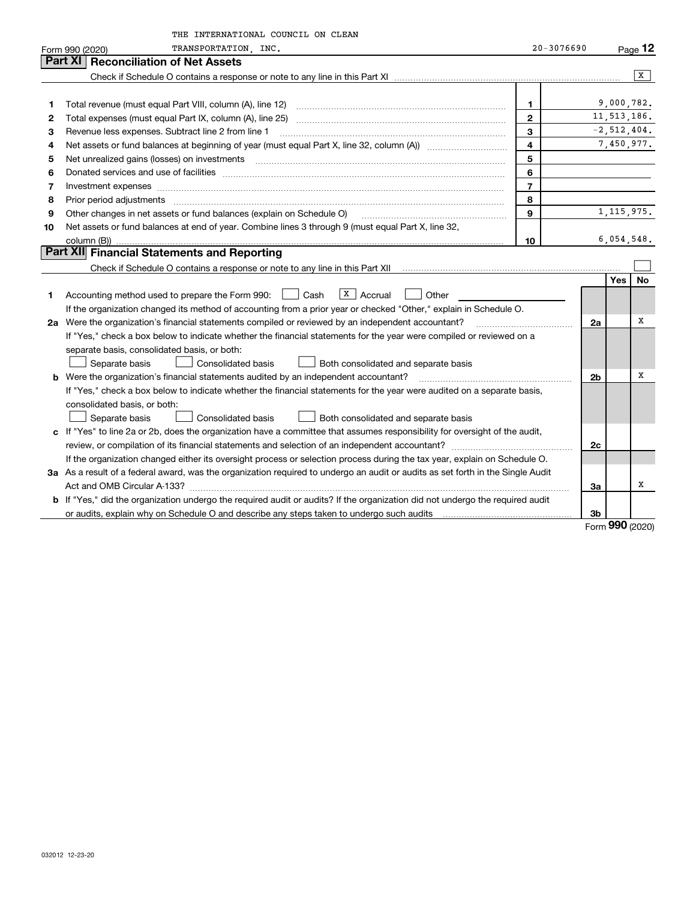THE INTERNATIONAL COUNCIL ON CLEAN TRANSPORTATION, INC. 20-3076690

Form 990 (2020)

## Part XI Reconciliation of Net Assets

Check if Schedule O contains a response or note to any line in this Part XI .......... [X]

| | | | |
|---|---|---|---|
| 1 | Total revenue (must equal Part VIII, column (A), line 12) | 1 | 9,000,782. |
| 2 | Total expenses (must equal Part IX, column (A), line 25) | 2 | 11,513,186. |
| 3 | Revenue less expenses. Subtract line 2 from line 1 | 3 | -2,512,404. |
| 4 | Net assets or fund balances at beginning of year (must equal Part X, line 32, column (A)) | 4 | 7,450,977. |
| 5 | Net unrealized gains (losses) on investments | 5 | |
| 6 | Donated services and use of facilities | 6 | |
| 7 | Investment expenses | 7 | |
| 8 | Prior period adjustments | 8 | |
| 9 | Other changes in net assets or fund balances (explain on Schedule O) | 9 | 1,115,975. |
| 10 | Net assets or fund balances at end of year. Combine lines 3 through 9 (must equal Part X, line 32, column (B)) | 10 | 6,054,548. |

## Part XII Financial Statements and Reporting

Check if Schedule O contains a response or note to any line in this Part XII .......... [ ]

| | | | Yes | No |
|---|---|---|---|---|
| 1 | Accounting method used to prepare the Form 990: [ ] Cash [X] Accrual [ ] Other | | | |
| | If the organization changed its method of accounting from a prior year or checked "Other," explain in Schedule O. | | | |
| 2a | Were the organization's financial statements compiled or reviewed by an independent accountant? | 2a | | X |
| | If "Yes," check a box below to indicate whether the financial statements for the year were compiled or reviewed on a separate basis, consolidated basis, or both: [ ] Separate basis [ ] Consolidated basis [ ] Both consolidated and separate basis | | | |
| b | Were the organization's financial statements audited by an independent accountant? | 2b | | X |
| | If "Yes," check a box below to indicate whether the financial statements for the year were audited on a separate basis, consolidated basis, or both: [ ] Separate basis [ ] Consolidated basis [ ] Both consolidated and separate basis | | | |
| c | If "Yes" to line 2a or 2b, does the organization have a committee that assumes responsibility for oversight of the audit, review, or compilation of its financial statements and selection of an independent accountant? | 2c | | |
| | If the organization changed either its oversight process or selection process during the tax year, explain on Schedule O. | | | |
| 3a | As a result of a federal award, was the organization required to undergo an audit or audits as set forth in the Single Audit Act and OMB Circular A-133? | 3a | | X |
| b | If "Yes," did the organization undergo the required audit or audits? If the organization did not undergo the required audit or audits, explain why on Schedule O and describe any steps taken to undergo such audits | 3b | | |

Form **990** (2020)

032012 12-23-20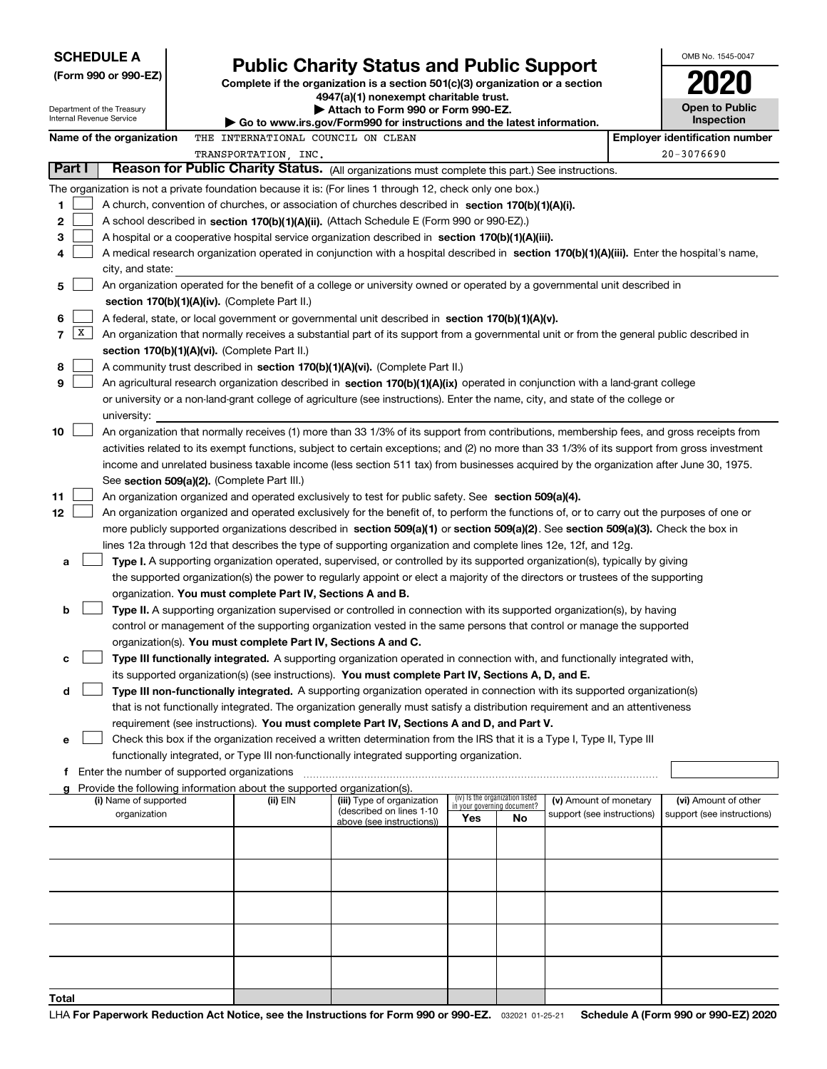**SCHEDULE A**
**(Form 990 or 990-EZ)**

Department of the Treasury
Internal Revenue Service

# Public Charity Status and Public Support

**Complete if the organization is a section 501(c)(3) organization or a section 4947(a)(1) nonexempt charitable trust.**
**▶ Attach to Form 990 or Form 990-EZ.**
**▶ Go to www.irs.gov/Form990 for instructions and the latest information.**

OMB No. 1545-0047

**2020**

**Open to Public Inspection**

**Name of the organization** THE INTERNATIONAL COUNCIL ON CLEAN TRANSPORTATION, INC.

**Employer identification number** 20-3076690

## Part I Reason for Public Charity Status. (All organizations must complete this part.) See instructions.

The organization is not a private foundation because it is: (For lines 1 through 12, check only one box.)

1. [ ] A church, convention of churches, or association of churches described in **section 170(b)(1)(A)(i).**
2. [ ] A school described in **section 170(b)(1)(A)(ii).** (Attach Schedule E (Form 990 or 990-EZ).)
3. [ ] A hospital or a cooperative hospital service organization described in **section 170(b)(1)(A)(iii).**
4. [ ] A medical research organization operated in conjunction with a hospital described in **section 170(b)(1)(A)(iii).** Enter the hospital's name, city, and state:
5. [ ] An organization operated for the benefit of a college or university owned or operated by a governmental unit described in **section 170(b)(1)(A)(iv).** (Complete Part II.)
6. [ ] A federal, state, or local government or governmental unit described in **section 170(b)(1)(A)(v).**
7. [X] An organization that normally receives a substantial part of its support from a governmental unit or from the general public described in **section 170(b)(1)(A)(vi).** (Complete Part II.)
8. [ ] A community trust described in **section 170(b)(1)(A)(vi).** (Complete Part II.)
9. [ ] An agricultural research organization described in **section 170(b)(1)(A)(ix)** operated in conjunction with a land-grant college or university or a non-land-grant college of agriculture (see instructions). Enter the name, city, and state of the college or university:
10. [ ] An organization that normally receives (1) more than 33 1/3% of its support from contributions, membership fees, and gross receipts from activities related to its exempt functions, subject to certain exceptions; and (2) no more than 33 1/3% of its support from gross investment income and unrelated business taxable income (less section 511 tax) from businesses acquired by the organization after June 30, 1975. See **section 509(a)(2).** (Complete Part III.)
11. [ ] An organization organized and operated exclusively to test for public safety. See **section 509(a)(4).**
12. [ ] An organization organized and operated exclusively for the benefit of, to perform the functions of, or to carry out the purposes of one or more publicly supported organizations described in **section 509(a)(1)** or **section 509(a)(2).** See **section 509(a)(3).** Check the box in lines 12a through 12d that describes the type of supporting organization and complete lines 12e, 12f, and 12g.

   a. [ ] **Type I.** A supporting organization operated, supervised, or controlled by its supported organization(s), typically by giving the supported organization(s) the power to regularly appoint or elect a majority of the directors or trustees of the supporting organization. **You must complete Part IV, Sections A and B.**

   b. [ ] **Type II.** A supporting organization supervised or controlled in connection with its supported organization(s), by having control or management of the supporting organization vested in the same persons that control or manage the supported organization(s). **You must complete Part IV, Sections A and C.**

   c. [ ] **Type III functionally integrated.** A supporting organization operated in connection with, and functionally integrated with, its supported organization(s) (see instructions). **You must complete Part IV, Sections A, D, and E.**

   d. [ ] **Type III non-functionally integrated.** A supporting organization operated in connection with its supported organization(s) that is not functionally integrated. The organization generally must satisfy a distribution requirement and an attentiveness requirement (see instructions). **You must complete Part IV, Sections A and D, and Part V.**

   e. [ ] Check this box if the organization received a written determination from the IRS that it is a Type I, Type II, Type III functionally integrated, or Type III non-functionally integrated supporting organization.

   f. Enter the number of supported organizations

   g. Provide the following information about the supported organization(s).

| (i) Name of supported organization | (ii) EIN | (iii) Type of organization (described on lines 1-10 above (see instructions)) | (iv) Is the organization listed in your governing document? Yes | No | (v) Amount of monetary support (see instructions) | (vi) Amount of other support (see instructions) |
|---|---|---|---|---|---|---|
| | | | | | | |
| | | | | | | |
| | | | | | | |
| | | | | | | |
| | | | | | | |
| **Total** | | | | | | |

LHA **For Paperwork Reduction Act Notice, see the Instructions for Form 990 or 990-EZ.** 032021 01-25-21 **Schedule A (Form 990 or 990-EZ) 2020**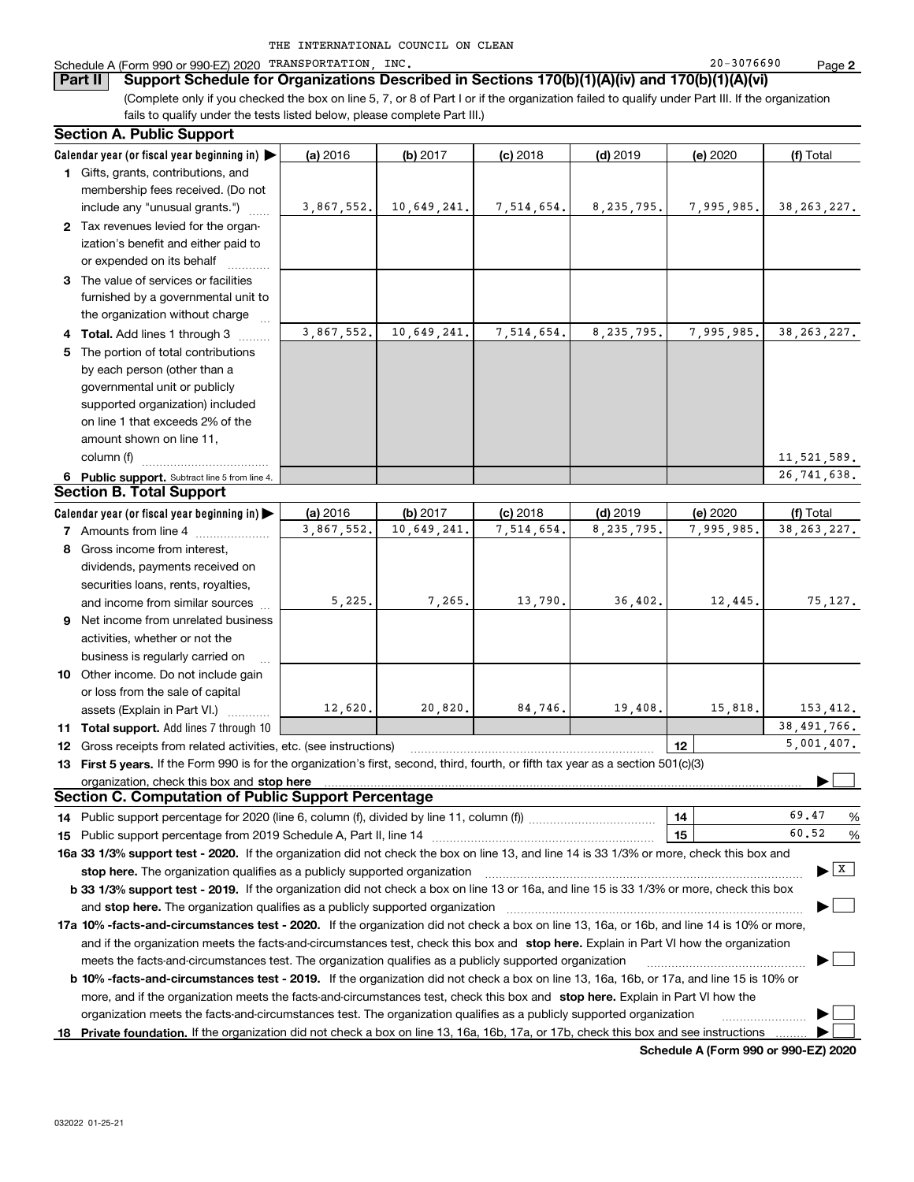THE INTERNATIONAL COUNCIL ON CLEAN

Schedule A (Form 990 or 990-EZ) 2020 TRANSPORTATION, INC. 20-3076690 Page **2**

**Part II** **Support Schedule for Organizations Described in Sections 170(b)(1)(A)(iv) and 170(b)(1)(A)(vi)**

(Complete only if you checked the box on line 5, 7, or 8 of Part I or if the organization failed to qualify under Part III. If the organization fails to qualify under the tests listed below, please complete Part III.)

## Section A. Public Support

| Calendar year (or fiscal year beginning in) ▶ | (a) 2016 | (b) 2017 | (c) 2018 | (d) 2019 | (e) 2020 | (f) Total |
|---|---|---|---|---|---|---|
| **1** Gifts, grants, contributions, and membership fees received. (Do not include any "unusual grants.") | 3,867,552. | 10,649,241. | 7,514,654. | 8,235,795. | 7,995,985. | 38,263,227. |
| **2** Tax revenues levied for the organization's benefit and either paid to or expended on its behalf | | | | | | |
| **3** The value of services or facilities furnished by a governmental unit to the organization without charge | | | | | | |
| **4 Total.** Add lines 1 through 3 | 3,867,552. | 10,649,241. | 7,514,654. | 8,235,795. | 7,995,985. | 38,263,227. |
| **5** The portion of total contributions by each person (other than a governmental unit or publicly supported organization) included on line 1 that exceeds 2% of the amount shown on line 11, column (f) | | | | | | 11,521,589. |
| **6 Public support.** Subtract line 5 from line 4. | | | | | | 26,741,638. |

## Section B. Total Support

| Calendar year (or fiscal year beginning in) ▶ | (a) 2016 | (b) 2017 | (c) 2018 | (d) 2019 | (e) 2020 | (f) Total |
|---|---|---|---|---|---|---|
| **7** Amounts from line 4 | 3,867,552. | 10,649,241. | 7,514,654. | 8,235,795. | 7,995,985. | 38,263,227. |
| **8** Gross income from interest, dividends, payments received on securities loans, rents, royalties, and income from similar sources | 5,225. | 7,265. | 13,790. | 36,402. | 12,445. | 75,127. |
| **9** Net income from unrelated business activities, whether or not the business is regularly carried on | | | | | | |
| **10** Other income. Do not include gain or loss from the sale of capital assets (Explain in Part VI.) | 12,620. | 20,820. | 84,746. | 19,408. | 15,818. | 153,412. |
| **11 Total support.** Add lines 7 through 10 | | | | | | 38,491,766. |

**12** Gross receipts from related activities, etc. (see instructions) | **12** | 5,001,407.

**13 First 5 years.** If the Form 990 is for the organization's first, second, third, fourth, or fifth tax year as a section 501(c)(3) organization, check this box and **stop here** ▶ ☐

## Section C. Computation of Public Support Percentage

**14** Public support percentage for 2020 (line 6, column (f), divided by line 11, column (f)) | **14** | 69.47 %

**15** Public support percentage from 2019 Schedule A, Part II, line 14 | **15** | 60.52 %

**16a 33 1/3% support test - 2020.** If the organization did not check the box on line 13, and line 14 is 33 1/3% or more, check this box and **stop here.** The organization qualifies as a publicly supported organization ▶ ☒

**b 33 1/3% support test - 2019.** If the organization did not check a box on line 13 or 16a, and line 15 is 33 1/3% or more, check this box and **stop here.** The organization qualifies as a publicly supported organization ▶ ☐

**17a 10% -facts-and-circumstances test - 2020.** If the organization did not check a box on line 13, 16a, or 16b, and line 14 is 10% or more, and if the organization meets the facts-and-circumstances test, check this box and **stop here.** Explain in Part VI how the organization meets the facts-and-circumstances test. The organization qualifies as a publicly supported organization ▶ ☐

**b 10% -facts-and-circumstances test - 2019.** If the organization did not check a box on line 13, 16a, 16b, or 17a, and line 15 is 10% or more, and if the organization meets the facts-and-circumstances test, check this box and **stop here.** Explain in Part VI how the organization meets the facts-and-circumstances test. The organization qualifies as a publicly supported organization ▶ ☐

**18 Private foundation.** If the organization did not check a box on line 13, 16a, 16b, 17a, or 17b, check this box and see instructions ▶ ☐

**Schedule A (Form 990 or 990-EZ) 2020**

032022 01-25-21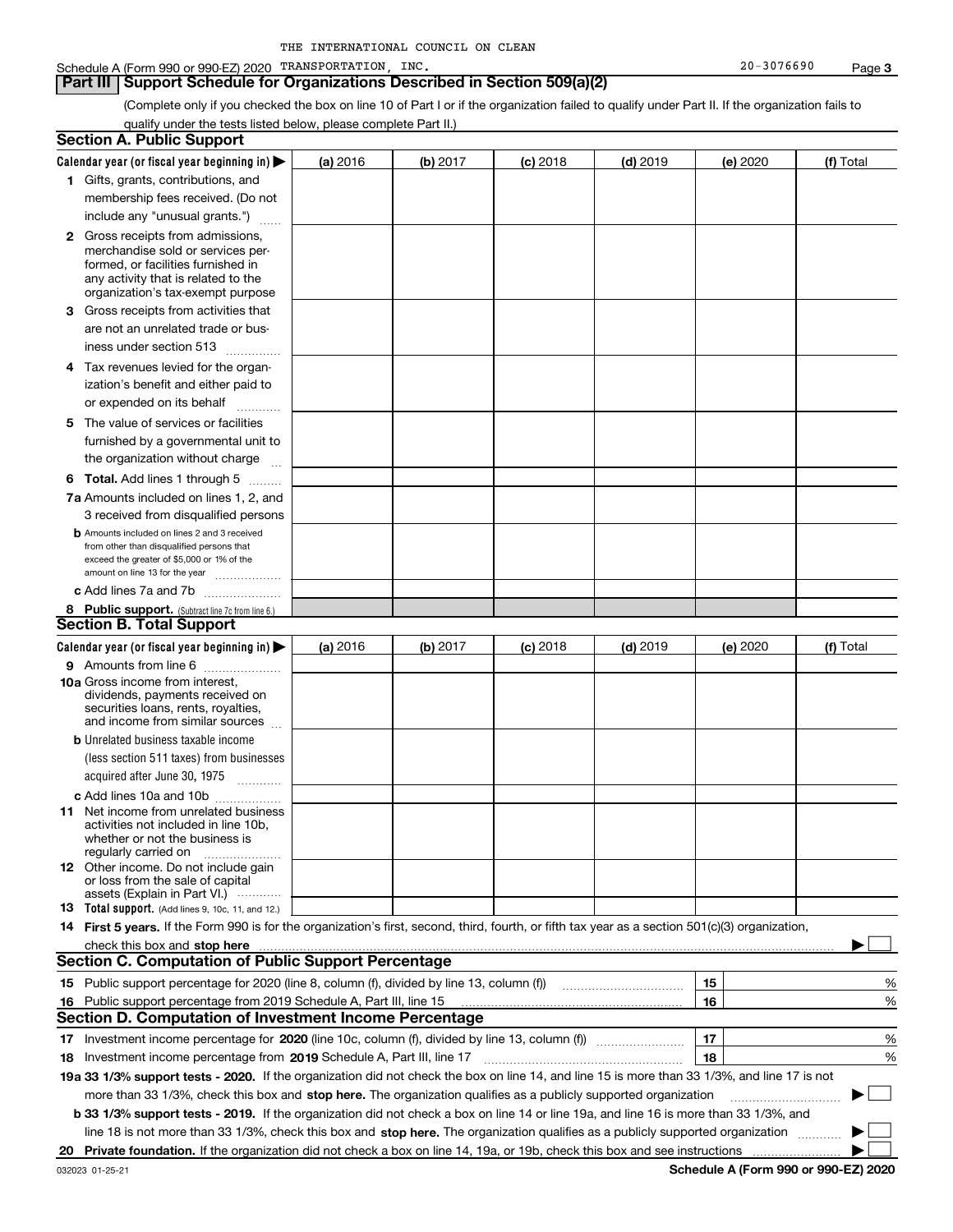THE INTERNATIONAL COUNCIL ON CLEAN

Schedule A (Form 990 or 990-EZ) 2020 TRANSPORTATION, INC. 20-3076690 Page 3

## Part III Support Schedule for Organizations Described in Section 509(a)(2)

(Complete only if you checked the box on line 10 of Part I or if the organization failed to qualify under Part II. If the organization fails to qualify under the tests listed below, please complete Part II.)

### Section A. Public Support

| Calendar year (or fiscal year beginning in) ▶ | (a) 2016 | (b) 2017 | (c) 2018 | (d) 2019 | (e) 2020 | (f) Total |
|---|---|---|---|---|---|---|
| 1 Gifts, grants, contributions, and membership fees received. (Do not include any "unusual grants.") | | | | | | |
| 2 Gross receipts from admissions, merchandise sold or services performed, or facilities furnished in any activity that is related to the organization's tax-exempt purpose | | | | | | |
| 3 Gross receipts from activities that are not an unrelated trade or business under section 513 | | | | | | |
| 4 Tax revenues levied for the organization's benefit and either paid to or expended on its behalf | | | | | | |
| 5 The value of services or facilities furnished by a governmental unit to the organization without charge | | | | | | |
| 6 **Total.** Add lines 1 through 5 | | | | | | |
| 7a Amounts included on lines 1, 2, and 3 received from disqualified persons | | | | | | |
| b Amounts included on lines 2 and 3 received from other than disqualified persons that exceed the greater of $5,000 or 1% of the amount on line 13 for the year | | | | | | |
| c Add lines 7a and 7b | | | | | | |
| 8 **Public support.** (Subtract line 7c from line 6.) | | | | | | |

### Section B. Total Support

| Calendar year (or fiscal year beginning in) ▶ | (a) 2016 | (b) 2017 | (c) 2018 | (d) 2019 | (e) 2020 | (f) Total |
|---|---|---|---|---|---|---|
| 9 Amounts from line 6 | | | | | | |
| 10a Gross income from interest, dividends, payments received on securities loans, rents, royalties, and income from similar sources | | | | | | |
| b Unrelated business taxable income (less section 511 taxes) from businesses acquired after June 30, 1975 | | | | | | |
| c Add lines 10a and 10b | | | | | | |
| 11 Net income from unrelated business activities not included in line 10b, whether or not the business is regularly carried on | | | | | | |
| 12 Other income. Do not include gain or loss from the sale of capital assets (Explain in Part VI.) | | | | | | |
| 13 **Total support.** (Add lines 9, 10c, 11, and 12.) | | | | | | |

14 **First 5 years.** If the Form 990 is for the organization's first, second, third, fourth, or fifth tax year as a section 501(c)(3) organization, check this box and **stop here** ▶ ☐

### Section C. Computation of Public Support Percentage

| | | | |
|---|---|---|---|
| 15 | Public support percentage for 2020 (line 8, column (f), divided by line 13, column (f)) | 15 | % |
| 16 | Public support percentage from 2019 Schedule A, Part III, line 15 | 16 | % |

### Section D. Computation of Investment Income Percentage

| | | | |
|---|---|---|---|
| 17 | Investment income percentage for **2020** (line 10c, column (f), divided by line 13, column (f)) | 17 | % |
| 18 | Investment income percentage from **2019** Schedule A, Part III, line 17 | 18 | % |

**19a 33 1/3% support tests - 2020.** If the organization did not check the box on line 14, and line 15 is more than 33 1/3%, and line 17 is not more than 33 1/3%, check this box and **stop here.** The organization qualifies as a publicly supported organization ▶ ☐

**b 33 1/3% support tests - 2019.** If the organization did not check a box on line 14 or line 19a, and line 16 is more than 33 1/3%, and line 18 is not more than 33 1/3%, check this box and **stop here.** The organization qualifies as a publicly supported organization ▶ ☐

**20 Private foundation.** If the organization did not check a box on line 14, 19a, or 19b, check this box and see instructions ▶ ☐

032023 01-25-21 **Schedule A (Form 990 or 990-EZ) 2020**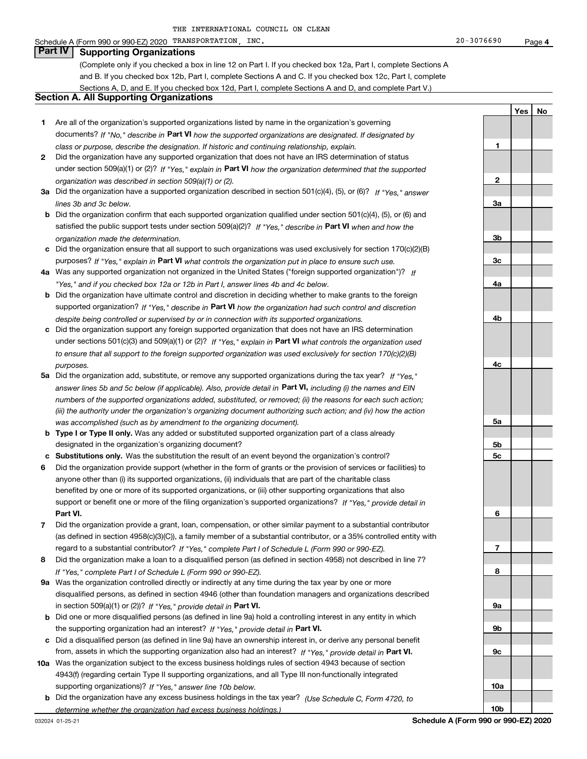THE INTERNATIONAL COUNCIL ON CLEAN

Schedule A (Form 990 or 990-EZ) 2020 TRANSPORTATION, INC. 20-3076690 Page **4**

## Part IV Supporting Organizations

(Complete only if you checked a box in line 12 on Part I. If you checked box 12a, Part I, complete Sections A and B. If you checked box 12b, Part I, complete Sections A and C. If you checked box 12c, Part I, complete Sections A, D, and E. If you checked box 12d, Part I, complete Sections A and D, and complete Part V.)

### Section A. All Supporting Organizations

| | | Line | Yes | No |
|---|---|---|---|---|
| **1** | Are all of the organization's supported organizations listed by name in the organization's governing documents? *If "No," describe in* **Part VI** *how the supported organizations are designated. If designated by class or purpose, describe the designation. If historic and continuing relationship, explain.* | **1** | | |
| **2** | Did the organization have any supported organization that does not have an IRS determination of status under section 509(a)(1) or (2)? *If "Yes," explain in* **Part VI** *how the organization determined that the supported organization was described in section 509(a)(1) or (2).* | **2** | | |
| **3a** | Did the organization have a supported organization described in section 501(c)(4), (5), or (6)? *If "Yes," answer lines 3b and 3c below.* | **3a** | | |
| **b** | Did the organization confirm that each supported organization qualified under section 501(c)(4), (5), or (6) and satisfied the public support tests under section 509(a)(2)? *If "Yes," describe in* **Part VI** *when and how the organization made the determination.* | **3b** | | |
| **c** | Did the organization ensure that all support to such organizations was used exclusively for section 170(c)(2)(B) purposes? *If "Yes," explain in* **Part VI** *what controls the organization put in place to ensure such use.* | **3c** | | |
| **4a** | Was any supported organization not organized in the United States ("foreign supported organization")? *If "Yes," and if you checked box 12a or 12b in Part I, answer lines 4b and 4c below.* | **4a** | | |
| **b** | Did the organization have ultimate control and discretion in deciding whether to make grants to the foreign supported organization? *If "Yes," describe in* **Part VI** *how the organization had such control and discretion despite being controlled or supervised by or in connection with its supported organizations.* | **4b** | | |
| **c** | Did the organization support any foreign supported organization that does not have an IRS determination under sections 501(c)(3) and 509(a)(1) or (2)? *If "Yes," explain in* **Part VI** *what controls the organization used to ensure that all support to the foreign supported organization was used exclusively for section 170(c)(2)(B) purposes.* | **4c** | | |
| **5a** | Did the organization add, substitute, or remove any supported organizations during the tax year? *If "Yes," answer lines 5b and 5c below (if applicable). Also, provide detail in* **Part VI,** *including (i) the names and EIN numbers of the supported organizations added, substituted, or removed; (ii) the reasons for each such action; (iii) the authority under the organization's organizing document authorizing such action; and (iv) how the action was accomplished (such as by amendment to the organizing document).* | **5a** | | |
| **b** | **Type I or Type II only.** Was any added or substituted supported organization part of a class already designated in the organization's organizing document? | **5b** | | |
| **c** | **Substitutions only.** Was the substitution the result of an event beyond the organization's control? | **5c** | | |
| **6** | Did the organization provide support (whether in the form of grants or the provision of services or facilities) to anyone other than (i) its supported organizations, (ii) individuals that are part of the charitable class benefited by one or more of its supported organizations, or (iii) other supporting organizations that also support or benefit one or more of the filing organization's supported organizations? *If "Yes," provide detail in* **Part VI.** | **6** | | |
| **7** | Did the organization provide a grant, loan, compensation, or other similar payment to a substantial contributor (as defined in section 4958(c)(3)(C)), a family member of a substantial contributor, or a 35% controlled entity with regard to a substantial contributor? *If "Yes," complete Part I of Schedule L (Form 990 or 990-EZ).* | **7** | | |
| **8** | Did the organization make a loan to a disqualified person (as defined in section 4958) not described in line 7? *If "Yes," complete Part I of Schedule L (Form 990 or 990-EZ).* | **8** | | |
| **9a** | Was the organization controlled directly or indirectly at any time during the tax year by one or more disqualified persons, as defined in section 4946 (other than foundation managers and organizations described in section 509(a)(1) or (2))? *If "Yes," provide detail in* **Part VI.** | **9a** | | |
| **b** | Did one or more disqualified persons (as defined in line 9a) hold a controlling interest in any entity in which the supporting organization had an interest? *If "Yes," provide detail in* **Part VI.** | **9b** | | |
| **c** | Did a disqualified person (as defined in line 9a) have an ownership interest in, or derive any personal benefit from, assets in which the supporting organization also had an interest? *If "Yes," provide detail in* **Part VI.** | **9c** | | |
| **10a** | Was the organization subject to the excess business holdings rules of section 4943 because of section 4943(f) (regarding certain Type II supporting organizations, and all Type III non-functionally integrated supporting organizations)? *If "Yes," answer line 10b below.* | **10a** | | |
| **b** | Did the organization have any excess business holdings in the tax year? *(Use Schedule C, Form 4720, to determine whether the organization had excess business holdings.)* | **10b** | | |

032024 01-25-21 **Schedule A (Form 990 or 990-EZ) 2020**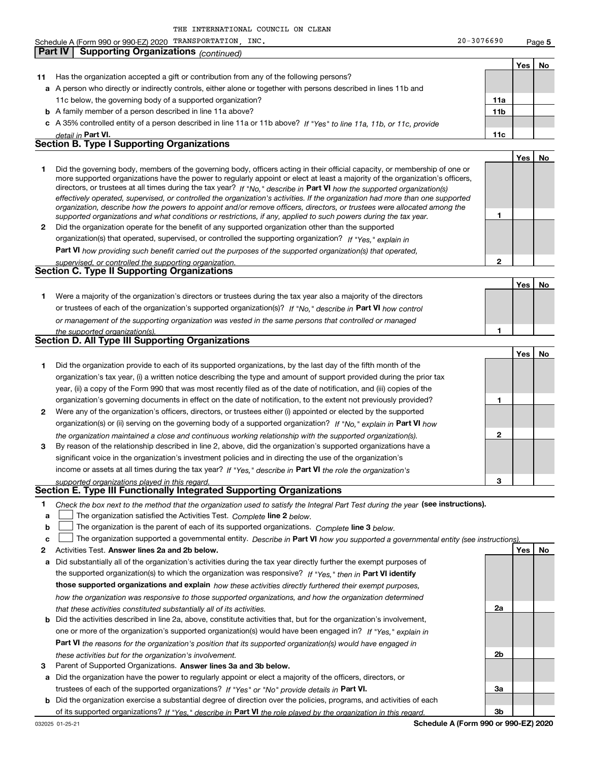THE INTERNATIONAL COUNCIL ON CLEAN

Schedule A (Form 990 or 990-EZ) 2020 TRANSPORTATION, INC. 20-3076690 Page **5**

## Part IV Supporting Organizations *(continued)*

| | | | Yes | No |
|---|---|---|---|---|
| **11** | Has the organization accepted a gift or contribution from any of the following persons? | | | |
| **a** | A person who directly or indirectly controls, either alone or together with persons described in lines 11b and 11c below, the governing body of a supported organization? | **11a** | | |
| **b** | A family member of a person described in line 11a above? | **11b** | | |
| **c** | A 35% controlled entity of a person described in line 11a or 11b above? *If "Yes" to line 11a, 11b, or 11c, provide detail in* **Part VI.** | **11c** | | |

## Section B. Type I Supporting Organizations

| | | | Yes | No |
|---|---|---|---|---|
| **1** | Did the governing body, members of the governing body, officers acting in their official capacity, or membership of one or more supported organizations have the power to regularly appoint or elect at least a majority of the organization's officers, directors, or trustees at all times during the tax year? *If "No," describe in* **Part VI** *how the supported organization(s) effectively operated, supervised, or controlled the organization's activities. If the organization had more than one supported organization, describe how the powers to appoint and/or remove officers, directors, or trustees were allocated among the supported organizations and what conditions or restrictions, if any, applied to such powers during the tax year.* | **1** | | |
| **2** | Did the organization operate for the benefit of any supported organization other than the supported organization(s) that operated, supervised, or controlled the supporting organization? *If "Yes," explain in* **Part VI** *how providing such benefit carried out the purposes of the supported organization(s) that operated, supervised, or controlled the supporting organization.* | **2** | | |

## Section C. Type II Supporting Organizations

| | | | Yes | No |
|---|---|---|---|---|
| **1** | Were a majority of the organization's directors or trustees during the tax year also a majority of the directors or trustees of each of the organization's supported organization(s)? *If "No," describe in* **Part VI** *how control or management of the supporting organization was vested in the same persons that controlled or managed the supported organization(s).* | **1** | | |

## Section D. All Type III Supporting Organizations

| | | | Yes | No |
|---|---|---|---|---|
| **1** | Did the organization provide to each of its supported organizations, by the last day of the fifth month of the organization's tax year, (i) a written notice describing the type and amount of support provided during the prior tax year, (ii) a copy of the Form 990 that was most recently filed as of the date of notification, and (iii) copies of the organization's governing documents in effect on the date of notification, to the extent not previously provided? | **1** | | |
| **2** | Were any of the organization's officers, directors, or trustees either (i) appointed or elected by the supported organization(s) or (ii) serving on the governing body of a supported organization? *If "No," explain in* **Part VI** *how the organization maintained a close and continuous working relationship with the supported organization(s).* | **2** | | |
| **3** | By reason of the relationship described in line 2, above, did the organization's supported organizations have a significant voice in the organization's investment policies and in directing the use of the organization's income or assets at all times during the tax year? *If "Yes," describe in* **Part VI** *the role the organization's supported organizations played in this regard.* | **3** | | |

## Section E. Type III Functionally Integrated Supporting Organizations

**1** *Check the box next to the method that the organization used to satisfy the Integral Part Test during the year* **(see instructions).**

- **a** ☐ The organization satisfied the Activities Test. *Complete* **line 2** *below.*
- **b** ☐ The organization is the parent of each of its supported organizations. *Complete* **line 3** *below.*
- **c** ☐ The organization supported a governmental entity. *Describe in* **Part VI** *how you supported a governmental entity (see instructions).*

| | | | Yes | No |
|---|---|---|---|---|
| **2** | Activities Test. **Answer lines 2a and 2b below.** | | | |
| **a** | Did substantially all of the organization's activities during the tax year directly further the exempt purposes of the supported organization(s) to which the organization was responsive? *If "Yes," then in* **Part VI identify those supported organizations and explain** *how these activities directly furthered their exempt purposes, how the organization was responsive to those supported organizations, and how the organization determined that these activities constituted substantially all of its activities.* | **2a** | | |
| **b** | Did the activities described in line 2a, above, constitute activities that, but for the organization's involvement, one or more of the organization's supported organization(s) would have been engaged in? *If "Yes," explain in* **Part VI** *the reasons for the organization's position that its supported organization(s) would have engaged in these activities but for the organization's involvement.* | **2b** | | |
| **3** | Parent of Supported Organizations. **Answer lines 3a and 3b below.** | | | |
| **a** | Did the organization have the power to regularly appoint or elect a majority of the officers, directors, or trustees of each of the supported organizations? *If "Yes" or "No" provide details in* **Part VI.** | **3a** | | |
| **b** | Did the organization exercise a substantial degree of direction over the policies, programs, and activities of each of its supported organizations? *If "Yes," describe in* **Part VI** *the role played by the organization in this regard.* | **3b** | | |

032025 01-25-21 **Schedule A (Form 990 or 990-EZ) 2020**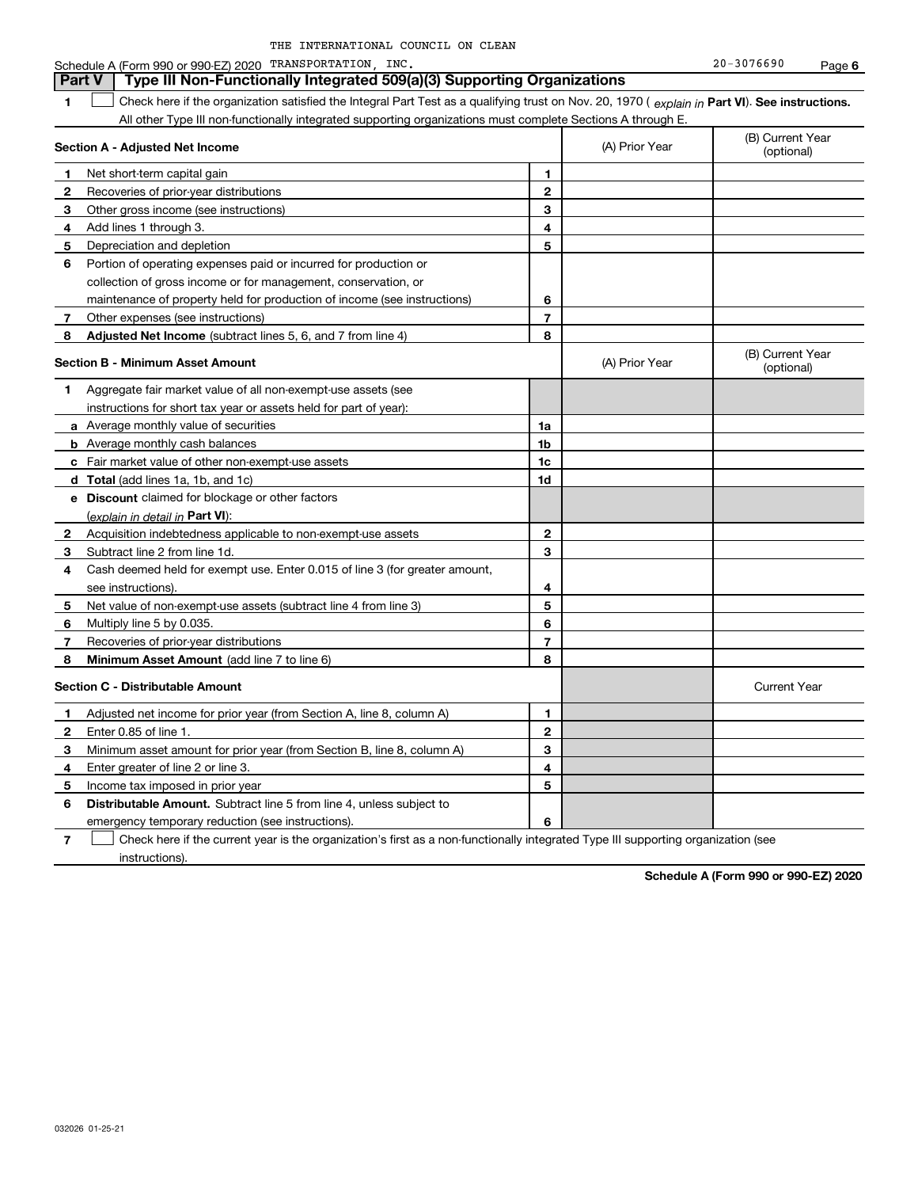THE INTERNATIONAL COUNCIL ON CLEAN

Schedule A (Form 990 or 990-EZ) 2020 TRANSPORTATION, INC. 20-3076690

## Part V Type III Non-Functionally Integrated 509(a)(3) Supporting Organizations

1 ☐ Check here if the organization satisfied the Integral Part Test as a qualifying trust on Nov. 20, 1970 ( *explain in* **Part VI**). **See instructions.** All other Type III non-functionally integrated supporting organizations must complete Sections A through E.

| Section A - Adjusted Net Income | | | (A) Prior Year | (B) Current Year (optional) |
|---|---|---|---|---|
| 1 | Net short-term capital gain | 1 | | |
| 2 | Recoveries of prior-year distributions | 2 | | |
| 3 | Other gross income (see instructions) | 3 | | |
| 4 | Add lines 1 through 3. | 4 | | |
| 5 | Depreciation and depletion | 5 | | |
| 6 | Portion of operating expenses paid or incurred for production or collection of gross income or for management, conservation, or maintenance of property held for production of income (see instructions) | 6 | | |
| 7 | Other expenses (see instructions) | 7 | | |
| 8 | **Adjusted Net Income** (subtract lines 5, 6, and 7 from line 4) | 8 | | |

| Section B - Minimum Asset Amount | | | (A) Prior Year | (B) Current Year (optional) |
|---|---|---|---|---|
| 1 | Aggregate fair market value of all non-exempt-use assets (see instructions for short tax year or assets held for part of year): | | | |
| a | Average monthly value of securities | 1a | | |
| b | Average monthly cash balances | 1b | | |
| c | Fair market value of other non-exempt-use assets | 1c | | |
| d | **Total** (add lines 1a, 1b, and 1c) | 1d | | |
| e | **Discount** claimed for blockage or other factors (*explain in detail in* **Part VI**): | | | |
| 2 | Acquisition indebtedness applicable to non-exempt-use assets | 2 | | |
| 3 | Subtract line 2 from line 1d. | 3 | | |
| 4 | Cash deemed held for exempt use. Enter 0.015 of line 3 (for greater amount, see instructions). | 4 | | |
| 5 | Net value of non-exempt-use assets (subtract line 4 from line 3) | 5 | | |
| 6 | Multiply line 5 by 0.035. | 6 | | |
| 7 | Recoveries of prior-year distributions | 7 | | |
| 8 | **Minimum Asset Amount** (add line 7 to line 6) | 8 | | |

| Section C - Distributable Amount | | | | Current Year |
|---|---|---|---|---|
| 1 | Adjusted net income for prior year (from Section A, line 8, column A) | 1 | | |
| 2 | Enter 0.85 of line 1. | 2 | | |
| 3 | Minimum asset amount for prior year (from Section B, line 8, column A) | 3 | | |
| 4 | Enter greater of line 2 or line 3. | 4 | | |
| 5 | Income tax imposed in prior year | 5 | | |
| 6 | **Distributable Amount.** Subtract line 5 from line 4, unless subject to emergency temporary reduction (see instructions). | 6 | | |

7 ☐ Check here if the current year is the organization's first as a non-functionally integrated Type III supporting organization (see instructions).

**Schedule A (Form 990 or 990-EZ) 2020**

032026 01-25-21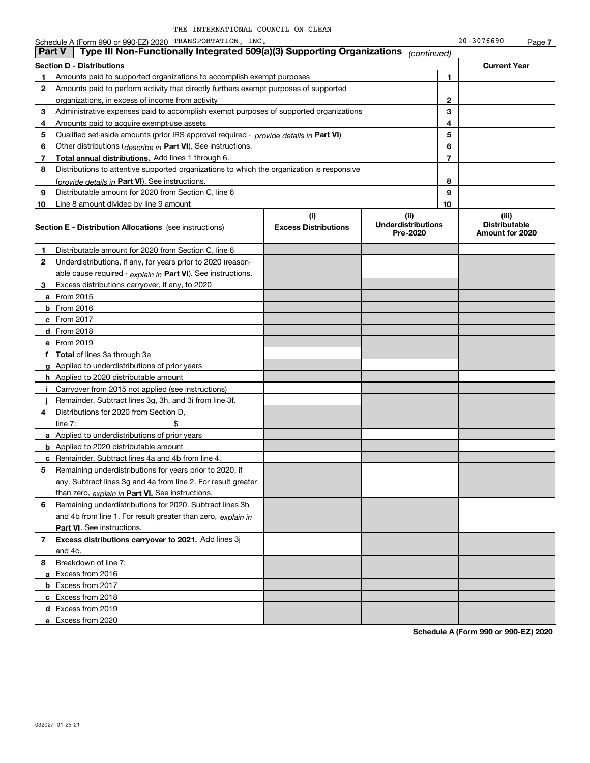THE INTERNATIONAL COUNCIL ON CLEAN

Schedule A (Form 990 or 990-EZ) 2020 TRANSPORTATION, INC. 20-3076690 Page 7

## Part V | Type III Non-Functionally Integrated 509(a)(3) Supporting Organizations *(continued)*

| Section D - Distributions | | | Current Year |
|---|---|---|---|
| 1 | Amounts paid to supported organizations to accomplish exempt purposes | 1 | |
| 2 | Amounts paid to perform activity that directly furthers exempt purposes of supported organizations, in excess of income from activity | 2 | |
| 3 | Administrative expenses paid to accomplish exempt purposes of supported organizations | 3 | |
| 4 | Amounts paid to acquire exempt-use assets | 4 | |
| 5 | Qualified set-aside amounts (prior IRS approval required - *provide details in* **Part VI**) | 5 | |
| 6 | Other distributions (*describe in* **Part VI**). See instructions. | 6 | |
| 7 | **Total annual distributions.** Add lines 1 through 6. | 7 | |
| 8 | Distributions to attentive supported organizations to which the organization is responsive (*provide details in* **Part VI**). See instructions. | 8 | |
| 9 | Distributable amount for 2020 from Section C, line 6 | 9 | |
| 10 | Line 8 amount divided by line 9 amount | 10 | |

| **Section E - Distribution Allocations** (see instructions) | (i) Excess Distributions | (ii) Underdistributions Pre-2020 | (iii) Distributable Amount for 2020 |
|---|---|---|---|
| **1** Distributable amount for 2020 from Section C, line 6 | | | |
| **2** Underdistributions, if any, for years prior to 2020 (reasonable cause required - *explain in* **Part VI**). See instructions. | | | |
| **3** Excess distributions carryover, if any, to 2020 | | | |
| **a** From 2015 | | | |
| **b** From 2016 | | | |
| **c** From 2017 | | | |
| **d** From 2018 | | | |
| **e** From 2019 | | | |
| **f** **Total** of lines 3a through 3e | | | |
| **g** Applied to underdistributions of prior years | | | |
| **h** Applied to 2020 distributable amount | | | |
| **i** Carryover from 2015 not applied (see instructions) | | | |
| **j** Remainder. Subtract lines 3g, 3h, and 3i from line 3f. | | | |
| **4** Distributions for 2020 from Section D, line 7: $ | | | |
| **a** Applied to underdistributions of prior years | | | |
| **b** Applied to 2020 distributable amount | | | |
| **c** Remainder. Subtract lines 4a and 4b from line 4. | | | |
| **5** Remaining underdistributions for years prior to 2020, if any. Subtract lines 3g and 4a from line 2. For result greater than zero, *explain in* **Part VI.** See instructions. | | | |
| **6** Remaining underdistributions for 2020. Subtract lines 3h and 4b from line 1. For result greater than zero, *explain in* **Part VI**. See instructions. | | | |
| **7** **Excess distributions carryover to 2021.** Add lines 3j and 4c. | | | |
| **8** Breakdown of line 7: | | | |
| **a** Excess from 2016 | | | |
| **b** Excess from 2017 | | | |
| **c** Excess from 2018 | | | |
| **d** Excess from 2019 | | | |
| **e** Excess from 2020 | | | |

**Schedule A (Form 990 or 990-EZ) 2020**

032027 01-25-21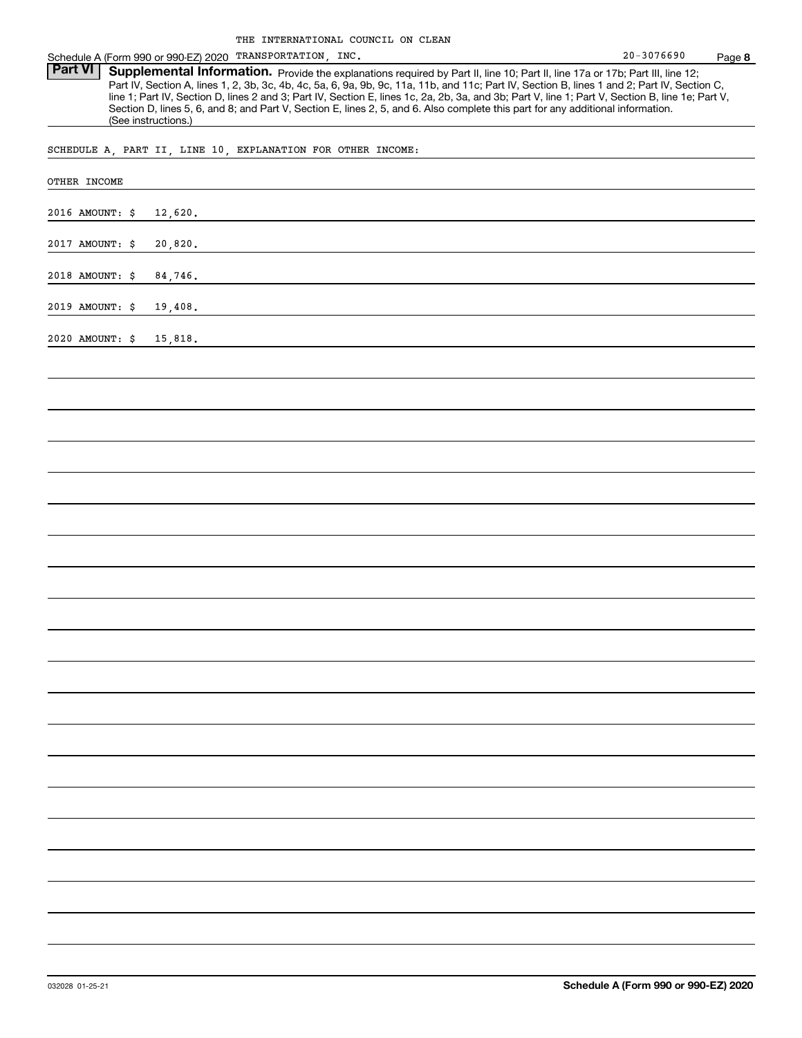THE INTERNATIONAL COUNCIL ON CLEAN

Schedule A (Form 990 or 990-EZ) 2020 TRANSPORTATION, INC. 20-3076690 Page **8**

**Part VI** **Supplemental Information.** Provide the explanations required by Part II, line 10; Part II, line 17a or 17b; Part III, line 12; Part IV, Section A, lines 1, 2, 3b, 3c, 4b, 4c, 5a, 6, 9a, 9b, 9c, 11a, 11b, and 11c; Part IV, Section B, lines 1 and 2; Part IV, Section C, line 1; Part IV, Section D, lines 2 and 3; Part IV, Section E, lines 1c, 2a, 2b, 3a, and 3b; Part V, line 1; Part V, Section B, line 1e; Part V, Section D, lines 5, 6, and 8; and Part V, Section E, lines 2, 5, and 6. Also complete this part for any additional information. (See instructions.)

SCHEDULE A, PART II, LINE 10, EXPLANATION FOR OTHER INCOME:

OTHER INCOME

2016 AMOUNT: $ 12,620.

2017 AMOUNT: $ 20,820.

2018 AMOUNT: $ 84,746.

2019 AMOUNT: $ 19,408.

2020 AMOUNT: $ 15,818.

032028 01-25-21 **Schedule A (Form 990 or 990-EZ) 2020**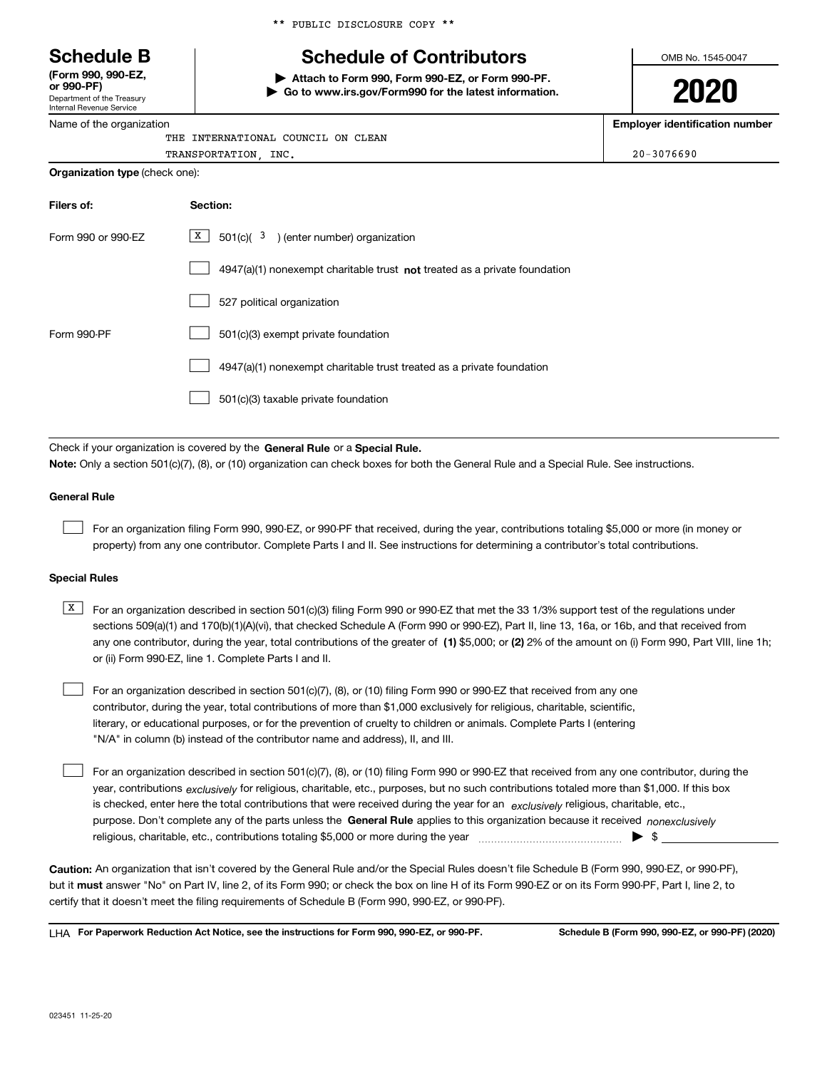** PUBLIC DISCLOSURE COPY **

# Schedule B

**(Form 990, 990-EZ, or 990-PF)**
Department of the Treasury
Internal Revenue Service

## Schedule of Contributors

**▶ Attach to Form 990, Form 990-EZ, or Form 990-PF.**
**▶ Go to www.irs.gov/Form990 for the latest information.**

OMB No. 1545-0047

**2020**

| Name of the organization | Employer identification number |
| --- | --- |
| THE INTERNATIONAL COUNCIL ON CLEAN TRANSPORTATION, INC. | 20-3076690 |

**Organization type** (check one):

| Filers of: | Section: |
| --- | --- |
| Form 990 or 990-EZ | [X] 501(c)( 3 ) (enter number) organization |
| | [ ] 4947(a)(1) nonexempt charitable trust **not** treated as a private foundation |
| | [ ] 527 political organization |
| Form 990-PF | [ ] 501(c)(3) exempt private foundation |
| | [ ] 4947(a)(1) nonexempt charitable trust treated as a private foundation |
| | [ ] 501(c)(3) taxable private foundation |

Check if your organization is covered by the **General Rule** or a **Special Rule.**

**Note:** Only a section 501(c)(7), (8), or (10) organization can check boxes for both the General Rule and a Special Rule. See instructions.

**General Rule**

[ ] For an organization filing Form 990, 990-EZ, or 990-PF that received, during the year, contributions totaling $5,000 or more (in money or property) from any one contributor. Complete Parts I and II. See instructions for determining a contributor's total contributions.

**Special Rules**

[X] For an organization described in section 501(c)(3) filing Form 990 or 990-EZ that met the 33 1/3% support test of the regulations under sections 509(a)(1) and 170(b)(1)(A)(vi), that checked Schedule A (Form 990 or 990-EZ), Part II, line 13, 16a, or 16b, and that received from any one contributor, during the year, total contributions of the greater of **(1)** $5,000; or **(2)** 2% of the amount on (i) Form 990, Part VIII, line 1h; or (ii) Form 990-EZ, line 1. Complete Parts I and II.

[ ] For an organization described in section 501(c)(7), (8), or (10) filing Form 990 or 990-EZ that received from any one contributor, during the year, total contributions of more than $1,000 exclusively for religious, charitable, scientific, literary, or educational purposes, or for the prevention of cruelty to children or animals. Complete Parts I (entering "N/A" in column (b) instead of the contributor name and address), II, and III.

[ ] For an organization described in section 501(c)(7), (8), or (10) filing Form 990 or 990-EZ that received from any one contributor, during the year, contributions *exclusively* for religious, charitable, etc., purposes, but no such contributions totaled more than $1,000. If this box is checked, enter here the total contributions that were received during the year for an *exclusively* religious, charitable, etc., purpose. Don't complete any of the parts unless the **General Rule** applies to this organization because it received *nonexclusively* religious, charitable, etc., contributions totaling $5,000 or more during the year ▶ $ ____________

**Caution:** An organization that isn't covered by the General Rule and/or the Special Rules doesn't file Schedule B (Form 990, 990-EZ, or 990-PF), but it **must** answer "No" on Part IV, line 2, of its Form 990; or check the box on line H of its Form 990-EZ or on its Form 990-PF, Part I, line 2, to certify that it doesn't meet the filing requirements of Schedule B (Form 990, 990-EZ, or 990-PF).

LHA **For Paperwork Reduction Act Notice, see the instructions for Form 990, 990-EZ, or 990-PF.** **Schedule B (Form 990, 990-EZ, or 990-PF) (2020)**

023451 11-25-20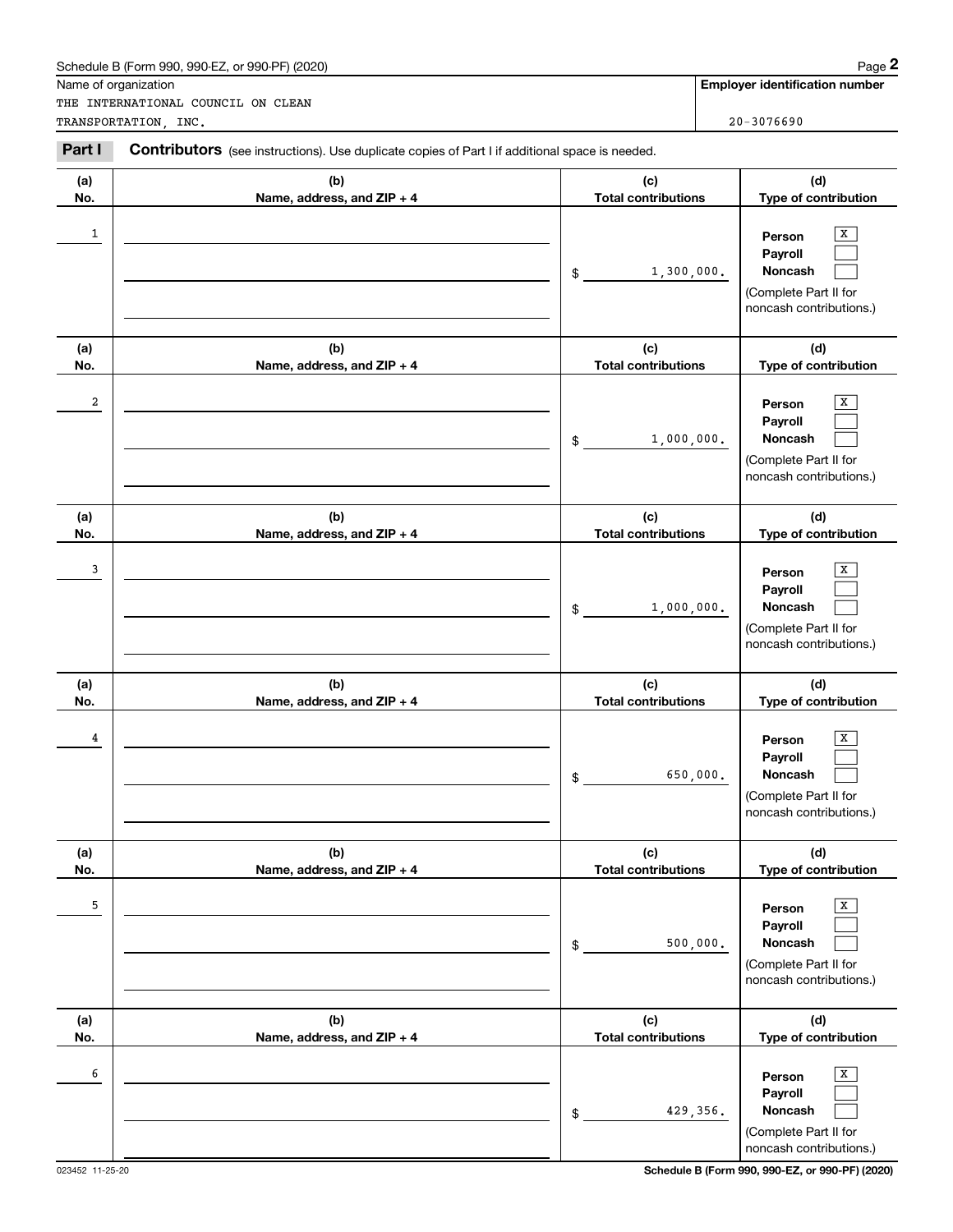Schedule B (Form 990, 990-EZ, or 990-PF) (2020)

| Name of organization | Employer identification number |
|---|---|
| THE INTERNATIONAL COUNCIL ON CLEAN TRANSPORTATION, INC. | 20-3076690 |

**Part I** **Contributors** (see instructions). Use duplicate copies of Part I if additional space is needed.

| (a) No. | (b) Name, address, and ZIP + 4 | (c) Total contributions | (d) Type of contribution |
|---|---|---|---|
| 1 | | $ 1,300,000. | Person [X] Payroll [ ] Noncash [ ] (Complete Part II for noncash contributions.) |
| 2 | | $ 1,000,000. | Person [X] Payroll [ ] Noncash [ ] (Complete Part II for noncash contributions.) |
| 3 | | $ 1,000,000. | Person [X] Payroll [ ] Noncash [ ] (Complete Part II for noncash contributions.) |
| 4 | | $ 650,000. | Person [X] Payroll [ ] Noncash [ ] (Complete Part II for noncash contributions.) |
| 5 | | $ 500,000. | Person [X] Payroll [ ] Noncash [ ] (Complete Part II for noncash contributions.) |
| 6 | | $ 429,356. | Person [X] Payroll [ ] Noncash [ ] (Complete Part II for noncash contributions.) |

023452 11-25-20

Schedule B (Form 990, 990-EZ, or 990-PF) (2020)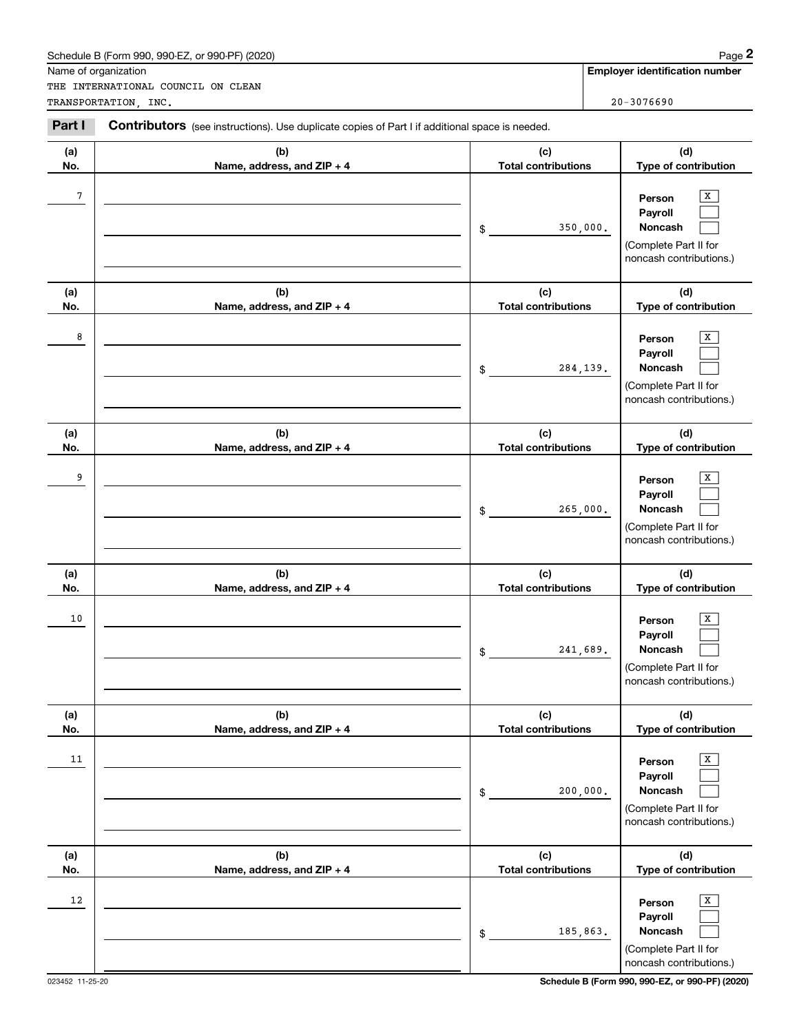Schedule B (Form 990, 990-EZ, or 990-PF) (2020)

Name of organization: THE INTERNATIONAL COUNCIL ON CLEAN TRANSPORTATION, INC.

**Employer identification number:** 20-3076690

**Part I** **Contributors** (see instructions). Use duplicate copies of Part I if additional space is needed.

| (a) No. | (b) Name, address, and ZIP + 4 | (c) Total contributions | (d) Type of contribution |
|---|---|---|---|
| 7 | | $ 350,000. | Person [X] Payroll [ ] Noncash [ ] (Complete Part II for noncash contributions.) |
| 8 | | $ 284,139. | Person [X] Payroll [ ] Noncash [ ] (Complete Part II for noncash contributions.) |
| 9 | | $ 265,000. | Person [X] Payroll [ ] Noncash [ ] (Complete Part II for noncash contributions.) |
| 10 | | $ 241,689. | Person [X] Payroll [ ] Noncash [ ] (Complete Part II for noncash contributions.) |
| 11 | | $ 200,000. | Person [X] Payroll [ ] Noncash [ ] (Complete Part II for noncash contributions.) |
| 12 | | $ 185,863. | Person [X] Payroll [ ] Noncash [ ] (Complete Part II for noncash contributions.) |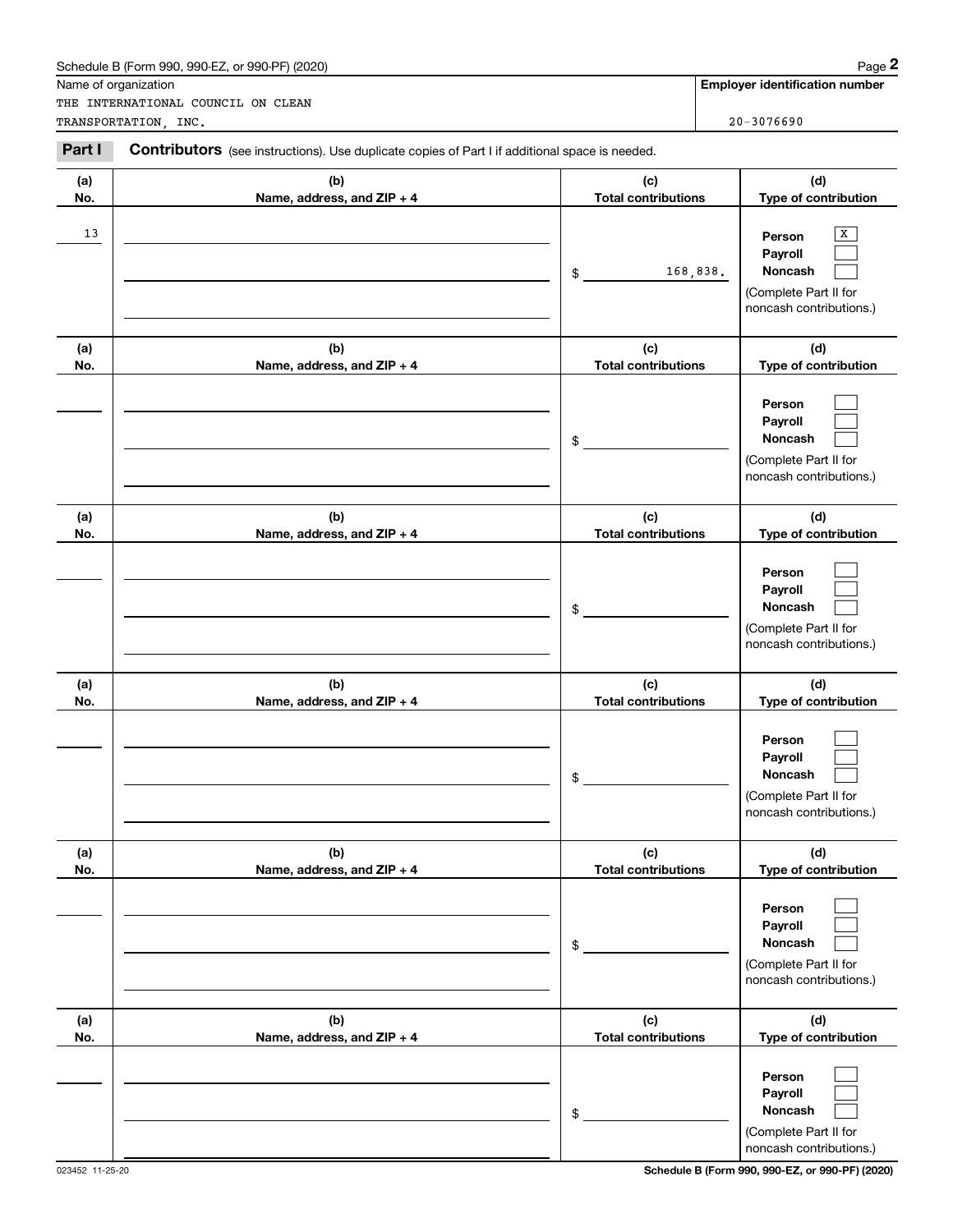Schedule B (Form 990, 990-EZ, or 990-PF) (2020)

Name of organization: THE INTERNATIONAL COUNCIL ON CLEAN TRANSPORTATION, INC.

**Employer identification number:** 20-3076690

**Part I** **Contributors** (see instructions). Use duplicate copies of Part I if additional space is needed.

| (a) No. | (b) Name, address, and ZIP + 4 | (c) Total contributions | (d) Type of contribution |
|---|---|---|---|
| 13 | | $ 168,838. | Person [X] Payroll [ ] Noncash [ ] (Complete Part II for noncash contributions.) |
| | | $ | Person [ ] Payroll [ ] Noncash [ ] (Complete Part II for noncash contributions.) |
| | | $ | Person [ ] Payroll [ ] Noncash [ ] (Complete Part II for noncash contributions.) |
| | | $ | Person [ ] Payroll [ ] Noncash [ ] (Complete Part II for noncash contributions.) |
| | | $ | Person [ ] Payroll [ ] Noncash [ ] (Complete Part II for noncash contributions.) |
| | | $ | Person [ ] Payroll [ ] Noncash [ ] (Complete Part II for noncash contributions.) |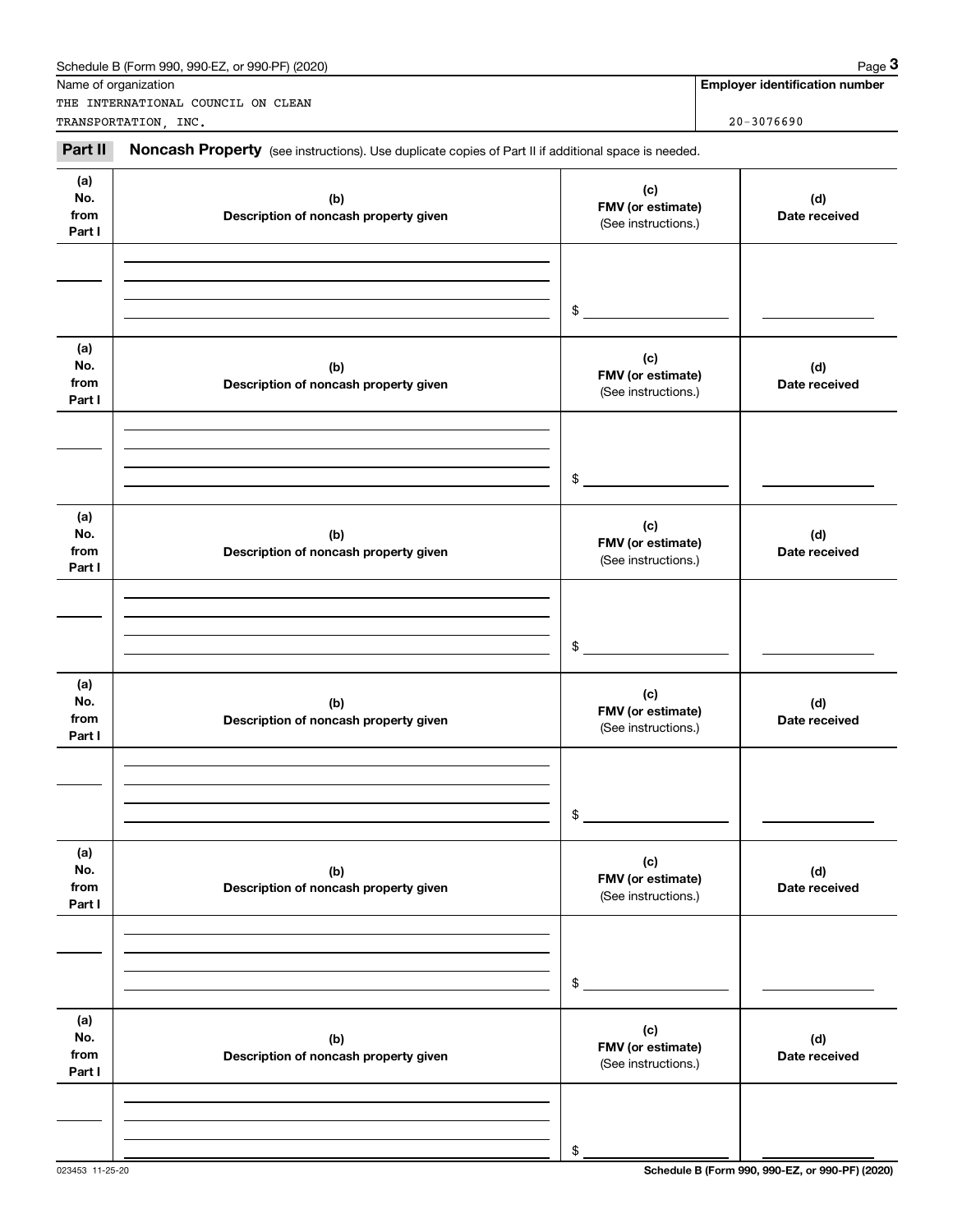Schedule B (Form 990, 990-EZ, or 990-PF) (2020)

| Name of organization | Employer identification number |
|---|---|
| THE INTERNATIONAL COUNCIL ON CLEAN TRANSPORTATION, INC. | 20-3076690 |

**Part II** **Noncash Property** (see instructions). Use duplicate copies of Part II if additional space is needed.

| (a) No. from Part I | (b) Description of noncash property given | (c) FMV (or estimate) (See instructions.) | (d) Date received |
|---|---|---|---|
| | | $ | |

| (a) No. from Part I | (b) Description of noncash property given | (c) FMV (or estimate) (See instructions.) | (d) Date received |
|---|---|---|---|
| | | $ | |

| (a) No. from Part I | (b) Description of noncash property given | (c) FMV (or estimate) (See instructions.) | (d) Date received |
|---|---|---|---|
| | | $ | |

| (a) No. from Part I | (b) Description of noncash property given | (c) FMV (or estimate) (See instructions.) | (d) Date received |
|---|---|---|---|
| | | $ | |

| (a) No. from Part I | (b) Description of noncash property given | (c) FMV (or estimate) (See instructions.) | (d) Date received |
|---|---|---|---|
| | | $ | |

| (a) No. from Part I | (b) Description of noncash property given | (c) FMV (or estimate) (See instructions.) | (d) Date received |
|---|---|---|---|
| | | $ | |

023453 11-25-20

Schedule B (Form 990, 990-EZ, or 990-PF) (2020)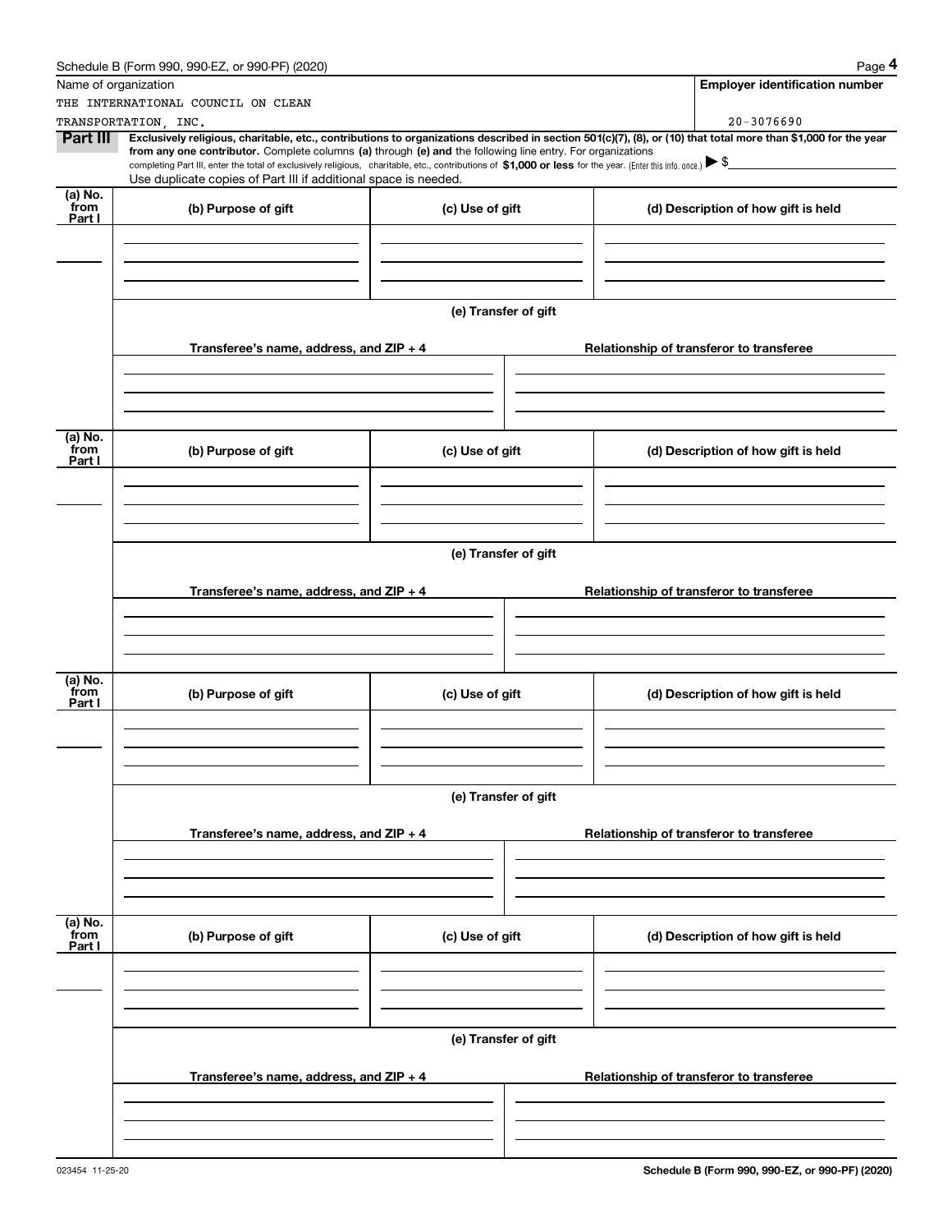Schedule B (Form 990, 990-EZ, or 990-PF) (2020)

| Name of organization | Employer identification number |
| --- | --- |
| THE INTERNATIONAL COUNCIL ON CLEAN TRANSPORTATION, INC. | 20-3076690 |

**Part III** **Exclusively religious, charitable, etc., contributions to organizations described in section 501(c)(7), (8), or (10) that total more than $1,000 for the year from any one contributor.** Complete columns **(a)** through **(e) and** the following line entry. For organizations completing Part III, enter the total of exclusively religious, charitable, etc., contributions of **$1,000 or less** for the year. (Enter this info. once.) ▶ $

Use duplicate copies of Part III if additional space is needed.

| (a) No. from Part I | (b) Purpose of gift | (c) Use of gift | (d) Description of how gift is held |
| --- | --- | --- | --- |
| | | | |

(e) Transfer of gift

| Transferee's name, address, and ZIP + 4 | Relationship of transferor to transferee |
| --- | --- |
| | |

| (a) No. from Part I | (b) Purpose of gift | (c) Use of gift | (d) Description of how gift is held |
| --- | --- | --- | --- |
| | | | |

(e) Transfer of gift

| Transferee's name, address, and ZIP + 4 | Relationship of transferor to transferee |
| --- | --- |
| | |

| (a) No. from Part I | (b) Purpose of gift | (c) Use of gift | (d) Description of how gift is held |
| --- | --- | --- | --- |
| | | | |

(e) Transfer of gift

| Transferee's name, address, and ZIP + 4 | Relationship of transferor to transferee |
| --- | --- |
| | |

| (a) No. from Part I | (b) Purpose of gift | (c) Use of gift | (d) Description of how gift is held |
| --- | --- | --- | --- |
| | | | |

(e) Transfer of gift

| Transferee's name, address, and ZIP + 4 | Relationship of transferor to transferee |
| --- | --- |
| | |

023454 11-25-20

Schedule B (Form 990, 990-EZ, or 990-PF) (2020)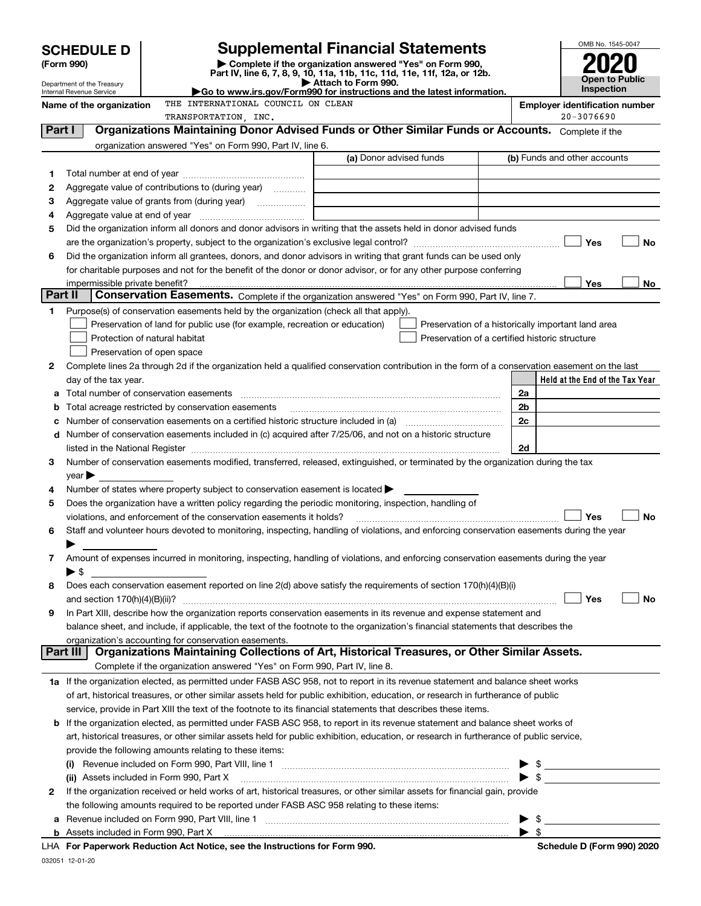# SCHEDULE D (Form 990)

Department of the Treasury
Internal Revenue Service

## Supplemental Financial Statements

▶ Complete if the organization answered "Yes" on Form 990, Part IV, line 6, 7, 8, 9, 10, 11a, 11b, 11c, 11d, 11e, 11f, 12a, or 12b.
▶ Attach to Form 990.
▶Go to www.irs.gov/Form990 for instructions and the latest information.

OMB No. 1545-0047
**2020**
**Open to Public Inspection**

**Name of the organization** THE INTERNATIONAL COUNCIL ON CLEAN TRANSPORTATION, INC.

**Employer identification number** 20-3076690

### Part I — Organizations Maintaining Donor Advised Funds or Other Similar Funds or Accounts.
Complete if the organization answered "Yes" on Form 990, Part IV, line 6.

| | | (a) Donor advised funds | (b) Funds and other accounts |
|---|---|---|---|
| 1 | Total number at end of year | | |
| 2 | Aggregate value of contributions to (during year) | | |
| 3 | Aggregate value of grants from (during year) | | |
| 4 | Aggregate value at end of year | | |

5 Did the organization inform all donors and donor advisors in writing that the assets held in donor advised funds are the organization's property, subject to the organization's exclusive legal control? ☐ Yes ☐ No

6 Did the organization inform all grantees, donors, and donor advisors in writing that grant funds can be used only for charitable purposes and not for the benefit of the donor or donor advisor, or for any other purpose conferring impermissible private benefit? ☐ Yes ☐ No

### Part II — Conservation Easements.
Complete if the organization answered "Yes" on Form 990, Part IV, line 7.

1 Purpose(s) of conservation easements held by the organization (check all that apply).
- ☐ Preservation of land for public use (for example, recreation or education)
- ☐ Protection of natural habitat
- ☐ Preservation of open space
- ☐ Preservation of a historically important land area
- ☐ Preservation of a certified historic structure

2 Complete lines 2a through 2d if the organization held a qualified conservation contribution in the form of a conservation easement on the last day of the tax year.

| | | | Held at the End of the Tax Year |
|---|---|---|---|
| a | Total number of conservation easements | 2a | |
| b | Total acreage restricted by conservation easements | 2b | |
| c | Number of conservation easements on a certified historic structure included in (a) | 2c | |
| d | Number of conservation easements included in (c) acquired after 7/25/06, and not on a historic structure listed in the National Register | 2d | |

3 Number of conservation easements modified, transferred, released, extinguished, or terminated by the organization during the tax year ▶

4 Number of states where property subject to conservation easement is located ▶

5 Does the organization have a written policy regarding the periodic monitoring, inspection, handling of violations, and enforcement of the conservation easements it holds? ☐ Yes ☐ No

6 Staff and volunteer hours devoted to monitoring, inspecting, handling of violations, and enforcing conservation easements during the year ▶

7 Amount of expenses incurred in monitoring, inspecting, handling of violations, and enforcing conservation easements during the year ▶ $

8 Does each conservation easement reported on line 2(d) above satisfy the requirements of section 170(h)(4)(B)(i) and section 170(h)(4)(B)(ii)? ☐ Yes ☐ No

9 In Part XIII, describe how the organization reports conservation easements in its revenue and expense statement and balance sheet, and include, if applicable, the text of the footnote to the organization's financial statements that describes the organization's accounting for conservation easements.

### Part III — Organizations Maintaining Collections of Art, Historical Treasures, or Other Similar Assets.
Complete if the organization answered "Yes" on Form 990, Part IV, line 8.

1a If the organization elected, as permitted under FASB ASC 958, not to report in its revenue statement and balance sheet works of art, historical treasures, or other similar assets held for public exhibition, education, or research in furtherance of public service, provide in Part XIII the text of the footnote to its financial statements that describes these items.

b If the organization elected, as permitted under FASB ASC 958, to report in its revenue statement and balance sheet works of art, historical treasures, or other similar assets held for public exhibition, education, or research in furtherance of public service, provide the following amounts relating to these items:

(i) Revenue included on Form 990, Part VIII, line 1 ▶ $

(ii) Assets included in Form 990, Part X ▶ $

2 If the organization received or held works of art, historical treasures, or other similar assets for financial gain, provide the following amounts required to be reported under FASB ASC 958 relating to these items:

a Revenue included on Form 990, Part VIII, line 1 ▶ $

b Assets included in Form 990, Part X ▶ $

LHA **For Paperwork Reduction Act Notice, see the Instructions for Form 990.** **Schedule D (Form 990) 2020**

032051 12-01-20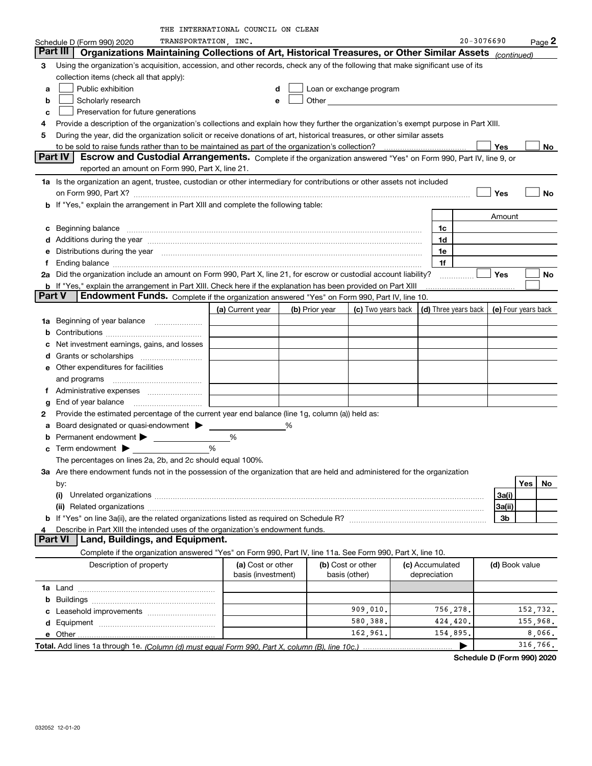THE INTERNATIONAL COUNCIL ON CLEAN TRANSPORTATION, INC. 20-3076690

Schedule D (Form 990) 2020 Page 2

## Part III Organizations Maintaining Collections of Art, Historical Treasures, or Other Similar Assets *(continued)*

**3** Using the organization's acquisition, accession, and other records, check any of the following that make significant use of its collection items (check all that apply):

- **a** ☐ Public exhibition
- **b** ☐ Scholarly research
- **c** ☐ Preservation for future generations
- **d** ☐ Loan or exchange program
- **e** ☐ Other

**4** Provide a description of the organization's collections and explain how they further the organization's exempt purpose in Part XIII.

**5** During the year, did the organization solicit or receive donations of art, historical treasures, or other similar assets to be sold to raise funds rather than to be maintained as part of the organization's collection? ☐ Yes ☐ No

## Part IV Escrow and Custodial Arrangements.

Complete if the organization answered "Yes" on Form 990, Part IV, line 9, or reported an amount on Form 990, Part X, line 21.

**1a** Is the organization an agent, trustee, custodian or other intermediary for contributions or other assets not included on Form 990, Part X? ☐ Yes ☐ No

**b** If "Yes," explain the arrangement in Part XIII and complete the following table:

| | | Amount |
|---|---|---|
| **c** Beginning balance | 1c | |
| **d** Additions during the year | 1d | |
| **e** Distributions during the year | 1e | |
| **f** Ending balance | 1f | |

**2a** Did the organization include an amount on Form 990, Part X, line 21, for escrow or custodial account liability? ☐ Yes ☐ No

**b** If "Yes," explain the arrangement in Part XIII. Check here if the explanation has been provided on Part XIII ☐

## Part V Endowment Funds.

Complete if the organization answered "Yes" on Form 990, Part IV, line 10.

| | (a) Current year | (b) Prior year | (c) Two years back | (d) Three years back | (e) Four years back |
|---|---|---|---|---|---|
| **1a** Beginning of year balance | | | | | |
| **b** Contributions | | | | | |
| **c** Net investment earnings, gains, and losses | | | | | |
| **d** Grants or scholarships | | | | | |
| **e** Other expenditures for facilities and programs | | | | | |
| **f** Administrative expenses | | | | | |
| **g** End of year balance | | | | | |

**2** Provide the estimated percentage of the current year end balance (line 1g, column (a)) held as:

- **a** Board designated or quasi-endowment ▶ ______ %
- **b** Permanent endowment ▶ ______ %
- **c** Term endowment ▶ ______ %

The percentages on lines 2a, 2b, and 2c should equal 100%.

**3a** Are there endowment funds not in the possession of the organization that are held and administered for the organization by:

| | | Yes | No |
|---|---|---|---|
| **(i)** Unrelated organizations | 3a(i) | | |
| **(ii)** Related organizations | 3a(ii) | | |
| **b** If "Yes" on line 3a(ii), are the related organizations listed as required on Schedule R? | 3b | | |

**4** Describe in Part XIII the intended uses of the organization's endowment funds.

## Part VI Land, Buildings, and Equipment.

Complete if the organization answered "Yes" on Form 990, Part IV, line 11a. See Form 990, Part X, line 10.

| Description of property | (a) Cost or other basis (investment) | (b) Cost or other basis (other) | (c) Accumulated depreciation | (d) Book value |
|---|---|---|---|---|
| **1a** Land | | | | |
| **b** Buildings | | | | |
| **c** Leasehold improvements | | 909,010. | 756,278. | 152,732. |
| **d** Equipment | | 580,388. | 424,420. | 155,968. |
| **e** Other | | 162,961. | 154,895. | 8,066. |
| **Total.** Add lines 1a through 1e. *(Column (d) must equal Form 990, Part X, column (B), line 10c.)* ▶ | | | | 316,766. |

Schedule D (Form 990) 2020

032052 12-01-20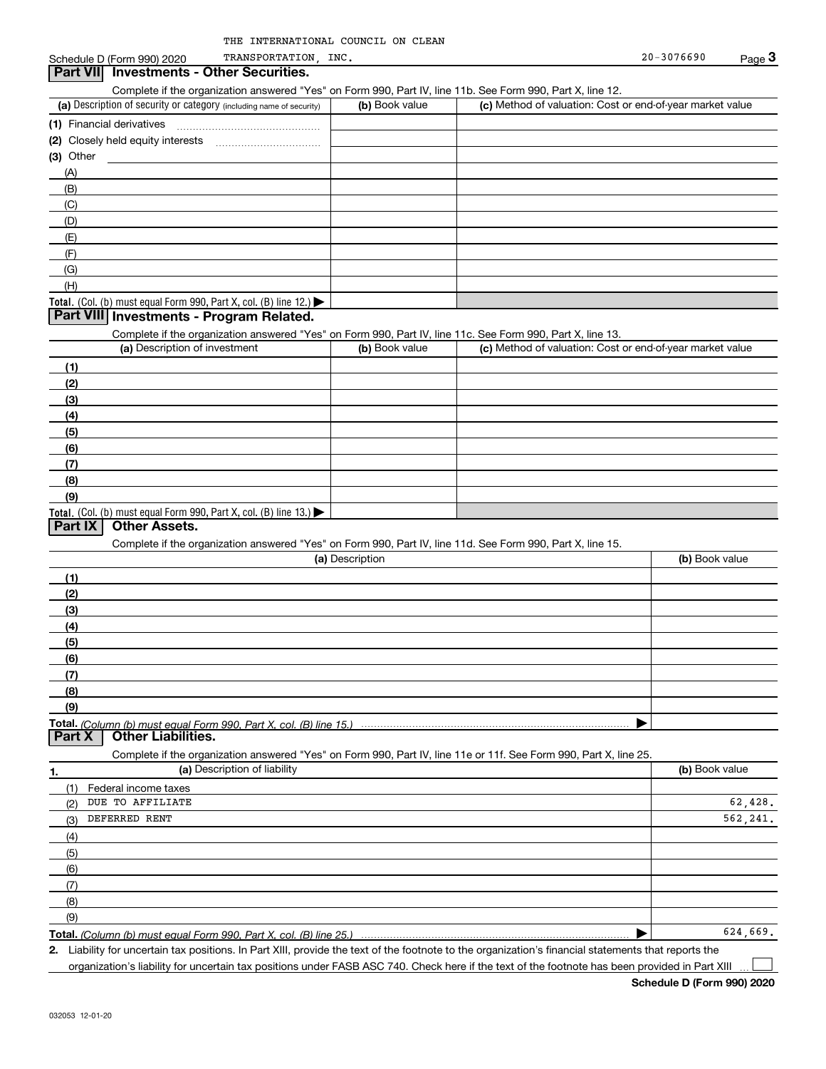THE INTERNATIONAL COUNCIL ON CLEAN TRANSPORTATION, INC. 20-3076690

Schedule D (Form 990) 2020

## Part VII Investments - Other Securities.

Complete if the organization answered "Yes" on Form 990, Part IV, line 11b. See Form 990, Part X, line 12.

| (a) Description of security or category (including name of security) | (b) Book value | (c) Method of valuation: Cost or end-of-year market value |
|---|---|---|
| (1) Financial derivatives | | |
| (2) Closely held equity interests | | |
| (3) Other | | |
| (A) | | |
| (B) | | |
| (C) | | |
| (D) | | |
| (E) | | |
| (F) | | |
| (G) | | |
| (H) | | |
| **Total.** (Col. (b) must equal Form 990, Part X, col. (B) line 12.) ▶ | | |

## Part VIII Investments - Program Related.

Complete if the organization answered "Yes" on Form 990, Part IV, line 11c. See Form 990, Part X, line 13.

| (a) Description of investment | (b) Book value | (c) Method of valuation: Cost or end-of-year market value |
|---|---|---|
| (1) | | |
| (2) | | |
| (3) | | |
| (4) | | |
| (5) | | |
| (6) | | |
| (7) | | |
| (8) | | |
| (9) | | |
| **Total.** (Col. (b) must equal Form 990, Part X, col. (B) line 13.) ▶ | | |

## Part IX Other Assets.

Complete if the organization answered "Yes" on Form 990, Part IV, line 11d. See Form 990, Part X, line 15.

| (a) Description | (b) Book value |
|---|---|
| (1) | |
| (2) | |
| (3) | |
| (4) | |
| (5) | |
| (6) | |
| (7) | |
| (8) | |
| (9) | |
| **Total.** *(Column (b) must equal Form 990, Part X, col. (B) line 15.)* ▶ | |

## Part X Other Liabilities.

Complete if the organization answered "Yes" on Form 990, Part IV, line 11e or 11f. See Form 990, Part X, line 25.

| 1. (a) Description of liability | (b) Book value |
|---|---|
| (1) Federal income taxes | |
| (2) DUE TO AFFILIATE | 62,428. |
| (3) DEFERRED RENT | 562,241. |
| (4) | |
| (5) | |
| (6) | |
| (7) | |
| (8) | |
| (9) | |
| **Total.** *(Column (b) must equal Form 990, Part X, col. (B) line 25.)* ▶ | 624,669. |

2. Liability for uncertain tax positions. In Part XIII, provide the text of the footnote to the organization's financial statements that reports the organization's liability for uncertain tax positions under FASB ASC 740. Check here if the text of the footnote has been provided in Part XIII ☐

Schedule D (Form 990) 2020

032053 12-01-20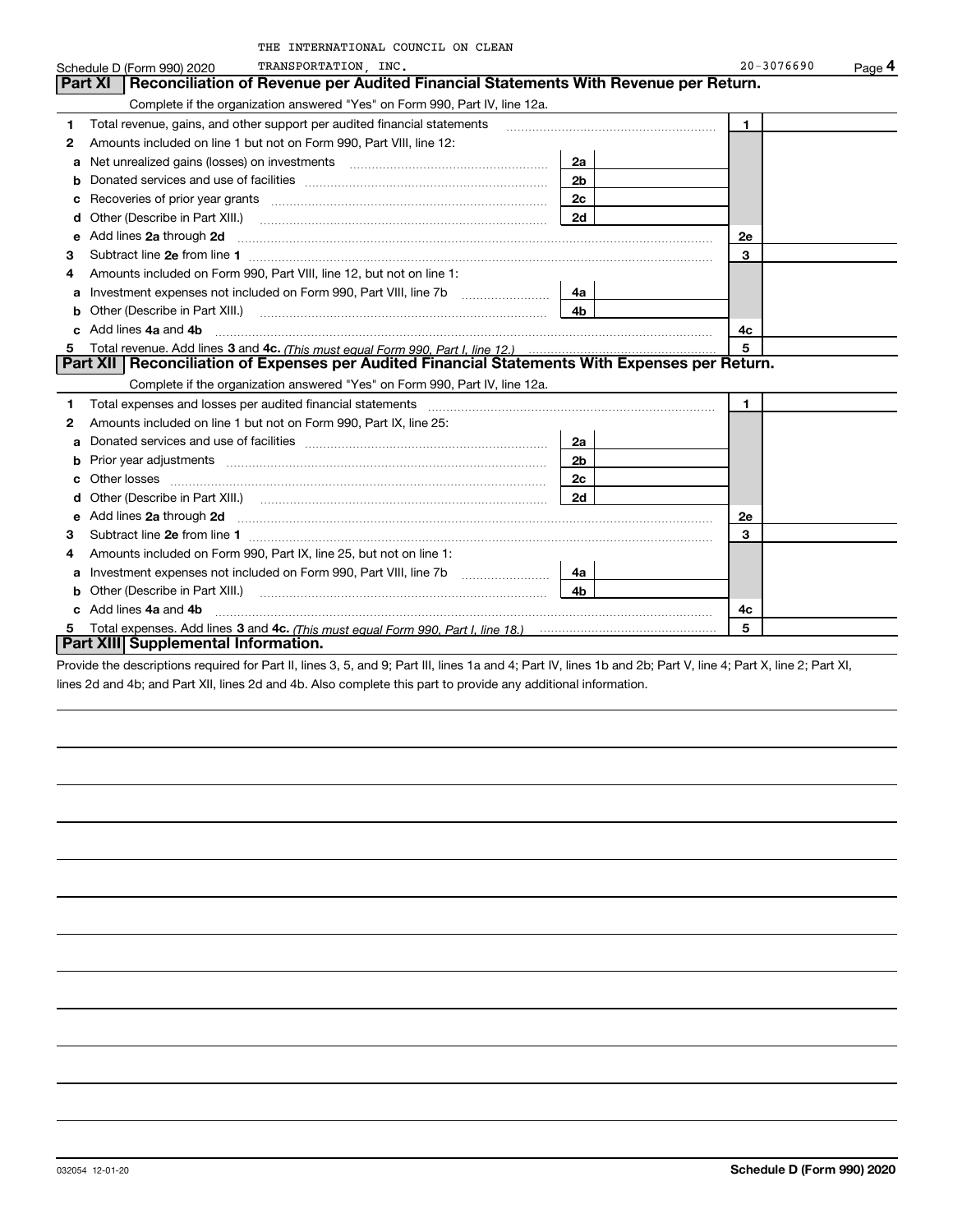THE INTERNATIONAL COUNCIL ON CLEAN TRANSPORTATION, INC. 20-3076690

## Part XI Reconciliation of Revenue per Audited Financial Statements With Revenue per Return.

Complete if the organization answered "Yes" on Form 990, Part IV, line 12a.

| | | | | | |
|---|---|---|---|---|---|
| 1 | Total revenue, gains, and other support per audited financial statements | | | 1 | |
| 2 | Amounts included on line 1 but not on Form 990, Part VIII, line 12: | | | | |
| a | Net unrealized gains (losses) on investments | 2a | | | |
| b | Donated services and use of facilities | 2b | | | |
| c | Recoveries of prior year grants | 2c | | | |
| d | Other (Describe in Part XIII.) | 2d | | | |
| e | Add lines **2a** through **2d** | | | 2e | |
| 3 | Subtract line **2e** from line **1** | | | 3 | |
| 4 | Amounts included on Form 990, Part VIII, line 12, but not on line 1: | | | | |
| a | Investment expenses not included on Form 990, Part VIII, line 7b | 4a | | | |
| b | Other (Describe in Part XIII.) | 4b | | | |
| c | Add lines **4a** and **4b** | | | 4c | |
| 5 | Total revenue. Add lines **3** and **4c.** *(This must equal Form 990, Part I, line 12.)* | | | 5 | |

## Part XII Reconciliation of Expenses per Audited Financial Statements With Expenses per Return.

Complete if the organization answered "Yes" on Form 990, Part IV, line 12a.

| | | | | | |
|---|---|---|---|---|---|
| 1 | Total expenses and losses per audited financial statements | | | 1 | |
| 2 | Amounts included on line 1 but not on Form 990, Part IX, line 25: | | | | |
| a | Donated services and use of facilities | 2a | | | |
| b | Prior year adjustments | 2b | | | |
| c | Other losses | 2c | | | |
| d | Other (Describe in Part XIII.) | 2d | | | |
| e | Add lines **2a** through **2d** | | | 2e | |
| 3 | Subtract line **2e** from line **1** | | | 3 | |
| 4 | Amounts included on Form 990, Part IX, line 25, but not on line 1: | | | | |
| a | Investment expenses not included on Form 990, Part VIII, line 7b | 4a | | | |
| b | Other (Describe in Part XIII.) | 4b | | | |
| c | Add lines **4a** and **4b** | | | 4c | |
| 5 | Total expenses. Add lines **3** and **4c.** *(This must equal Form 990, Part I, line 18.)* | | | 5 | |

## Part XIII Supplemental Information.

Provide the descriptions required for Part II, lines 3, 5, and 9; Part III, lines 1a and 4; Part IV, lines 1b and 2b; Part V, line 4; Part X, line 2; Part XI, lines 2d and 4b; and Part XII, lines 2d and 4b. Also complete this part to provide any additional information.

032054 12-01-20 **Schedule D (Form 990) 2020**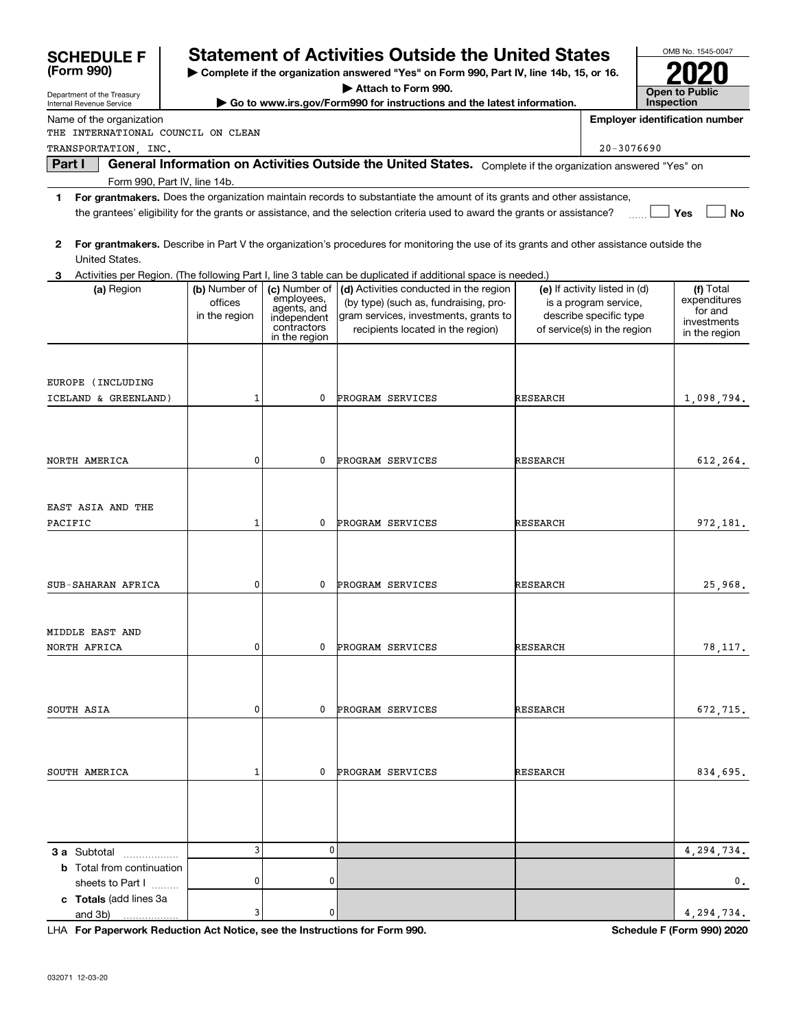# SCHEDULE F (Form 990)

Department of the Treasury
Internal Revenue Service

# Statement of Activities Outside the United States

▶ **Complete if the organization answered "Yes" on Form 990, Part IV, line 14b, 15, or 16.**

▶ **Attach to Form 990.**

▶ **Go to www.irs.gov/Form990 for instructions and the latest information.**

OMB No. 1545-0047

**2020**

**Open to Public Inspection**

Name of the organization
THE INTERNATIONAL COUNCIL ON CLEAN TRANSPORTATION, INC.

**Employer identification number**
20-3076690

**Part I** **General Information on Activities Outside the United States.** Complete if the organization answered "Yes" on Form 990, Part IV, line 14b.

**1** **For grantmakers.** Does the organization maintain records to substantiate the amount of its grants and other assistance, the grantees' eligibility for the grants or assistance, and the selection criteria used to award the grants or assistance? ☐ **Yes** ☐ **No**

**2** **For grantmakers.** Describe in Part V the organization's procedures for monitoring the use of its grants and other assistance outside the United States.

**3** Activities per Region. (The following Part I, line 3 table can be duplicated if additional space is needed.)

| (a) Region | (b) Number of offices in the region | (c) Number of employees, agents, and independent contractors in the region | (d) Activities conducted in the region (by type) (such as, fundraising, program services, investments, grants to recipients located in the region) | (e) If activity listed in (d) is a program service, describe specific type of service(s) in the region | (f) Total expenditures for and investments in the region |
|---|---|---|---|---|---|
| EUROPE (INCLUDING ICELAND & GREENLAND) | 1 | 0 | PROGRAM SERVICES | RESEARCH | 1,098,794. |
| NORTH AMERICA | 0 | 0 | PROGRAM SERVICES | RESEARCH | 612,264. |
| EAST ASIA AND THE PACIFIC | 1 | 0 | PROGRAM SERVICES | RESEARCH | 972,181. |
| SUB-SAHARAN AFRICA | 0 | 0 | PROGRAM SERVICES | RESEARCH | 25,968. |
| MIDDLE EAST AND NORTH AFRICA | 0 | 0 | PROGRAM SERVICES | RESEARCH | 78,117. |
| SOUTH ASIA | 0 | 0 | PROGRAM SERVICES | RESEARCH | 672,715. |
| SOUTH AMERICA | 1 | 0 | PROGRAM SERVICES | RESEARCH | 834,695. |
| | | | | | |
| **3 a** Subtotal | 3 | 0 | | | 4,294,734. |
| **b** Total from continuation sheets to Part I | 0 | 0 | | | 0. |
| **c Totals** (add lines 3a and 3b) | 3 | 0 | | | 4,294,734. |

LHA **For Paperwork Reduction Act Notice, see the Instructions for Form 990.** **Schedule F (Form 990) 2020**

032071 12-03-20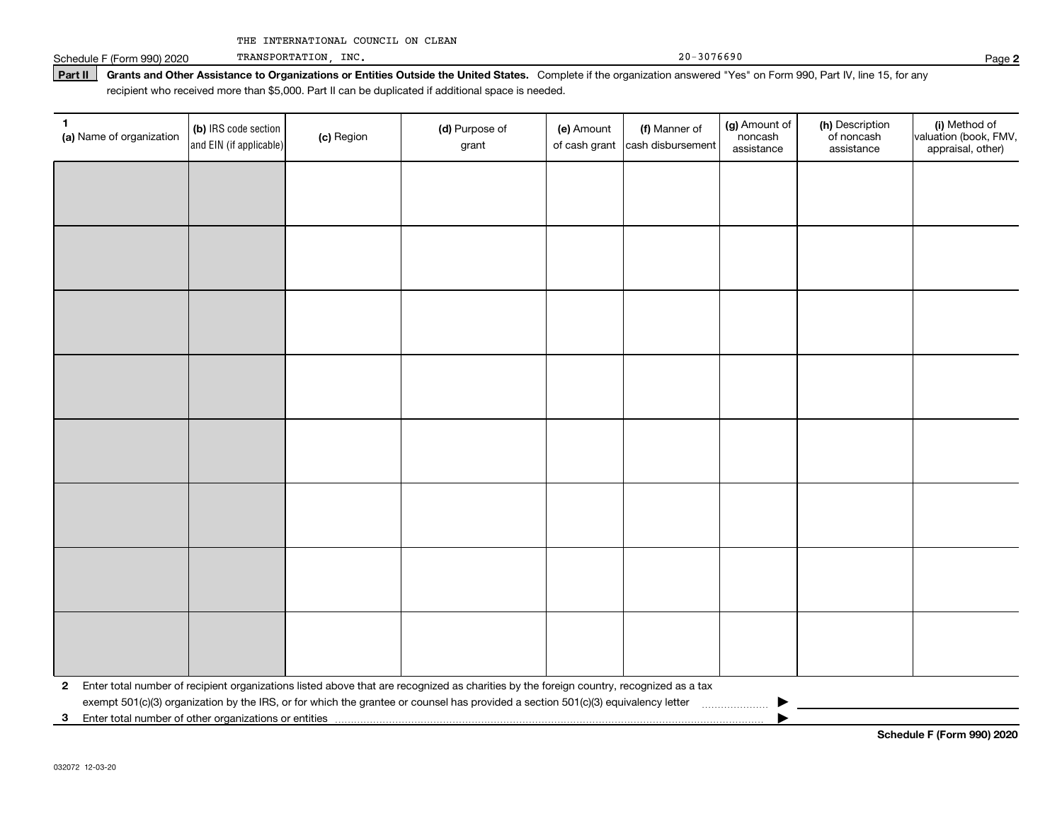THE INTERNATIONAL COUNCIL ON CLEAN TRANSPORTATION, INC. 20-3076690

**Part II** **Grants and Other Assistance to Organizations or Entities Outside the United States.** Complete if the organization answered "Yes" on Form 990, Part IV, line 15, for any recipient who received more than $5,000. Part II can be duplicated if additional space is needed.

| 1 (a) Name of organization | (b) IRS code section and EIN (if applicable) | (c) Region | (d) Purpose of grant | (e) Amount of cash grant | (f) Manner of cash disbursement | (g) Amount of noncash assistance | (h) Description of noncash assistance | (i) Method of valuation (book, FMV, appraisal, other) |
|---|---|---|---|---|---|---|---|---|
| | | | | | | | | |
| | | | | | | | | |
| | | | | | | | | |
| | | | | | | | | |
| | | | | | | | | |
| | | | | | | | | |
| | | | | | | | | |
| | | | | | | | | |

**2** Enter total number of recipient organizations listed above that are recognized as charities by the foreign country, recognized as a tax exempt 501(c)(3) organization by the IRS, or for which the grantee or counsel has provided a section 501(c)(3) equivalency letter ▶

**3** Enter total number of other organizations or entities ▶

**Schedule F (Form 990) 2020**

032072 12-03-20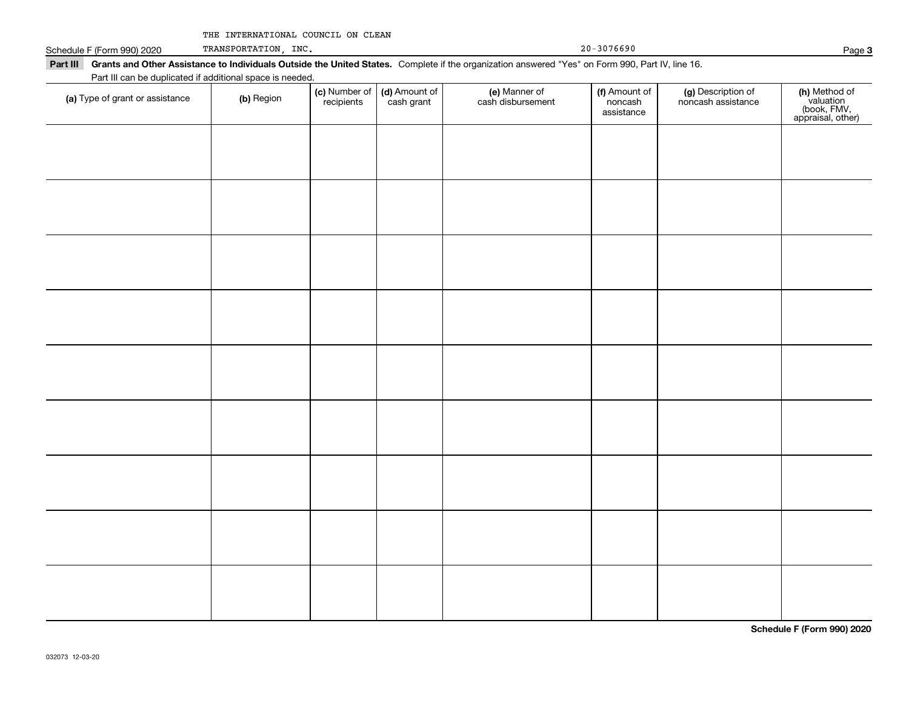THE INTERNATIONAL COUNCIL ON CLEAN TRANSPORTATION, INC. 20-3076690

**Part III** **Grants and Other Assistance to Individuals Outside the United States.** Complete if the organization answered "Yes" on Form 990, Part IV, line 16.

Part III can be duplicated if additional space is needed.

| (a) Type of grant or assistance | (b) Region | (c) Number of recipients | (d) Amount of cash grant | (e) Manner of cash disbursement | (f) Amount of noncash assistance | (g) Description of noncash assistance | (h) Method of valuation (book, FMV, appraisal, other) |
|---|---|---|---|---|---|---|---|
| | | | | | | | |
| | | | | | | | |
| | | | | | | | |
| | | | | | | | |
| | | | | | | | |
| | | | | | | | |
| | | | | | | | |
| | | | | | | | |
| | | | | | | | |

**Schedule F (Form 990) 2020**

032073 12-03-20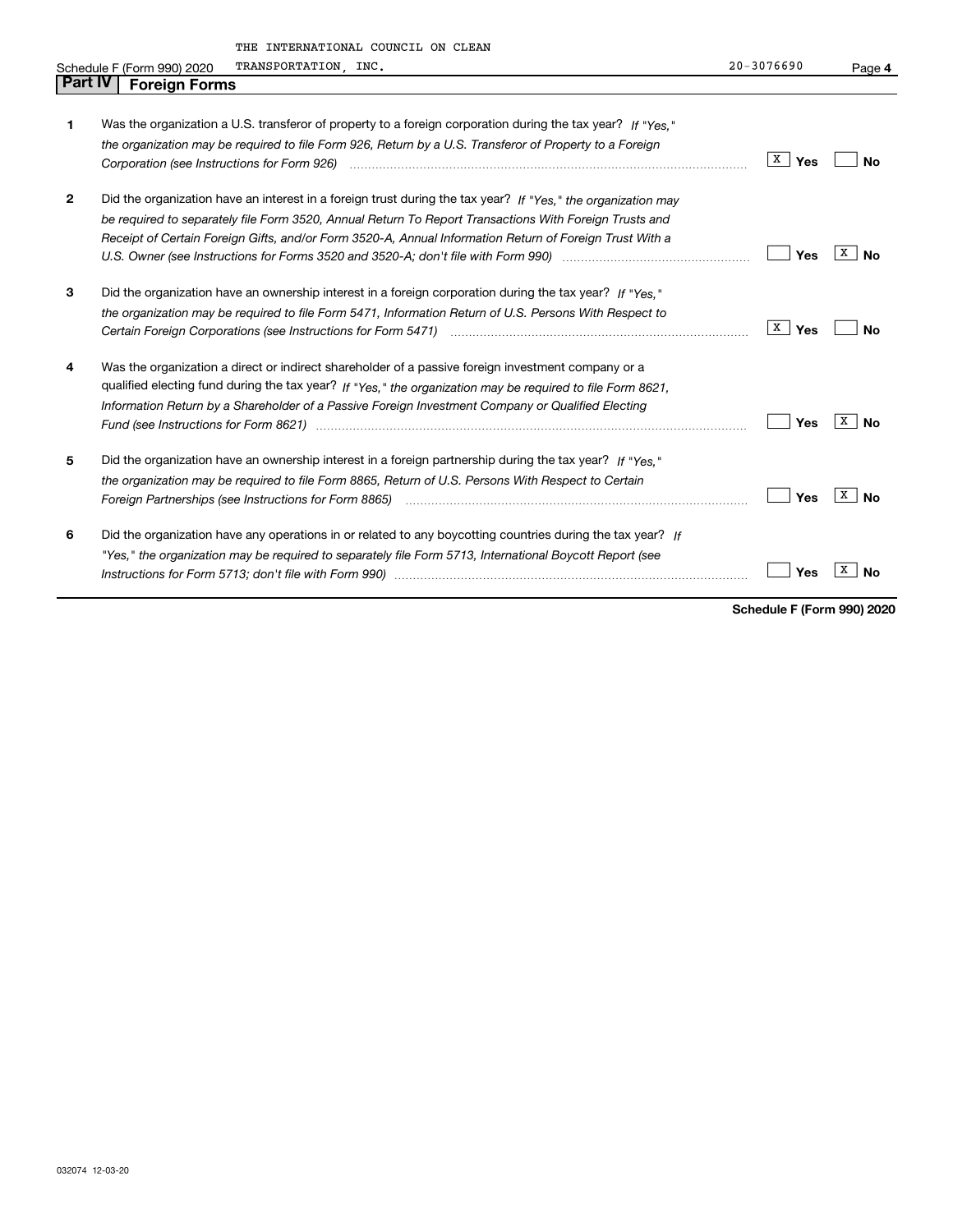THE INTERNATIONAL COUNCIL ON CLEAN TRANSPORTATION, INC. 20-3076690

Schedule F (Form 990) 2020

## Part IV Foreign Forms

| | | Yes | No |
|---|---|---|---|
| 1 | Was the organization a U.S. transferor of property to a foreign corporation during the tax year? *If "Yes," the organization may be required to file Form 926, Return by a U.S. Transferor of Property to a Foreign Corporation (see Instructions for Form 926)* | X | |
| 2 | Did the organization have an interest in a foreign trust during the tax year? *If "Yes," the organization may be required to separately file Form 3520, Annual Return To Report Transactions With Foreign Trusts and Receipt of Certain Foreign Gifts, and/or Form 3520-A, Annual Information Return of Foreign Trust With a U.S. Owner (see Instructions for Forms 3520 and 3520-A; don't file with Form 990)* | | X |
| 3 | Did the organization have an ownership interest in a foreign corporation during the tax year? *If "Yes," the organization may be required to file Form 5471, Information Return of U.S. Persons With Respect to Certain Foreign Corporations (see Instructions for Form 5471)* | X | |
| 4 | Was the organization a direct or indirect shareholder of a passive foreign investment company or a qualified electing fund during the tax year? *If "Yes," the organization may be required to file Form 8621, Information Return by a Shareholder of a Passive Foreign Investment Company or Qualified Electing Fund (see Instructions for Form 8621)* | | X |
| 5 | Did the organization have an ownership interest in a foreign partnership during the tax year? *If "Yes," the organization may be required to file Form 8865, Return of U.S. Persons With Respect to Certain Foreign Partnerships (see Instructions for Form 8865)* | | X |
| 6 | Did the organization have any operations in or related to any boycotting countries during the tax year? *If "Yes," the organization may be required to separately file Form 5713, International Boycott Report (see Instructions for Form 5713; don't file with Form 990)* | | X |

**Schedule F (Form 990) 2020**

032074 12-03-20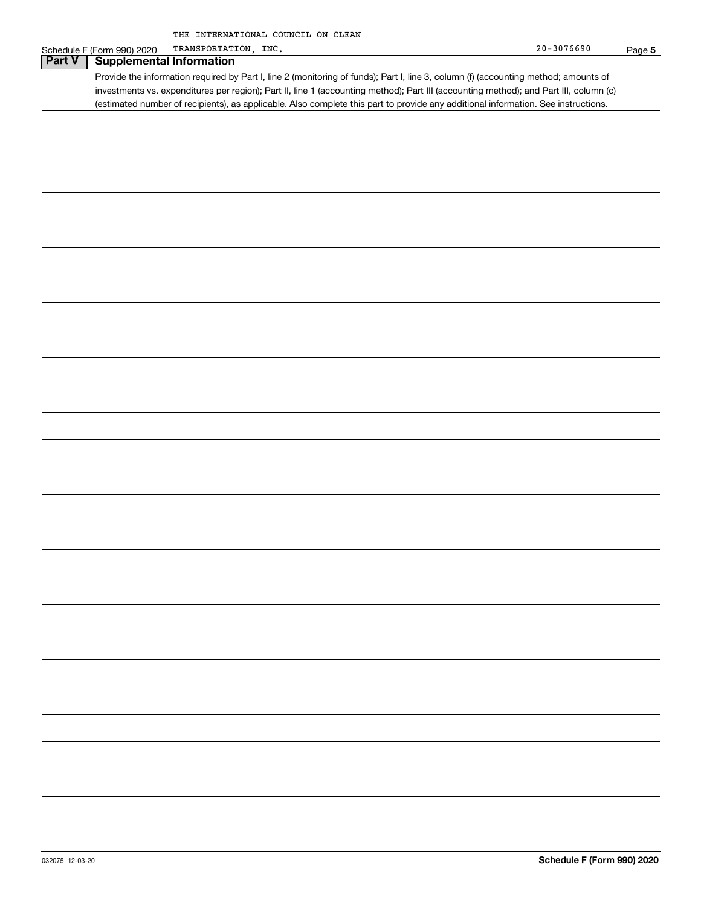Schedule F (Form 990) 2020 THE INTERNATIONAL COUNCIL ON CLEAN TRANSPORTATION, INC. 20-3076690 Page **5**

## Part V Supplemental Information

Provide the information required by Part I, line 2 (monitoring of funds); Part I, line 3, column (f) (accounting method; amounts of investments vs. expenditures per region); Part II, line 1 (accounting method); Part III (accounting method); and Part III, column (c) (estimated number of recipients), as applicable. Also complete this part to provide any additional information. See instructions.

032075 12-03-20 **Schedule F (Form 990) 2020**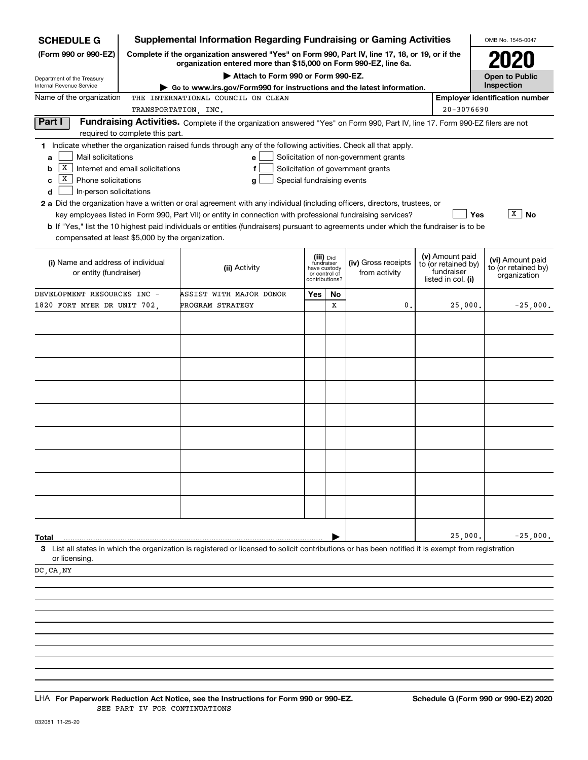**SCHEDULE G (Form 990 or 990-EZ)**

Department of the Treasury
Internal Revenue Service

# Supplemental Information Regarding Fundraising or Gaming Activities

**Complete if the organization answered "Yes" on Form 990, Part IV, line 17, 18, or 19, or if the organization entered more than $15,000 on Form 990-EZ, line 6a.**

▶ Attach to Form 990 or Form 990-EZ.

▶ Go to www.irs.gov/Form990 for instructions and the latest information.

OMB No. 1545-0047

**2020**

**Open to Public Inspection**

Name of the organization: THE INTERNATIONAL COUNCIL ON CLEAN TRANSPORTATION, INC.

Employer identification number: 20-3076690

## Part I Fundraising Activities.

Complete if the organization answered "Yes" on Form 990, Part IV, line 17. Form 990-EZ filers are not required to complete this part.

**1** Indicate whether the organization raised funds through any of the following activities. Check all that apply.

- a [ ] Mail solicitations
- b [X] Internet and email solicitations
- c [X] Phone solicitations
- d [ ] In-person solicitations
- e [ ] Solicitation of non-government grants
- f [ ] Solicitation of government grants
- g [ ] Special fundraising events

**2 a** Did the organization have a written or oral agreement with any individual (including officers, directors, trustees, or key employees listed in Form 990, Part VII) or entity in connection with professional fundraising services? [ ] Yes [X] No

**b** If "Yes," list the 10 highest paid individuals or entities (fundraisers) pursuant to agreements under which the fundraiser is to be compensated at least $5,000 by the organization.

| (i) Name and address of individual or entity (fundraiser) | (ii) Activity | (iii) Did fundraiser have custody or control of contributions? Yes | No | (iv) Gross receipts from activity | (v) Amount paid to (or retained by) fundraiser listed in col. (i) | (vi) Amount paid to (or retained by) organization |
|---|---|---|---|---|---|---|
| DEVELOPMENT RESOURCES INC - 1820 FORT MYER DR UNIT 702, | ASSIST WITH MAJOR DONOR PROGRAM STRATEGY | | X | 0. | 25,000. | -25,000. |
| | | | | | | |
| | | | | | | |
| | | | | | | |
| | | | | | | |
| | | | | | | |
| | | | | | | |
| | | | | | | |
| | | | | | | |
| | | | | | | |
| **Total** | | | | | 25,000. | -25,000. |

**3** List all states in which the organization is registered or licensed to solicit contributions or has been notified it is exempt from registration or licensing.

DC, CA, NY

LHA **For Paperwork Reduction Act Notice, see the Instructions for Form 990 or 990-EZ.** **Schedule G (Form 990 or 990-EZ) 2020**

SEE PART IV FOR CONTINUATIONS

032081 11-25-20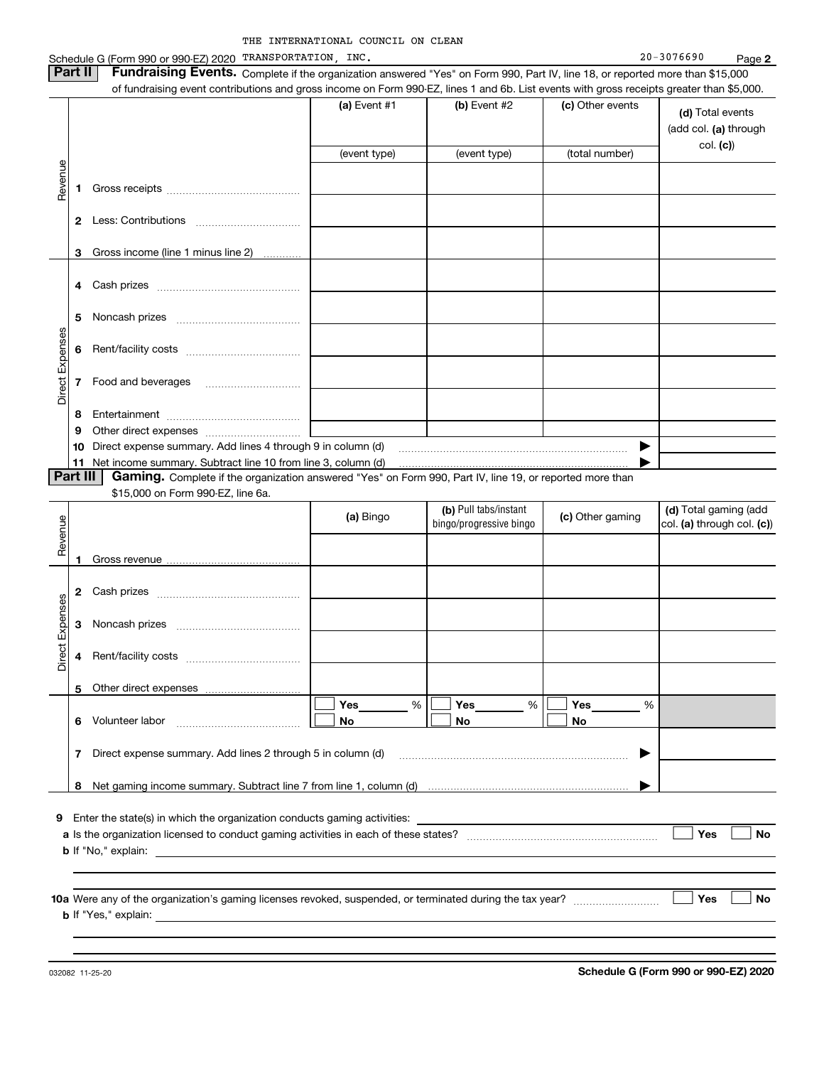THE INTERNATIONAL COUNCIL ON CLEAN TRANSPORTATION, INC.

Schedule G (Form 990 or 990-EZ) 2020 — 20-3076690 — Page 2

## Part II Fundraising Events.

Complete if the organization answered "Yes" on Form 990, Part IV, line 18, or reported more than $15,000 of fundraising event contributions and gross income on Form 990-EZ, lines 1 and 6b. List events with gross receipts greater than $5,000.

| | | (a) Event #1 (event type) | (b) Event #2 (event type) | (c) Other events (total number) | (d) Total events (add col. (a) through col. (c)) |
|---|---|---|---|---|---|
| Revenue | 1 Gross receipts | | | | |
| | 2 Less: Contributions | | | | |
| | 3 Gross income (line 1 minus line 2) | | | | |
| Direct Expenses | 4 Cash prizes | | | | |
| | 5 Noncash prizes | | | | |
| | 6 Rent/facility costs | | | | |
| | 7 Food and beverages | | | | |
| | 8 Entertainment | | | | |
| | 9 Other direct expenses | | | | |
| | 10 Direct expense summary. Add lines 4 through 9 in column (d) | | | ▶ | |
| | 11 Net income summary. Subtract line 10 from line 3, column (d) | | | ▶ | |

## Part III Gaming.

Complete if the organization answered "Yes" on Form 990, Part IV, line 19, or reported more than $15,000 on Form 990-EZ, line 6a.

| | | (a) Bingo | (b) Pull tabs/instant bingo/progressive bingo | (c) Other gaming | (d) Total gaming (add col. (a) through col. (c)) |
|---|---|---|---|---|---|
| Revenue | 1 Gross revenue | | | | |
| Direct Expenses | 2 Cash prizes | | | | |
| | 3 Noncash prizes | | | | |
| | 4 Rent/facility costs | | | | |
| | 5 Other direct expenses | | | | |
| | 6 Volunteer labor | ☐ Yes ____ % ☐ No | ☐ Yes ____ % ☐ No | ☐ Yes ____ % ☐ No | |
| | 7 Direct expense summary. Add lines 2 through 5 in column (d) | | | ▶ | |
| | 8 Net gaming income summary. Subtract line 7 from line 1, column (d) | | | ▶ | |

9 Enter the state(s) in which the organization conducts gaming activities: ____________

a Is the organization licensed to conduct gaming activities in each of these states? ☐ Yes ☐ No

b If "No," explain: ____________

10a Were any of the organization's gaming licenses revoked, suspended, or terminated during the tax year? ☐ Yes ☐ No

b If "Yes," explain: ____________

032082 11-25-20

Schedule G (Form 990 or 990-EZ) 2020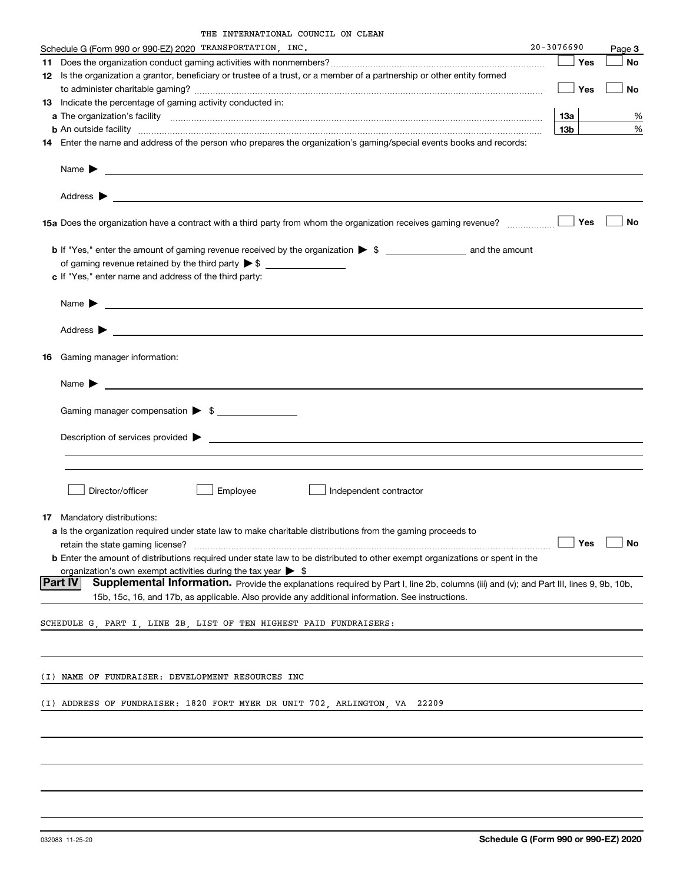THE INTERNATIONAL COUNCIL ON CLEAN

Schedule G (Form 990 or 990-EZ) 2020 TRANSPORTATION, INC. 20-3076690 Page **3**

**11** Does the organization conduct gaming activities with nonmembers? ☐ Yes ☐ No

**12** Is the organization a grantor, beneficiary or trustee of a trust, or a member of a partnership or other entity formed to administer charitable gaming? ☐ Yes ☐ No

**13** Indicate the percentage of gaming activity conducted in:

**a** The organization's facility **13a** %

**b** An outside facility **13b** %

**14** Enter the name and address of the person who prepares the organization's gaming/special events books and records:

Name ▶

Address ▶

**15a** Does the organization have a contract with a third party from whom the organization receives gaming revenue? ☐ Yes ☐ No

**b** If "Yes," enter the amount of gaming revenue received by the organization ▶ $ _______ and the amount of gaming revenue retained by the third party ▶ $ _______

**c** If "Yes," enter name and address of the third party:

Name ▶

Address ▶

**16** Gaming manager information:

Name ▶

Gaming manager compensation ▶ $ _______

Description of services provided ▶

☐ Director/officer ☐ Employee ☐ Independent contractor

**17** Mandatory distributions:

**a** Is the organization required under state law to make charitable distributions from the gaming proceeds to retain the state gaming license? ☐ Yes ☐ No

**b** Enter the amount of distributions required under state law to be distributed to other exempt organizations or spent in the organization's own exempt activities during the tax year ▶ $

**Part IV** **Supplemental Information.** Provide the explanations required by Part I, line 2b, columns (iii) and (v); and Part III, lines 9, 9b, 10b, 15b, 15c, 16, and 17b, as applicable. Also provide any additional information. See instructions.

SCHEDULE G, PART I, LINE 2B, LIST OF TEN HIGHEST PAID FUNDRAISERS:

(I) NAME OF FUNDRAISER: DEVELOPMENT RESOURCES INC

(I) ADDRESS OF FUNDRAISER: 1820 FORT MYER DR UNIT 702, ARLINGTON, VA 22209

032083 11-25-20 **Schedule G (Form 990 or 990-EZ) 2020**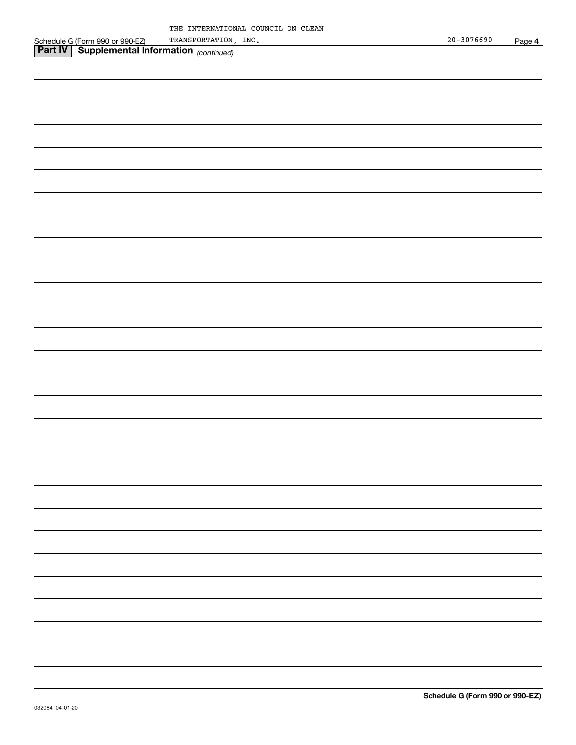THE INTERNATIONAL COUNCIL ON CLEAN TRANSPORTATION, INC. 20-3076690

## Part IV | Supplemental Information *(continued)*

032084 04-01-20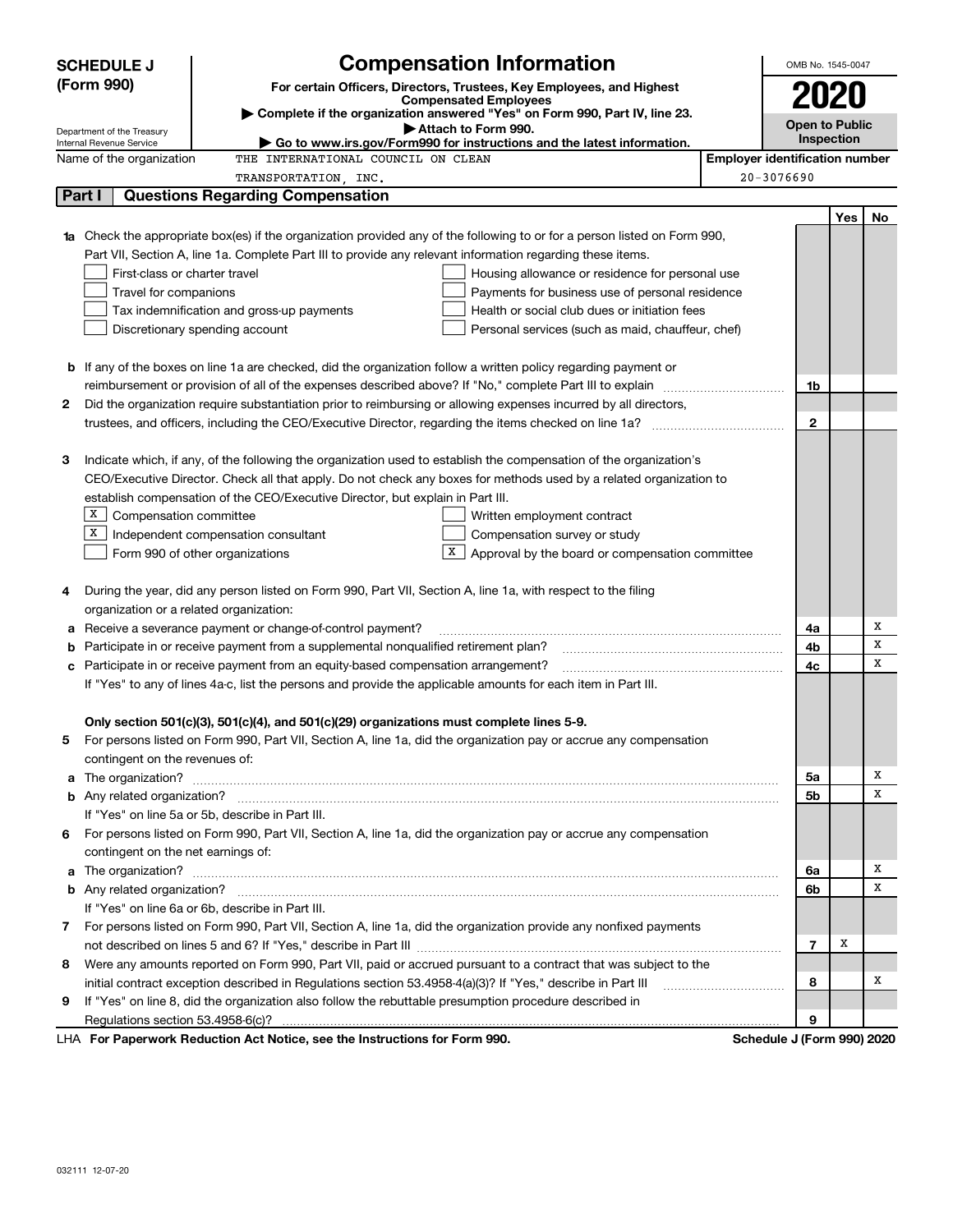# SCHEDULE J (Form 990)

## Compensation Information

**For certain Officers, Directors, Trustees, Key Employees, and Highest Compensated Employees**

▶ Complete if the organization answered "Yes" on Form 990, Part IV, line 23.

▶ Attach to Form 990.

▶ Go to www.irs.gov/Form990 for instructions and the latest information.

Department of the Treasury
Internal Revenue Service

OMB No. 1545-0047

**2020**

**Open to Public Inspection**

Name of the organization: THE INTERNATIONAL COUNCIL ON CLEAN TRANSPORTATION, INC.

Employer identification number: 20-3076690

## Part I | Questions Regarding Compensation

| | | | Yes | No |
|---|---|---|---|---|
| **1a** | Check the appropriate box(es) if the organization provided any of the following to or for a person listed on Form 990, Part VII, Section A, line 1a. Complete Part III to provide any relevant information regarding these items.<br>☐ First-class or charter travel ☐ Housing allowance or residence for personal use<br>☐ Travel for companions ☐ Payments for business use of personal residence<br>☐ Tax indemnification and gross-up payments ☐ Health or social club dues or initiation fees<br>☐ Discretionary spending account ☐ Personal services (such as maid, chauffeur, chef) | | | |
| **b** | If any of the boxes on line 1a are checked, did the organization follow a written policy regarding payment or reimbursement or provision of all of the expenses described above? If "No," complete Part III to explain | 1b | | |
| **2** | Did the organization require substantiation prior to reimbursing or allowing expenses incurred by all directors, trustees, and officers, including the CEO/Executive Director, regarding the items checked on line 1a? | 2 | | |
| **3** | Indicate which, if any, of the following the organization used to establish the compensation of the organization's CEO/Executive Director. Check all that apply. Do not check any boxes for methods used by a related organization to establish compensation of the CEO/Executive Director, but explain in Part III.<br>☒ Compensation committee ☐ Written employment contract<br>☒ Independent compensation consultant ☐ Compensation survey or study<br>☐ Form 990 of other organizations ☒ Approval by the board or compensation committee | | | |
| **4** | During the year, did any person listed on Form 990, Part VII, Section A, line 1a, with respect to the filing organization or a related organization: | | | |
| **a** | Receive a severance payment or change-of-control payment? | 4a | | X |
| **b** | Participate in or receive payment from a supplemental nonqualified retirement plan? | 4b | | X |
| **c** | Participate in or receive payment from an equity-based compensation arrangement? | 4c | | X |
| | If "Yes" to any of lines 4a-c, list the persons and provide the applicable amounts for each item in Part III. | | | |
| | **Only section 501(c)(3), 501(c)(4), and 501(c)(29) organizations must complete lines 5-9.** | | | |
| **5** | For persons listed on Form 990, Part VII, Section A, line 1a, did the organization pay or accrue any compensation contingent on the revenues of: | | | |
| **a** | The organization? | 5a | | X |
| **b** | Any related organization? | 5b | | X |
| | If "Yes" on line 5a or 5b, describe in Part III. | | | |
| **6** | For persons listed on Form 990, Part VII, Section A, line 1a, did the organization pay or accrue any compensation contingent on the net earnings of: | | | |
| **a** | The organization? | 6a | | X |
| **b** | Any related organization? | 6b | | X |
| | If "Yes" on line 6a or 6b, describe in Part III. | | | |
| **7** | For persons listed on Form 990, Part VII, Section A, line 1a, did the organization provide any nonfixed payments not described on lines 5 and 6? If "Yes," describe in Part III | 7 | X | |
| **8** | Were any amounts reported on Form 990, Part VII, paid or accrued pursuant to a contract that was subject to the initial contract exception described in Regulations section 53.4958-4(a)(3)? If "Yes," describe in Part III | 8 | | X |
| **9** | If "Yes" on line 8, did the organization also follow the rebuttable presumption procedure described in Regulations section 53.4958-6(c)? | 9 | | |

LHA **For Paperwork Reduction Act Notice, see the Instructions for Form 990.** **Schedule J (Form 990) 2020**

032111 12-07-20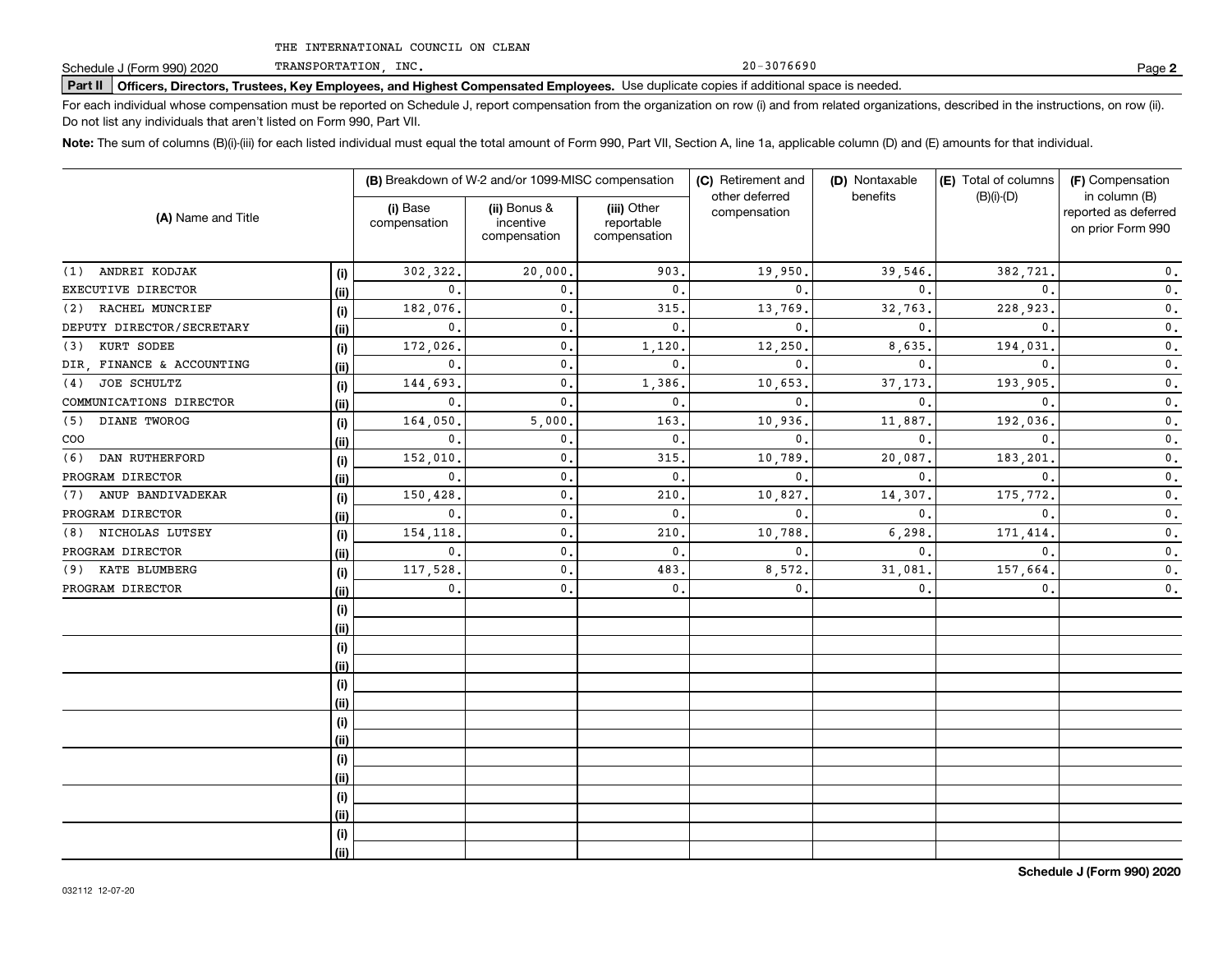THE INTERNATIONAL COUNCIL ON CLEAN TRANSPORTATION, INC. 20-3076690

**Part II Officers, Directors, Trustees, Key Employees, and Highest Compensated Employees.** Use duplicate copies if additional space is needed.

For each individual whose compensation must be reported on Schedule J, report compensation from the organization on row (i) and from related organizations, described in the instructions, on row (ii). Do not list any individuals that aren't listed on Form 990, Part VII.

**Note:** The sum of columns (B)(i)-(iii) for each listed individual must equal the total amount of Form 990, Part VII, Section A, line 1a, applicable column (D) and (E) amounts for that individual.

| (A) Name and Title | | (B) Breakdown of W-2 and/or 1099-MISC compensation | | | (C) Retirement and other deferred compensation | (D) Nontaxable benefits | (E) Total of columns (B)(i)-(D) | (F) Compensation in column (B) reported as deferred on prior Form 990 |
|---|---|---|---|---|---|---|---|---|
| | | (i) Base compensation | (ii) Bonus & incentive compensation | (iii) Other reportable compensation | | | | |
| (1) ANDREI KODJAK | (i) | 302,322. | 20,000. | 903. | 19,950. | 39,546. | 382,721. | 0. |
| EXECUTIVE DIRECTOR | (ii) | 0. | 0. | 0. | 0. | 0. | 0. | 0. |
| (2) RACHEL MUNCRIEF | (i) | 182,076. | 0. | 315. | 13,769. | 32,763. | 228,923. | 0. |
| DEPUTY DIRECTOR/SECRETARY | (ii) | 0. | 0. | 0. | 0. | 0. | 0. | 0. |
| (3) KURT SODEE | (i) | 172,026. | 0. | 1,120. | 12,250. | 8,635. | 194,031. | 0. |
| DIR, FINANCE & ACCOUNTING | (ii) | 0. | 0. | 0. | 0. | 0. | 0. | 0. |
| (4) JOE SCHULTZ | (i) | 144,693. | 0. | 1,386. | 10,653. | 37,173. | 193,905. | 0. |
| COMMUNICATIONS DIRECTOR | (ii) | 0. | 0. | 0. | 0. | 0. | 0. | 0. |
| (5) DIANE TWOROG | (i) | 164,050. | 5,000. | 163. | 10,936. | 11,887. | 192,036. | 0. |
| COO | (ii) | 0. | 0. | 0. | 0. | 0. | 0. | 0. |
| (6) DAN RUTHERFORD | (i) | 152,010. | 0. | 315. | 10,789. | 20,087. | 183,201. | 0. |
| PROGRAM DIRECTOR | (ii) | 0. | 0. | 0. | 0. | 0. | 0. | 0. |
| (7) ANUP BANDIVADEKAR | (i) | 150,428. | 0. | 210. | 10,827. | 14,307. | 175,772. | 0. |
| PROGRAM DIRECTOR | (ii) | 0. | 0. | 0. | 0. | 0. | 0. | 0. |
| (8) NICHOLAS LUTSEY | (i) | 154,118. | 0. | 210. | 10,788. | 6,298. | 171,414. | 0. |
| PROGRAM DIRECTOR | (ii) | 0. | 0. | 0. | 0. | 0. | 0. | 0. |
| (9) KATE BLUMBERG | (i) | 117,528. | 0. | 483. | 8,572. | 31,081. | 157,664. | 0. |
| PROGRAM DIRECTOR | (ii) | 0. | 0. | 0. | 0. | 0. | 0. | 0. |
| | (i) | | | | | | | |
| | (ii) | | | | | | | |
| | (i) | | | | | | | |
| | (ii) | | | | | | | |
| | (i) | | | | | | | |
| | (ii) | | | | | | | |
| | (i) | | | | | | | |
| | (ii) | | | | | | | |
| | (i) | | | | | | | |
| | (ii) | | | | | | | |
| | (i) | | | | | | | |
| | (ii) | | | | | | | |
| | (i) | | | | | | | |
| | (ii) | | | | | | | |

032112 12-07-20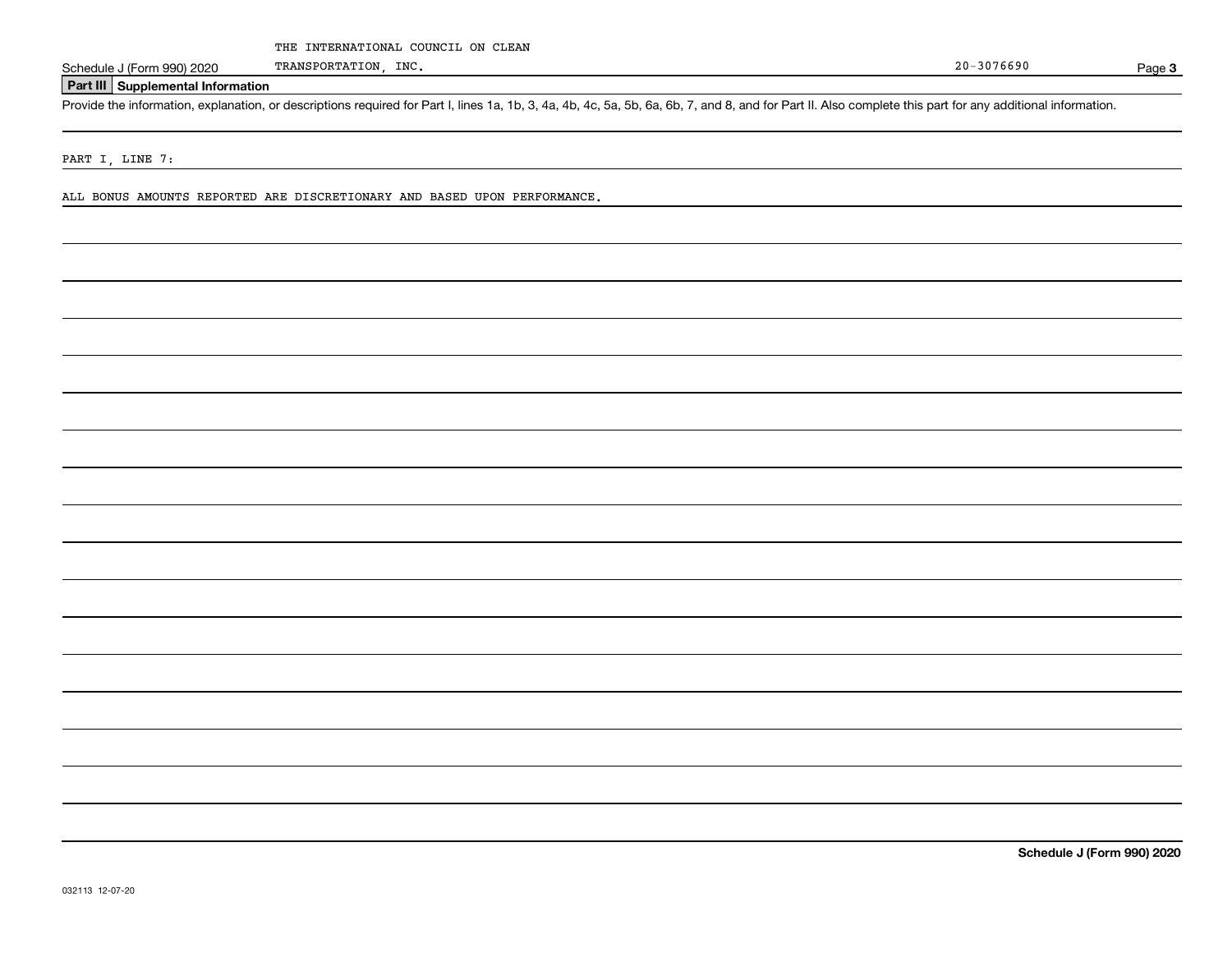THE INTERNATIONAL COUNCIL ON CLEAN TRANSPORTATION, INC.

20-3076690

## Part III Supplemental Information

Provide the information, explanation, or descriptions required for Part I, lines 1a, 1b, 3, 4a, 4b, 4c, 5a, 5b, 6a, 6b, 7, and 8, and for Part II. Also complete this part for any additional information.

PART I, LINE 7:

ALL BONUS AMOUNTS REPORTED ARE DISCRETIONARY AND BASED UPON PERFORMANCE.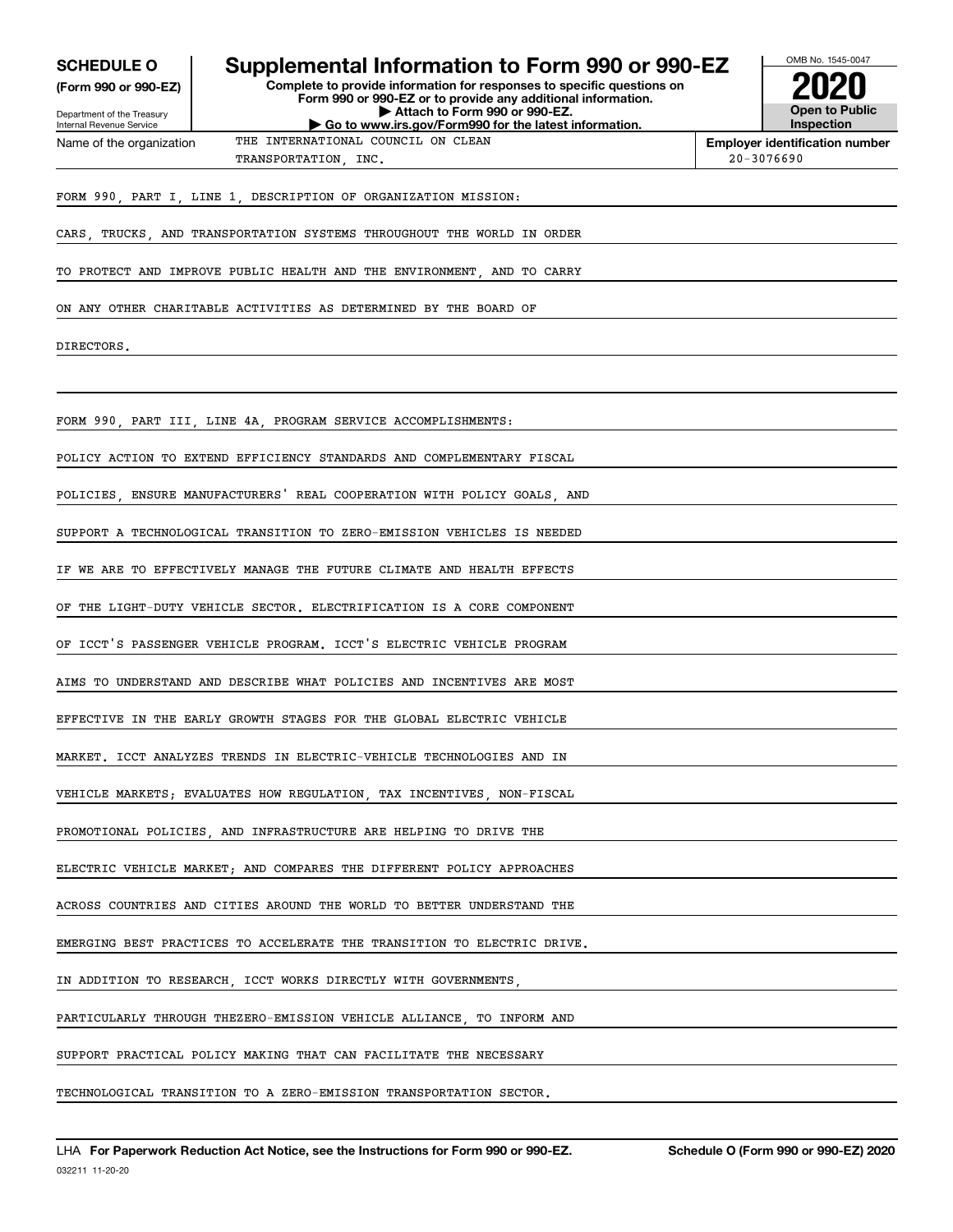**SCHEDULE O**
**(Form 990 or 990-EZ)**

Department of the Treasury
Internal Revenue Service

# Supplemental Information to Form 990 or 990-EZ

**Complete to provide information for responses to specific questions on Form 990 or 990-EZ or to provide any additional information.**
**▶ Attach to Form 990 or 990-EZ.**
**▶ Go to www.irs.gov/Form990 for the latest information.**

OMB No. 1545-0047
**2020**
**Open to Public Inspection**

Name of the organization: THE INTERNATIONAL COUNCIL ON CLEAN TRANSPORTATION, INC.

**Employer identification number:** 20-3076690

FORM 990, PART I, LINE 1, DESCRIPTION OF ORGANIZATION MISSION:

CARS, TRUCKS, AND TRANSPORTATION SYSTEMS THROUGHOUT THE WORLD IN ORDER TO PROTECT AND IMPROVE PUBLIC HEALTH AND THE ENVIRONMENT, AND TO CARRY ON ANY OTHER CHARITABLE ACTIVITIES AS DETERMINED BY THE BOARD OF DIRECTORS.

FORM 990, PART III, LINE 4A, PROGRAM SERVICE ACCOMPLISHMENTS:

POLICY ACTION TO EXTEND EFFICIENCY STANDARDS AND COMPLEMENTARY FISCAL POLICIES, ENSURE MANUFACTURERS' REAL COOPERATION WITH POLICY GOALS, AND SUPPORT A TECHNOLOGICAL TRANSITION TO ZERO-EMISSION VEHICLES IS NEEDED IF WE ARE TO EFFECTIVELY MANAGE THE FUTURE CLIMATE AND HEALTH EFFECTS OF THE LIGHT-DUTY VEHICLE SECTOR. ELECTRIFICATION IS A CORE COMPONENT OF ICCT'S PASSENGER VEHICLE PROGRAM. ICCT'S ELECTRIC VEHICLE PROGRAM AIMS TO UNDERSTAND AND DESCRIBE WHAT POLICIES AND INCENTIVES ARE MOST EFFECTIVE IN THE EARLY GROWTH STAGES FOR THE GLOBAL ELECTRIC VEHICLE MARKET. ICCT ANALYZES TRENDS IN ELECTRIC-VEHICLE TECHNOLOGIES AND IN VEHICLE MARKETS; EVALUATES HOW REGULATION, TAX INCENTIVES, NON-FISCAL PROMOTIONAL POLICIES, AND INFRASTRUCTURE ARE HELPING TO DRIVE THE ELECTRIC VEHICLE MARKET; AND COMPARES THE DIFFERENT POLICY APPROACHES ACROSS COUNTRIES AND CITIES AROUND THE WORLD TO BETTER UNDERSTAND THE EMERGING BEST PRACTICES TO ACCELERATE THE TRANSITION TO ELECTRIC DRIVE. IN ADDITION TO RESEARCH, ICCT WORKS DIRECTLY WITH GOVERNMENTS, PARTICULARLY THROUGH THEZERO-EMISSION VEHICLE ALLIANCE, TO INFORM AND SUPPORT PRACTICAL POLICY MAKING THAT CAN FACILITATE THE NECESSARY TECHNOLOGICAL TRANSITION TO A ZERO-EMISSION TRANSPORTATION SECTOR.

LHA **For Paperwork Reduction Act Notice, see the Instructions for Form 990 or 990-EZ.** **Schedule O (Form 990 or 990-EZ) 2020**
032211 11-20-20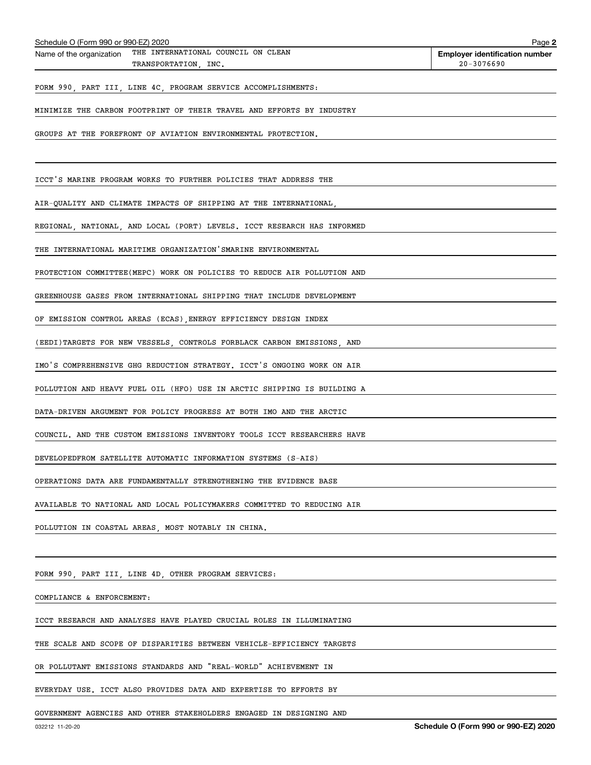Name of the organization: THE INTERNATIONAL COUNCIL ON CLEAN TRANSPORTATION, INC.

Employer identification number: 20-3076690

FORM 990, PART III, LINE 4C, PROGRAM SERVICE ACCOMPLISHMENTS:

MINIMIZE THE CARBON FOOTPRINT OF THEIR TRAVEL AND EFFORTS BY INDUSTRY GROUPS AT THE FOREFRONT OF AVIATION ENVIRONMENTAL PROTECTION.

ICCT'S MARINE PROGRAM WORKS TO FURTHER POLICIES THAT ADDRESS THE AIR-QUALITY AND CLIMATE IMPACTS OF SHIPPING AT THE INTERNATIONAL, REGIONAL, NATIONAL, AND LOCAL (PORT) LEVELS. ICCT RESEARCH HAS INFORMED THE INTERNATIONAL MARITIME ORGANIZATION'SMARINE ENVIRONMENTAL PROTECTION COMMITTEE(MEPC) WORK ON POLICIES TO REDUCE AIR POLLUTION AND GREENHOUSE GASES FROM INTERNATIONAL SHIPPING THAT INCLUDE DEVELOPMENT OF EMISSION CONTROL AREAS (ECAS),ENERGY EFFICIENCY DESIGN INDEX (EEDI)TARGETS FOR NEW VESSELS, CONTROLS FORBLACK CARBON EMISSIONS, AND IMO'S COMPREHENSIVE GHG REDUCTION STRATEGY. ICCT'S ONGOING WORK ON AIR POLLUTION AND HEAVY FUEL OIL (HFO) USE IN ARCTIC SHIPPING IS BUILDING A DATA-DRIVEN ARGUMENT FOR POLICY PROGRESS AT BOTH IMO AND THE ARCTIC COUNCIL. AND THE CUSTOM EMISSIONS INVENTORY TOOLS ICCT RESEARCHERS HAVE DEVELOPEDFROM SATELLITE AUTOMATIC INFORMATION SYSTEMS (S-AIS) OPERATIONS DATA ARE FUNDAMENTALLY STRENGTHENING THE EVIDENCE BASE AVAILABLE TO NATIONAL AND LOCAL POLICYMAKERS COMMITTED TO REDUCING AIR POLLUTION IN COASTAL AREAS, MOST NOTABLY IN CHINA.

FORM 990, PART III, LINE 4D, OTHER PROGRAM SERVICES:

COMPLIANCE & ENFORCEMENT:

ICCT RESEARCH AND ANALYSES HAVE PLAYED CRUCIAL ROLES IN ILLUMINATING THE SCALE AND SCOPE OF DISPARITIES BETWEEN VEHICLE-EFFICIENCY TARGETS OR POLLUTANT EMISSIONS STANDARDS AND "REAL-WORLD" ACHIEVEMENT IN EVERYDAY USE. ICCT ALSO PROVIDES DATA AND EXPERTISE TO EFFORTS BY GOVERNMENT AGENCIES AND OTHER STAKEHOLDERS ENGAGED IN DESIGNING AND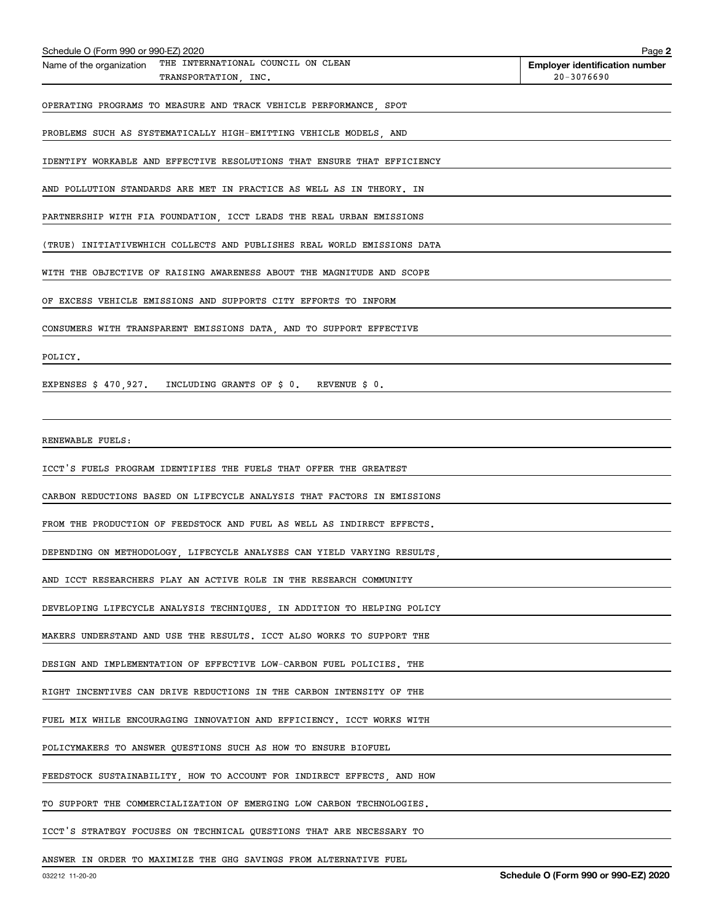Name of the organization THE INTERNATIONAL COUNCIL ON CLEAN TRANSPORTATION, INC.

Employer identification number 20-3076690

OPERATING PROGRAMS TO MEASURE AND TRACK VEHICLE PERFORMANCE, SPOT PROBLEMS SUCH AS SYSTEMATICALLY HIGH-EMITTING VEHICLE MODELS, AND IDENTIFY WORKABLE AND EFFECTIVE RESOLUTIONS THAT ENSURE THAT EFFICIENCY AND POLLUTION STANDARDS ARE MET IN PRACTICE AS WELL AS IN THEORY. IN PARTNERSHIP WITH FIA FOUNDATION, ICCT LEADS THE REAL URBAN EMISSIONS (TRUE) INITIATIVEWHICH COLLECTS AND PUBLISHES REAL WORLD EMISSIONS DATA WITH THE OBJECTIVE OF RAISING AWARENESS ABOUT THE MAGNITUDE AND SCOPE OF EXCESS VEHICLE EMISSIONS AND SUPPORTS CITY EFFORTS TO INFORM CONSUMERS WITH TRANSPARENT EMISSIONS DATA, AND TO SUPPORT EFFECTIVE POLICY.

EXPENSES $ 470,927. INCLUDING GRANTS OF $ 0. REVENUE $ 0.

RENEWABLE FUELS:

ICCT'S FUELS PROGRAM IDENTIFIES THE FUELS THAT OFFER THE GREATEST CARBON REDUCTIONS BASED ON LIFECYCLE ANALYSIS THAT FACTORS IN EMISSIONS FROM THE PRODUCTION OF FEEDSTOCK AND FUEL AS WELL AS INDIRECT EFFECTS. DEPENDING ON METHODOLOGY, LIFECYCLE ANALYSES CAN YIELD VARYING RESULTS, AND ICCT RESEARCHERS PLAY AN ACTIVE ROLE IN THE RESEARCH COMMUNITY DEVELOPING LIFECYCLE ANALYSIS TECHNIQUES, IN ADDITION TO HELPING POLICY MAKERS UNDERSTAND AND USE THE RESULTS. ICCT ALSO WORKS TO SUPPORT THE DESIGN AND IMPLEMENTATION OF EFFECTIVE LOW-CARBON FUEL POLICIES. THE RIGHT INCENTIVES CAN DRIVE REDUCTIONS IN THE CARBON INTENSITY OF THE FUEL MIX WHILE ENCOURAGING INNOVATION AND EFFICIENCY. ICCT WORKS WITH POLICYMAKERS TO ANSWER QUESTIONS SUCH AS HOW TO ENSURE BIOFUEL FEEDSTOCK SUSTAINABILITY, HOW TO ACCOUNT FOR INDIRECT EFFECTS, AND HOW TO SUPPORT THE COMMERCIALIZATION OF EMERGING LOW CARBON TECHNOLOGIES. ICCT'S STRATEGY FOCUSES ON TECHNICAL QUESTIONS THAT ARE NECESSARY TO ANSWER IN ORDER TO MAXIMIZE THE GHG SAVINGS FROM ALTERNATIVE FUEL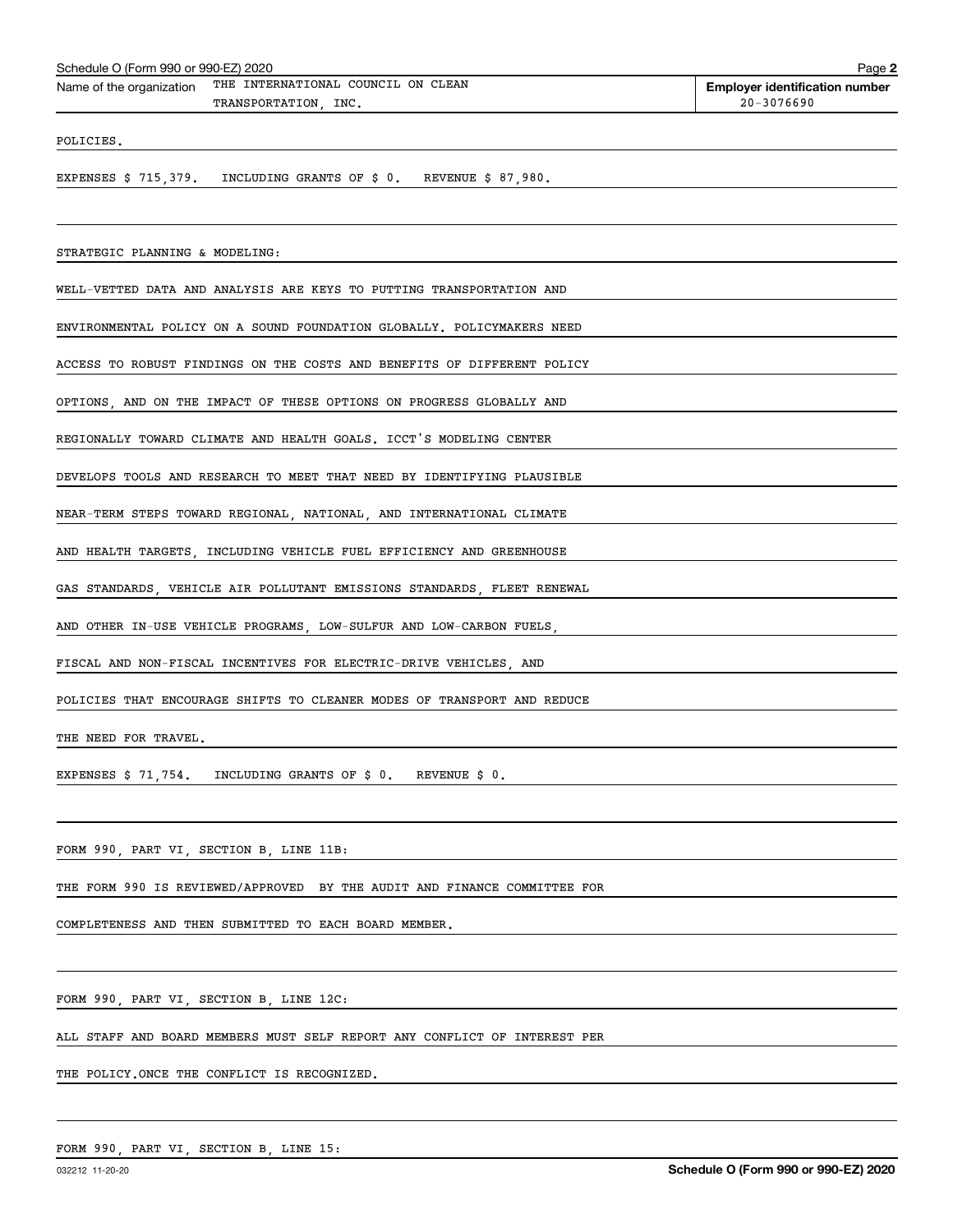Schedule O (Form 990 or 990-EZ) 2020

Name of the organization: THE INTERNATIONAL COUNCIL ON CLEAN TRANSPORTATION, INC.

Employer identification number: 20-3076690

POLICIES.

EXPENSES $ 715,379. INCLUDING GRANTS OF $ 0. REVENUE $ 87,980.

STRATEGIC PLANNING & MODELING:

WELL-VETTED DATA AND ANALYSIS ARE KEYS TO PUTTING TRANSPORTATION AND ENVIRONMENTAL POLICY ON A SOUND FOUNDATION GLOBALLY. POLICYMAKERS NEED ACCESS TO ROBUST FINDINGS ON THE COSTS AND BENEFITS OF DIFFERENT POLICY OPTIONS, AND ON THE IMPACT OF THESE OPTIONS ON PROGRESS GLOBALLY AND REGIONALLY TOWARD CLIMATE AND HEALTH GOALS. ICCT'S MODELING CENTER DEVELOPS TOOLS AND RESEARCH TO MEET THAT NEED BY IDENTIFYING PLAUSIBLE NEAR-TERM STEPS TOWARD REGIONAL, NATIONAL, AND INTERNATIONAL CLIMATE AND HEALTH TARGETS, INCLUDING VEHICLE FUEL EFFICIENCY AND GREENHOUSE GAS STANDARDS, VEHICLE AIR POLLUTANT EMISSIONS STANDARDS, FLEET RENEWAL AND OTHER IN-USE VEHICLE PROGRAMS, LOW-SULFUR AND LOW-CARBON FUELS, FISCAL AND NON-FISCAL INCENTIVES FOR ELECTRIC-DRIVE VEHICLES, AND POLICIES THAT ENCOURAGE SHIFTS TO CLEANER MODES OF TRANSPORT AND REDUCE THE NEED FOR TRAVEL.

EXPENSES $ 71,754. INCLUDING GRANTS OF $ 0. REVENUE $ 0.

FORM 990, PART VI, SECTION B, LINE 11B:

THE FORM 990 IS REVIEWED/APPROVED BY THE AUDIT AND FINANCE COMMITTEE FOR COMPLETENESS AND THEN SUBMITTED TO EACH BOARD MEMBER.

FORM 990, PART VI, SECTION B, LINE 12C:

ALL STAFF AND BOARD MEMBERS MUST SELF REPORT ANY CONFLICT OF INTEREST PER THE POLICY.ONCE THE CONFLICT IS RECOGNIZED.

FORM 990, PART VI, SECTION B, LINE 15:

032212 11-20-20 Schedule O (Form 990 or 990-EZ) 2020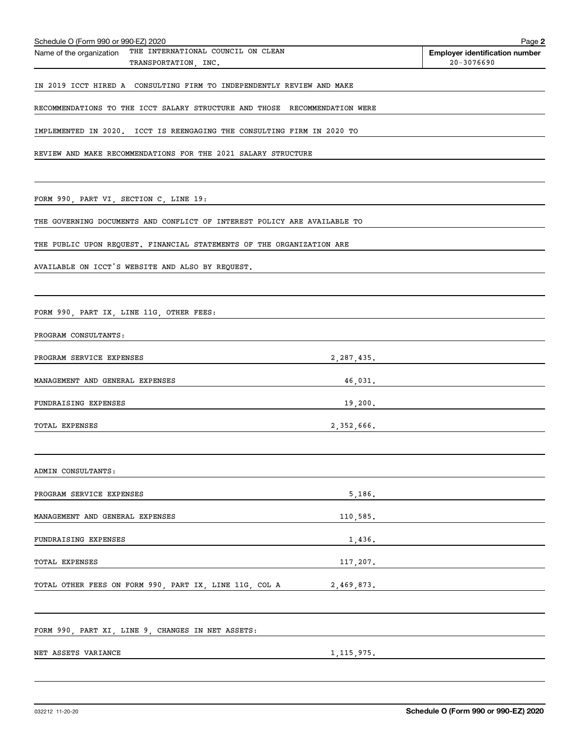Schedule O (Form 990 or 990-EZ) 2020

Name of the organization: THE INTERNATIONAL COUNCIL ON CLEAN TRANSPORTATION, INC.

Employer identification number: 20-3076690

IN 2019 ICCT HIRED A CONSULTING FIRM TO INDEPENDENTLY REVIEW AND MAKE RECOMMENDATIONS TO THE ICCT SALARY STRUCTURE AND THOSE RECOMMENDATION WERE IMPLEMENTED IN 2020. ICCT IS REENGAGING THE CONSULTING FIRM IN 2020 TO REVIEW AND MAKE RECOMMENDATIONS FOR THE 2021 SALARY STRUCTURE

FORM 990, PART VI, SECTION C, LINE 19:

THE GOVERNING DOCUMENTS AND CONFLICT OF INTEREST POLICY ARE AVAILABLE TO THE PUBLIC UPON REQUEST. FINANCIAL STATEMENTS OF THE ORGANIZATION ARE AVAILABLE ON ICCT'S WEBSITE AND ALSO BY REQUEST.

FORM 990, PART IX, LINE 11G, OTHER FEES:

PROGRAM CONSULTANTS:

| | |
|---|---|
| PROGRAM SERVICE EXPENSES | 2,287,435. |
| MANAGEMENT AND GENERAL EXPENSES | 46,031. |
| FUNDRAISING EXPENSES | 19,200. |
| TOTAL EXPENSES | 2,352,666. |

ADMIN CONSULTANTS:

| | |
|---|---|
| PROGRAM SERVICE EXPENSES | 5,186. |
| MANAGEMENT AND GENERAL EXPENSES | 110,585. |
| FUNDRAISING EXPENSES | 1,436. |
| TOTAL EXPENSES | 117,207. |
| TOTAL OTHER FEES ON FORM 990, PART IX, LINE 11G, COL A | 2,469,873. |

FORM 990, PART XI, LINE 9, CHANGES IN NET ASSETS:

| | |
|---|---|
| NET ASSETS VARIANCE | 1,115,975. |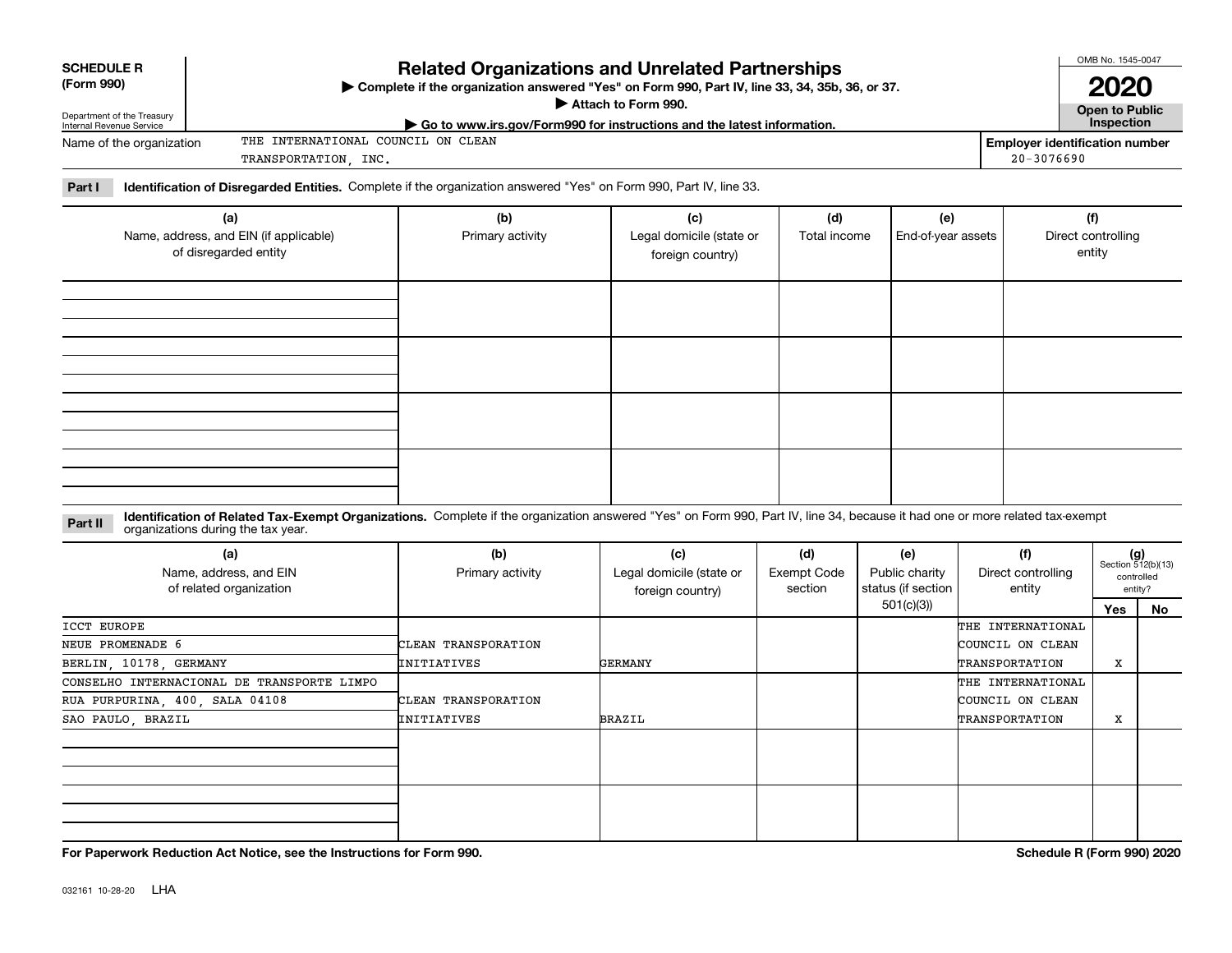**SCHEDULE R (Form 990)**

Department of the Treasury
Internal Revenue Service

# Related Organizations and Unrelated Partnerships

▶ Complete if the organization answered "Yes" on Form 990, Part IV, line 33, 34, 35b, 36, or 37.
▶ Attach to Form 990.
▶ Go to www.irs.gov/Form990 for instructions and the latest information.

OMB No. 1545-0047

**2020**

**Open to Public Inspection**

Name of the organization: THE INTERNATIONAL COUNCIL ON CLEAN TRANSPORTATION, INC.

Employer identification number: 20-3076690

**Part I** **Identification of Disregarded Entities.** Complete if the organization answered "Yes" on Form 990, Part IV, line 33.

| (a) Name, address, and EIN (if applicable) of disregarded entity | (b) Primary activity | (c) Legal domicile (state or foreign country) | (d) Total income | (e) End-of-year assets | (f) Direct controlling entity |
|---|---|---|---|---|---|
| | | | | | |
| | | | | | |
| | | | | | |
| | | | | | |

**Part II** **Identification of Related Tax-Exempt Organizations.** Complete if the organization answered "Yes" on Form 990, Part IV, line 34, because it had one or more related tax-exempt organizations during the tax year.

| (a) Name, address, and EIN of related organization | (b) Primary activity | (c) Legal domicile (state or foreign country) | (d) Exempt Code section | (e) Public charity status (if section 501(c)(3)) | (f) Direct controlling entity | (g) Section 512(b)(13) controlled entity? Yes | No |
|---|---|---|---|---|---|---|---|
| ICCT EUROPE<br>NEUE PROMENADE 6<br>BERLIN, 10178, GERMANY | CLEAN TRANSPORATION INITIATIVES | GERMANY | | | THE INTERNATIONAL COUNCIL ON CLEAN TRANSPORTATION | X | |
| CONSELHO INTERNACIONAL DE TRANSPORTE LIMPO<br>RUA PURPURINA, 400, SALA 04108<br>SAO PAULO, BRAZIL | CLEAN TRANSPORATION INITIATIVES | BRAZIL | | | THE INTERNATIONAL COUNCIL ON CLEAN TRANSPORTATION | X | |
| | | | | | | | |
| | | | | | | | |

**For Paperwork Reduction Act Notice, see the Instructions for Form 990.**

**Schedule R (Form 990) 2020**

032161 10-28-20 LHA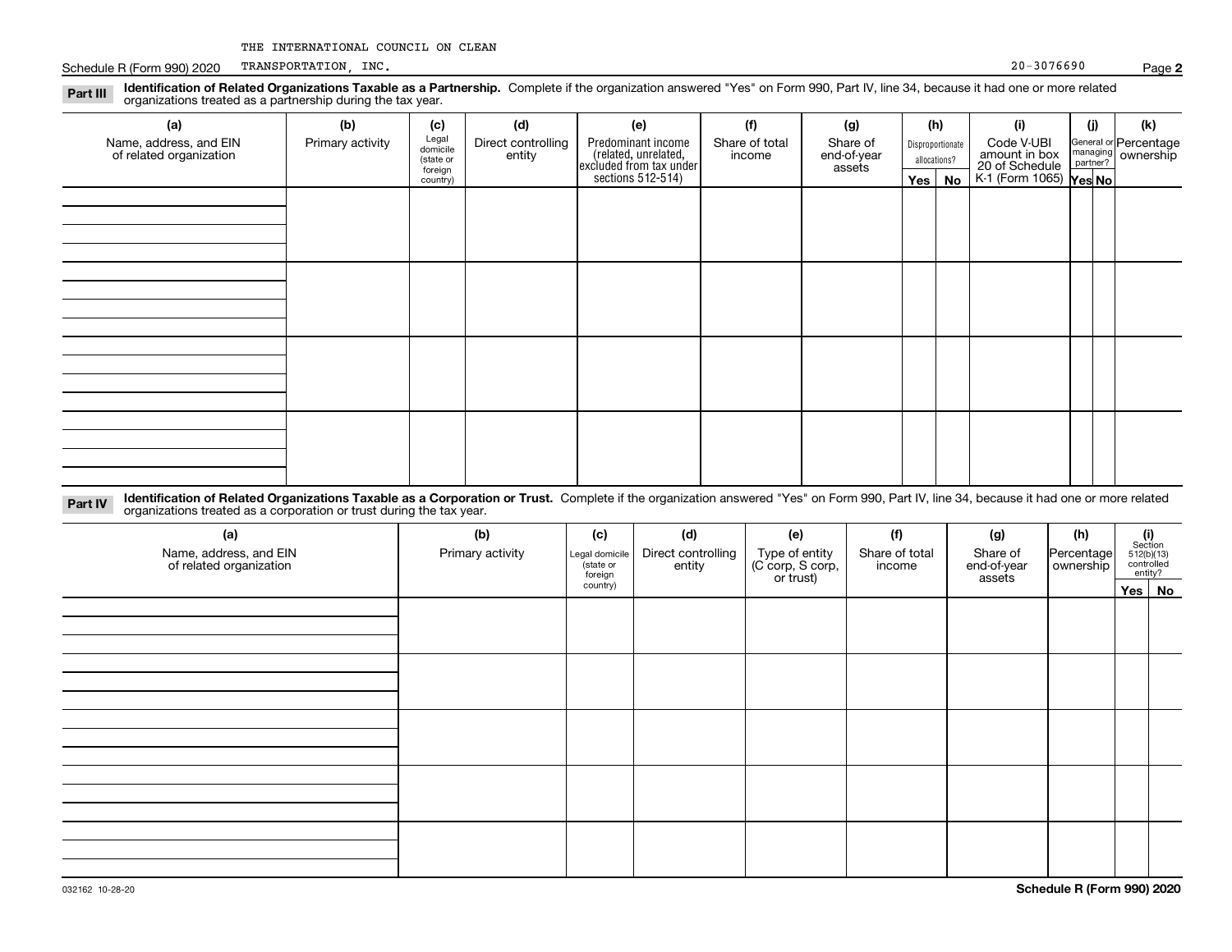THE INTERNATIONAL COUNCIL ON CLEAN TRANSPORTATION, INC.

20-3076690

**Part III** **Identification of Related Organizations Taxable as a Partnership.** Complete if the organization answered "Yes" on Form 990, Part IV, line 34, because it had one or more related organizations treated as a partnership during the tax year.

| (a) Name, address, and EIN of related organization | (b) Primary activity | (c) Legal domicile (state or foreign country) | (d) Direct controlling entity | (e) Predominant income (related, unrelated, excluded from tax under sections 512-514) | (f) Share of total income | (g) Share of end-of-year assets | (h) Disproportionate allocations? Yes | No | (i) Code V-UBI amount in box 20 of Schedule K-1 (Form 1065) | (j) General or managing partner? Yes | No | (k) Percentage ownership |
|---|---|---|---|---|---|---|---|---|---|---|---|---|
| | | | | | | | | | | | | |
| | | | | | | | | | | | | |
| | | | | | | | | | | | | |
| | | | | | | | | | | | | |

**Part IV** **Identification of Related Organizations Taxable as a Corporation or Trust.** Complete if the organization answered "Yes" on Form 990, Part IV, line 34, because it had one or more related organizations treated as a corporation or trust during the tax year.

| (a) Name, address, and EIN of related organization | (b) Primary activity | (c) Legal domicile (state or foreign country) | (d) Direct controlling entity | (e) Type of entity (C corp, S corp, or trust) | (f) Share of total income | (g) Share of end-of-year assets | (h) Percentage ownership | (i) Section 512(b)(13) controlled entity? Yes | No |
|---|---|---|---|---|---|---|---|---|---|
| | | | | | | | | | |
| | | | | | | | | | |
| | | | | | | | | | |
| | | | | | | | | | |
| | | | | | | | | | |

032162 10-28-20

**Schedule R (Form 990) 2020**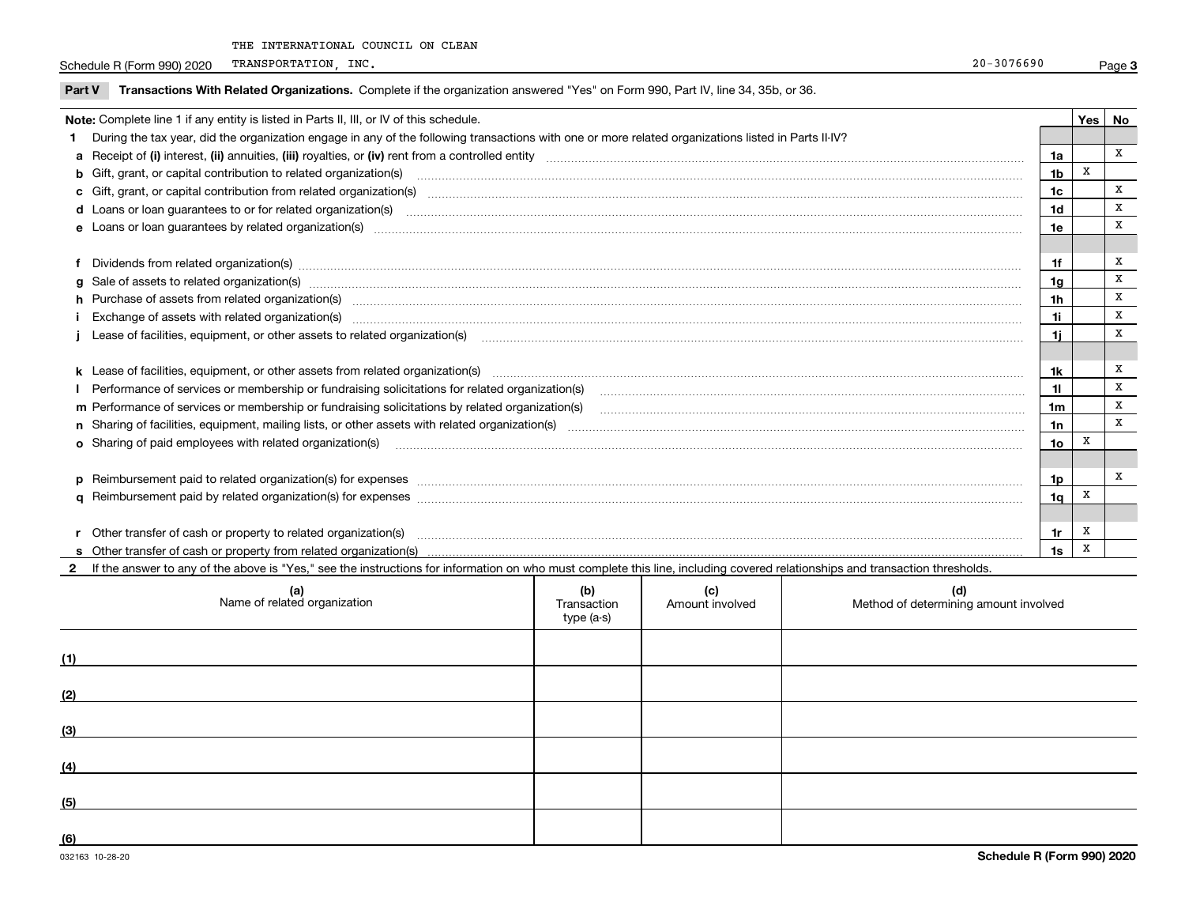THE INTERNATIONAL COUNCIL ON CLEAN TRANSPORTATION, INC. 20-3076690

## Part V Transactions With Related Organizations.

Complete if the organization answered "Yes" on Form 990, Part IV, line 34, 35b, or 36.

**Note:** Complete line 1 if any entity is listed in Parts II, III, or IV of this schedule.

| | | | Yes | No |
|---|---|---|---|---|
| **1** | During the tax year, did the organization engage in any of the following transactions with one or more related organizations listed in Parts II-IV? | | | |
| **a** | Receipt of **(i)** interest, **(ii)** annuities, **(iii)** royalties, or **(iv)** rent from a controlled entity | 1a | | X |
| **b** | Gift, grant, or capital contribution to related organization(s) | 1b | X | |
| **c** | Gift, grant, or capital contribution from related organization(s) | 1c | | X |
| **d** | Loans or loan guarantees to or for related organization(s) | 1d | | X |
| **e** | Loans or loan guarantees by related organization(s) | 1e | | X |
| **f** | Dividends from related organization(s) | 1f | | X |
| **g** | Sale of assets to related organization(s) | 1g | | X |
| **h** | Purchase of assets from related organization(s) | 1h | | X |
| **i** | Exchange of assets with related organization(s) | 1i | | X |
| **j** | Lease of facilities, equipment, or other assets to related organization(s) | 1j | | X |
| **k** | Lease of facilities, equipment, or other assets from related organization(s) | 1k | | X |
| **l** | Performance of services or membership or fundraising solicitations for related organization(s) | 1l | | X |
| **m** | Performance of services or membership or fundraising solicitations by related organization(s) | 1m | | X |
| **n** | Sharing of facilities, equipment, mailing lists, or other assets with related organization(s) | 1n | | X |
| **o** | Sharing of paid employees with related organization(s) | 1o | X | |
| **p** | Reimbursement paid to related organization(s) for expenses | 1p | | X |
| **q** | Reimbursement paid by related organization(s) for expenses | 1q | X | |
| **r** | Other transfer of cash or property to related organization(s) | 1r | X | |
| **s** | Other transfer of cash or property from related organization(s) | 1s | X | |

**2** If the answer to any of the above is "Yes," see the instructions for information on who must complete this line, including covered relationships and transaction thresholds.

| | (a) Name of related organization | (b) Transaction type (a-s) | (c) Amount involved | (d) Method of determining amount involved |
|---|---|---|---|---|
| (1) | | | | |
| (2) | | | | |
| (3) | | | | |
| (4) | | | | |
| (5) | | | | |
| (6) | | | | |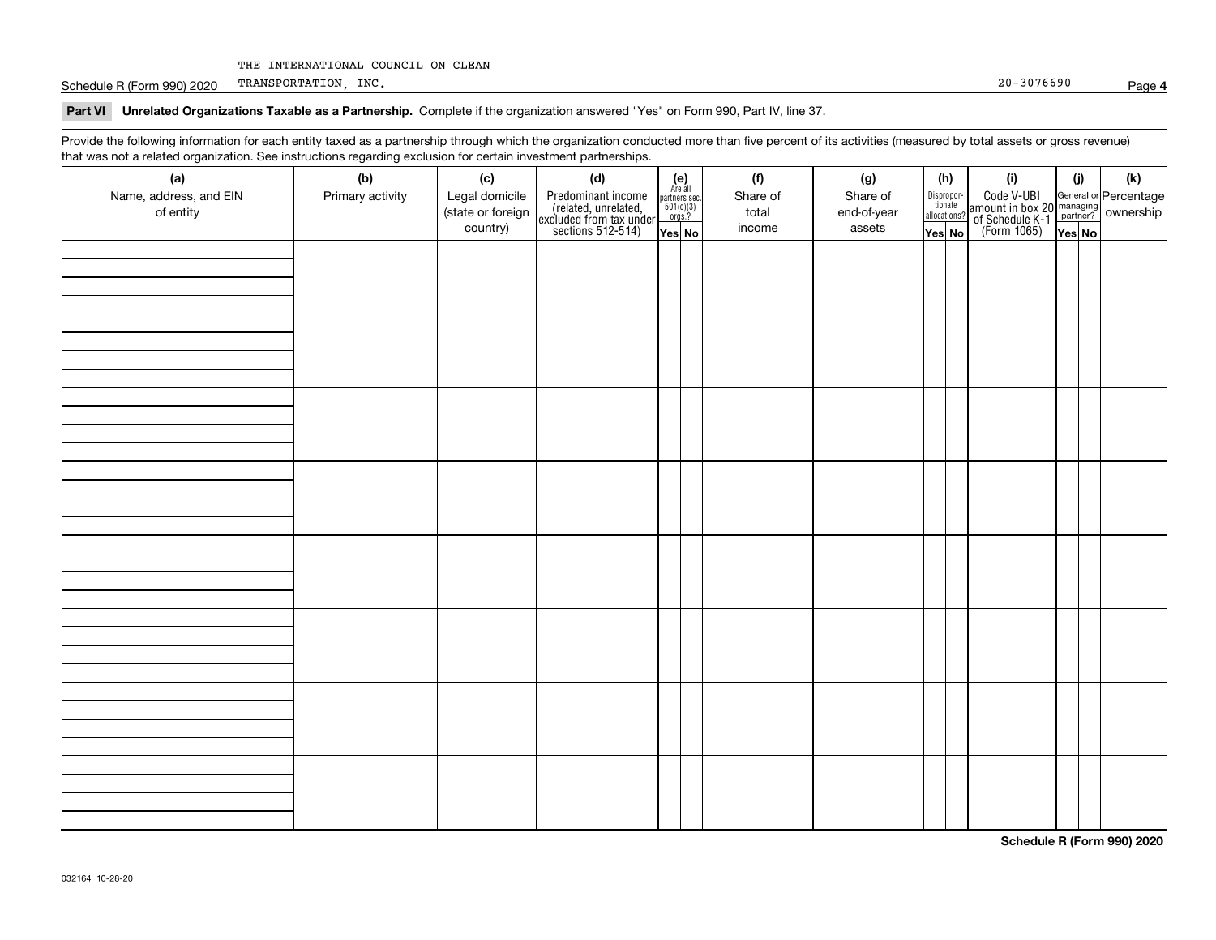THE INTERNATIONAL COUNCIL ON CLEAN TRANSPORTATION, INC. 20-3076690

## Part VI Unrelated Organizations Taxable as a Partnership.

Complete if the organization answered "Yes" on Form 990, Part IV, line 37.

Provide the following information for each entity taxed as a partnership through which the organization conducted more than five percent of its activities (measured by total assets or gross revenue) that was not a related organization. See instructions regarding exclusion for certain investment partnerships.

| (a) Name, address, and EIN of entity | (b) Primary activity | (c) Legal domicile (state or foreign country) | (d) Predominant income (related, unrelated, excluded from tax under sections 512-514) | (e) Are all partners sec. 501(c)(3) orgs.? | | (f) Share of total income | (g) Share of end-of-year assets | (h) Disproportionate allocations? | | (i) Code V-UBI amount in box 20 of Schedule K-1 (Form 1065) | (j) General or managing partner? | | (k) Percentage ownership |
|---|---|---|---|---|---|---|---|---|---|---|---|---|---|
| | | | | Yes | No | | | Yes | No | | Yes | No | |
| | | | | | | | | | | | | | |
| | | | | | | | | | | | | | |
| | | | | | | | | | | | | | |
| | | | | | | | | | | | | | |
| | | | | | | | | | | | | | |
| | | | | | | | | | | | | | |
| | | | | | | | | | | | | | |
| | | | | | | | | | | | | | |

Schedule R (Form 990) 2020

032164 10-28-20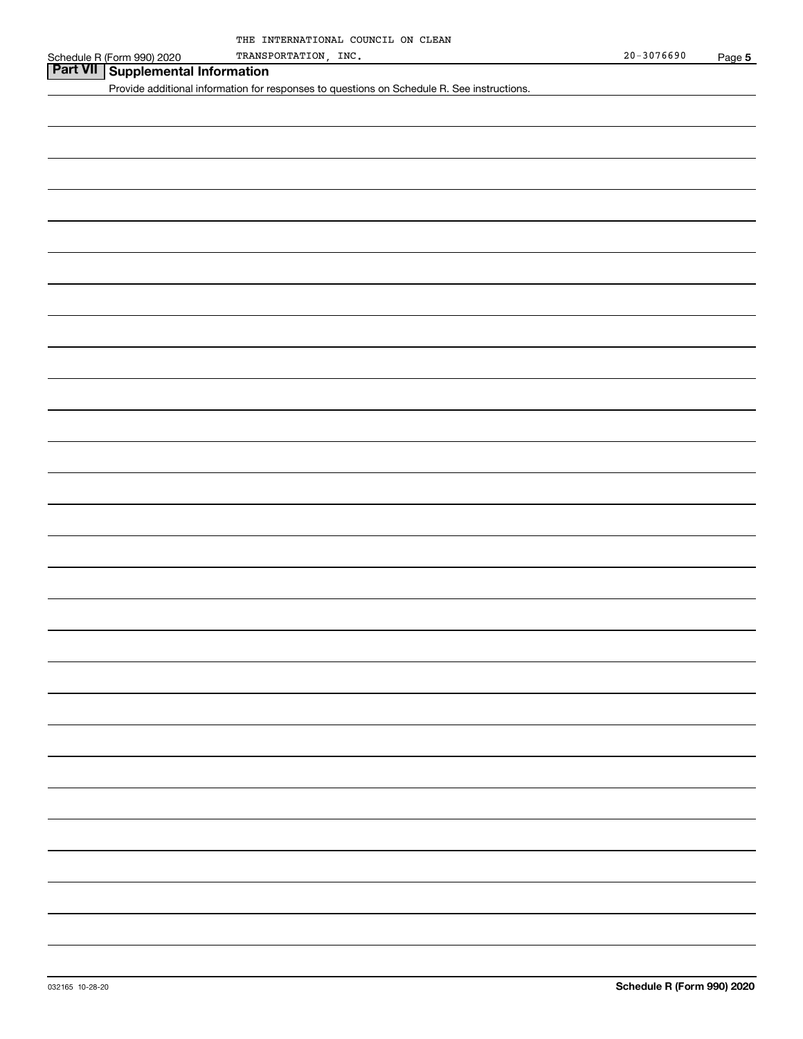THE INTERNATIONAL COUNCIL ON CLEAN TRANSPORTATION, INC. 20-3076690

## Part VII Supplemental Information

Provide additional information for responses to questions on Schedule R. See instructions.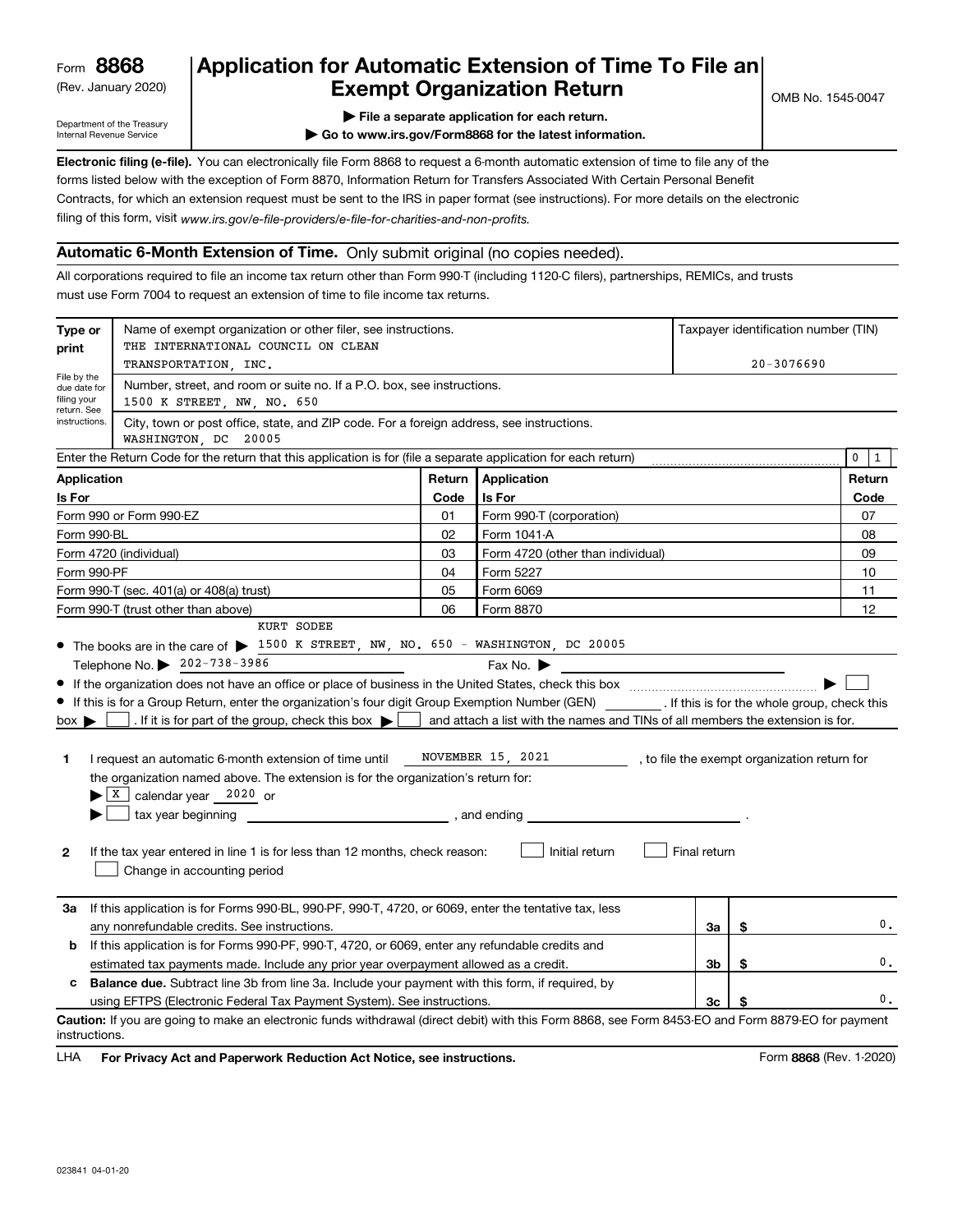Form **8868** (Rev. January 2020)

Department of the Treasury Internal Revenue Service

# Application for Automatic Extension of Time To File an Exempt Organization Return

▶ File a separate application for each return.

▶ Go to www.irs.gov/Form8868 for the latest information.

OMB No. 1545-0047

**Electronic filing (e-file).** You can electronically file Form 8868 to request a 6-month automatic extension of time to file any of the forms listed below with the exception of Form 8870, Information Return for Transfers Associated With Certain Personal Benefit Contracts, for which an extension request must be sent to the IRS in paper format (see instructions). For more details on the electronic filing of this form, visit *www.irs.gov/e-file-providers/e-file-for-charities-and-non-profits.*

## Automatic 6-Month Extension of Time. Only submit original (no copies needed).

All corporations required to file an income tax return other than Form 990-T (including 1120-C filers), partnerships, REMICs, and trusts must use Form 7004 to request an extension of time to file income tax returns.

| | | |
|---|---|---|
| **Type or print** | Name of exempt organization or other filer, see instructions. THE INTERNATIONAL COUNCIL ON CLEAN TRANSPORTATION, INC. | Taxpayer identification number (TIN) 20-3076690 |
| File by the due date for filing your return. See instructions. | Number, street, and room or suite no. If a P.O. box, see instructions. 1500 K STREET, NW, NO. 650 | |
| | City, town or post office, state, and ZIP code. For a foreign address, see instructions. WASHINGTON, DC 20005 | |

Enter the Return Code for the return that this application is for (file a separate application for each return) ..... 0 1

| Application Is For | Return Code | Application Is For | Return Code |
|---|---|---|---|
| Form 990 or Form 990-EZ | 01 | Form 990-T (corporation) | 07 |
| Form 990-BL | 02 | Form 1041-A | 08 |
| Form 4720 (individual) | 03 | Form 4720 (other than individual) | 09 |
| Form 990-PF | 04 | Form 5227 | 10 |
| Form 990-T (sec. 401(a) or 408(a) trust) | 05 | Form 6069 | 11 |
| Form 990-T (trust other than above) | 06 | Form 8870 | 12 |

- The books are in the care of ▶ KURT SODEE 1500 K STREET, NW, NO. 650 - WASHINGTON, DC 20005
  Telephone No. ▶ 202-738-3986 Fax No. ▶
- If the organization does not have an office or place of business in the United States, check this box ..... ▶ ☐
- If this is for a Group Return, enter the organization's four digit Group Exemption Number (GEN) ______ . If this is for the whole group, check this box ▶ ☐ . If it is for part of the group, check this box ▶ ☐ and attach a list with the names and TINs of all members the extension is for.

**1** I request an automatic 6-month extension of time until NOVEMBER 15, 2021, to file the exempt organization return for the organization named above. The extension is for the organization's return for:
▶ ☒ calendar year 2020 or
▶ ☐ tax year beginning __________, and ending __________.

**2** If the tax year entered in line 1 is for less than 12 months, check reason: ☐ Initial return ☐ Final return ☐ Change in accounting period

| | | | |
|---|---|---|---|
| **3a** | If this application is for Forms 990-BL, 990-PF, 990-T, 4720, or 6069, enter the tentative tax, less any nonrefundable credits. See instructions. | 3a | $ 0. |
| **b** | If this application is for Forms 990-PF, 990-T, 4720, or 6069, enter any refundable credits and estimated tax payments made. Include any prior year overpayment allowed as a credit. | 3b | $ 0. |
| **c** | **Balance due.** Subtract line 3b from line 3a. Include your payment with this form, if required, by using EFTPS (Electronic Federal Tax Payment System). See instructions. | 3c | $ 0. |

**Caution:** If you are going to make an electronic funds withdrawal (direct debit) with this Form 8868, see Form 8453-EO and Form 8879-EO for payment instructions.

LHA **For Privacy Act and Paperwork Reduction Act Notice, see instructions.** Form **8868** (Rev. 1-2020)

023841 04-01-20